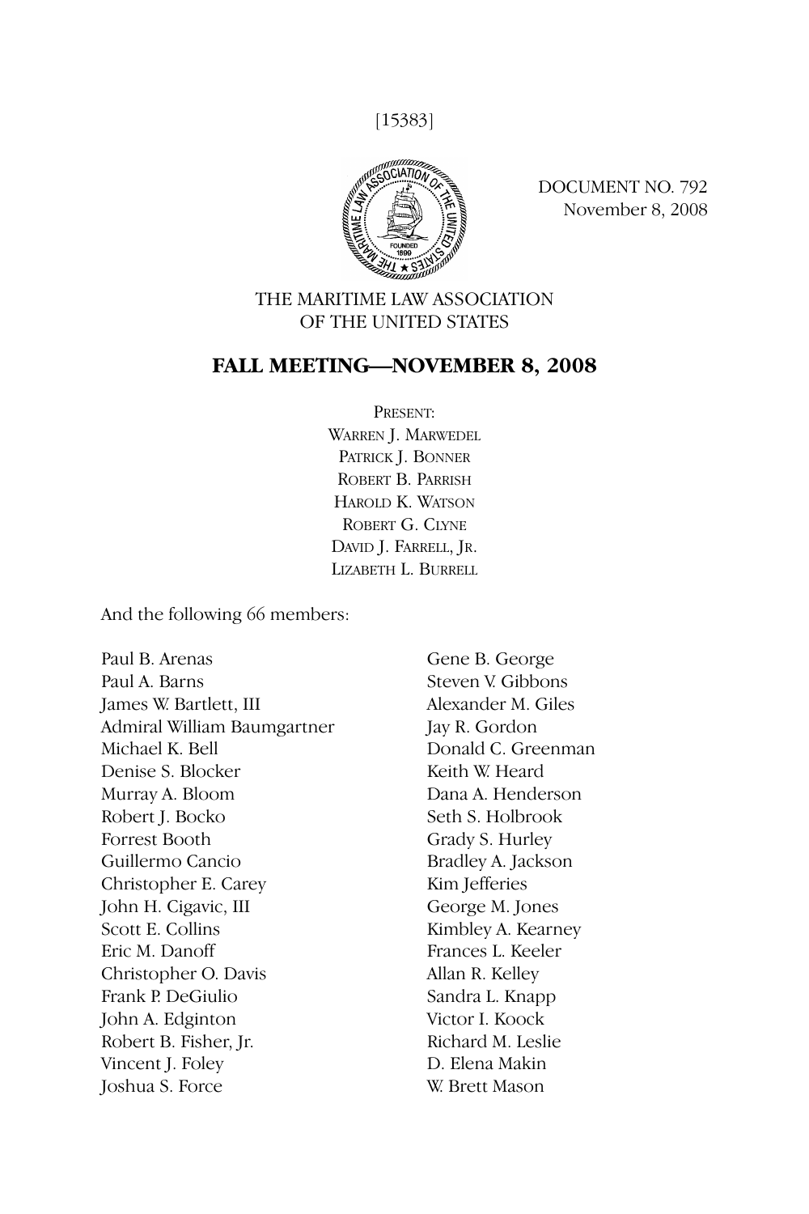[15383]

DOCUMENT NO. 792
November 8, 2008

THE MARITIME LAW ASSOCIATION
OF THE UNITED STATES

## FALL MEETING—NOVEMBER 8, 2008

PRESENT:
WARREN J. MARWEDEL
PATRICK J. BONNER
ROBERT B. PARRISH
HAROLD K. WATSON
ROBERT G. CLYNE
DAVID J. FARRELL, JR.
LIZABETH L. BURRELL

And the following 66 members:

Paul B. Arenas
Paul A. Barns
James W. Bartlett, III
Admiral William Baumgartner
Michael K. Bell
Denise S. Blocker
Murray A. Bloom
Robert J. Bocko
Forrest Booth
Guillermo Cancio
Christopher E. Carey
John H. Cigavic, III
Scott E. Collins
Eric M. Danoff
Christopher O. Davis
Frank P. DeGiulio
John A. Edginton
Robert B. Fisher, Jr.
Vincent J. Foley
Joshua S. Force
Gene B. George
Steven V. Gibbons
Alexander M. Giles
Jay R. Gordon
Donald C. Greenman
Keith W. Heard
Dana A. Henderson
Seth S. Holbrook
Grady S. Hurley
Bradley A. Jackson
Kim Jefferies
George M. Jones
Kimbley A. Kearney
Frances L. Keeler
Allan R. Kelley
Sandra L. Knapp
Victor I. Koock
Richard M. Leslie
D. Elena Makin
W. Brett Mason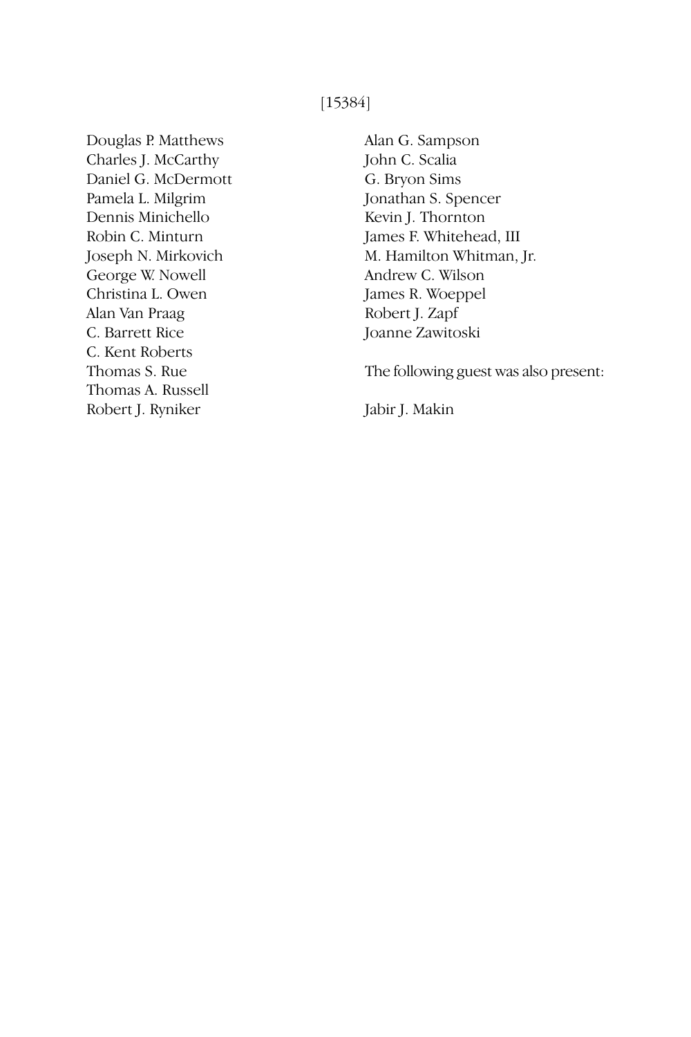Douglas P. Matthews
Charles J. McCarthy
Daniel G. McDermott
Pamela L. Milgrim
Dennis Minichello
Robin C. Minturn
Joseph N. Mirkovich
George W. Nowell
Christina L. Owen
Alan Van Praag
C. Barrett Rice
C. Kent Roberts
Thomas S. Rue
Thomas A. Russell
Robert J. Ryniker
Alan G. Sampson
John C. Scalia
G. Bryon Sims
Jonathan S. Spencer
Kevin J. Thornton
James F. Whitehead, III
M. Hamilton Whitman, Jr.
Andrew C. Wilson
James R. Woeppel
Robert J. Zapf
Joanne Zawitoski

The following guest was also present:

Jabir J. Makin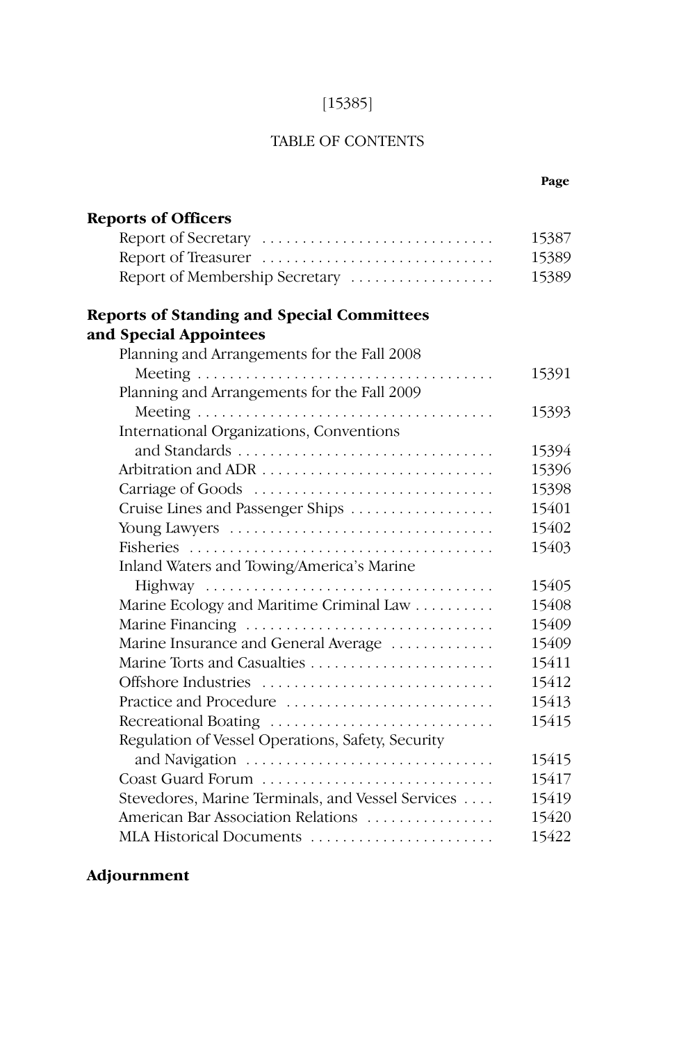# TABLE OF CONTENTS

| | Page |
|---|---|
| **Reports of Officers** | |
| Report of Secretary | 15387 |
| Report of Treasurer | 15389 |
| Report of Membership Secretary | 15389 |
| **Reports of Standing and Special Committees and Special Appointees** | |
| Planning and Arrangements for the Fall 2008 Meeting | 15391 |
| Planning and Arrangements for the Fall 2009 Meeting | 15393 |
| International Organizations, Conventions and Standards | 15394 |
| Arbitration and ADR | 15396 |
| Carriage of Goods | 15398 |
| Cruise Lines and Passenger Ships | 15401 |
| Young Lawyers | 15402 |
| Fisheries | 15403 |
| Inland Waters and Towing/America's Marine Highway | 15405 |
| Marine Ecology and Maritime Criminal Law | 15408 |
| Marine Financing | 15409 |
| Marine Insurance and General Average | 15409 |
| Marine Torts and Casualties | 15411 |
| Offshore Industries | 15412 |
| Practice and Procedure | 15413 |
| Recreational Boating | 15415 |
| Regulation of Vessel Operations, Safety, Security and Navigation | 15415 |
| Coast Guard Forum | 15417 |
| Stevedores, Marine Terminals, and Vessel Services | 15419 |
| American Bar Association Relations | 15420 |
| MLA Historical Documents | 15422 |
| **Adjournment** | |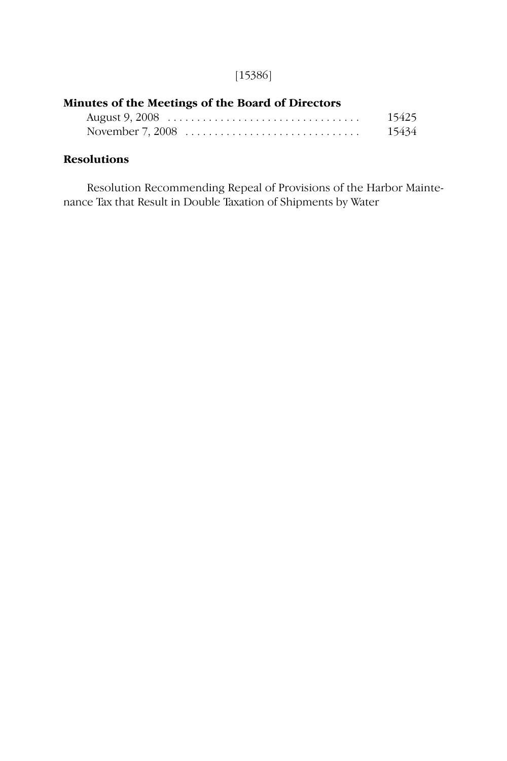**Minutes of the Meetings of the Board of Directors**

August 9, 2008 . . . . . . . . . . . . . . . . . . . . . . . . . . . . . . . . . 15425

November 7, 2008 . . . . . . . . . . . . . . . . . . . . . . . . . . . . . . 15434

**Resolutions**

Resolution Recommending Repeal of Provisions of the Harbor Maintenance Tax that Result in Double Taxation of Shipments by Water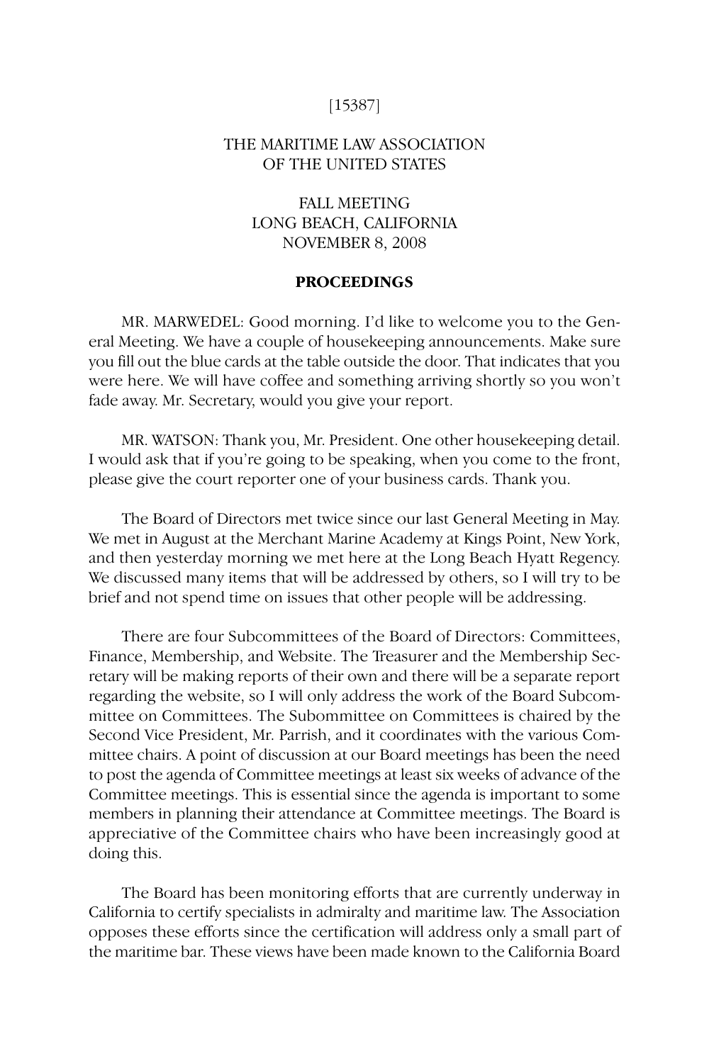[15387]

THE MARITIME LAW ASSOCIATION
OF THE UNITED STATES

FALL MEETING
LONG BEACH, CALIFORNIA
NOVEMBER 8, 2008

**PROCEEDINGS**

MR. MARWEDEL: Good morning. I'd like to welcome you to the General Meeting. We have a couple of housekeeping announcements. Make sure you fill out the blue cards at the table outside the door. That indicates that you were here. We will have coffee and something arriving shortly so you won't fade away. Mr. Secretary, would you give your report.

MR. WATSON: Thank you, Mr. President. One other housekeeping detail. I would ask that if you're going to be speaking, when you come to the front, please give the court reporter one of your business cards. Thank you.

The Board of Directors met twice since our last General Meeting in May. We met in August at the Merchant Marine Academy at Kings Point, New York, and then yesterday morning we met here at the Long Beach Hyatt Regency. We discussed many items that will be addressed by others, so I will try to be brief and not spend time on issues that other people will be addressing.

There are four Subcommittees of the Board of Directors: Committees, Finance, Membership, and Website. The Treasurer and the Membership Secretary will be making reports of their own and there will be a separate report regarding the website, so I will only address the work of the Board Subcommittee on Committees. The Subommittee on Committees is chaired by the Second Vice President, Mr. Parrish, and it coordinates with the various Committee chairs. A point of discussion at our Board meetings has been the need to post the agenda of Committee meetings at least six weeks of advance of the Committee meetings. This is essential since the agenda is important to some members in planning their attendance at Committee meetings. The Board is appreciative of the Committee chairs who have been increasingly good at doing this.

The Board has been monitoring efforts that are currently underway in California to certify specialists in admiralty and maritime law. The Association opposes these efforts since the certification will address only a small part of the maritime bar. These views have been made known to the California Board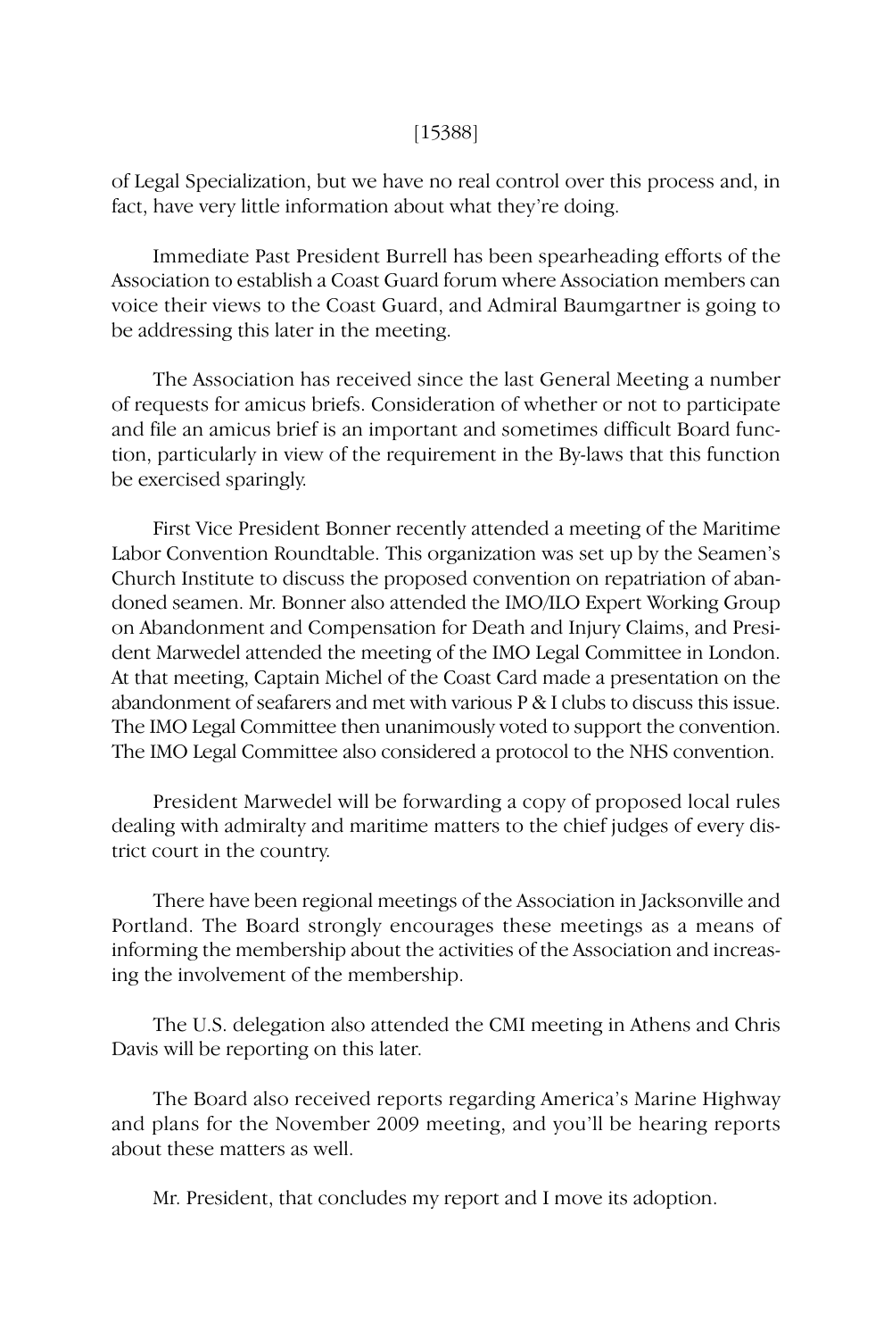of Legal Specialization, but we have no real control over this process and, in fact, have very little information about what they're doing.

Immediate Past President Burrell has been spearheading efforts of the Association to establish a Coast Guard forum where Association members can voice their views to the Coast Guard, and Admiral Baumgartner is going to be addressing this later in the meeting.

The Association has received since the last General Meeting a number of requests for amicus briefs. Consideration of whether or not to participate and file an amicus brief is an important and sometimes difficult Board function, particularly in view of the requirement in the By-laws that this function be exercised sparingly.

First Vice President Bonner recently attended a meeting of the Maritime Labor Convention Roundtable. This organization was set up by the Seamen's Church Institute to discuss the proposed convention on repatriation of abandoned seamen. Mr. Bonner also attended the IMO/ILO Expert Working Group on Abandonment and Compensation for Death and Injury Claims, and President Marwedel attended the meeting of the IMO Legal Committee in London. At that meeting, Captain Michel of the Coast Card made a presentation on the abandonment of seafarers and met with various P & I clubs to discuss this issue. The IMO Legal Committee then unanimously voted to support the convention. The IMO Legal Committee also considered a protocol to the NHS convention.

President Marwedel will be forwarding a copy of proposed local rules dealing with admiralty and maritime matters to the chief judges of every district court in the country.

There have been regional meetings of the Association in Jacksonville and Portland. The Board strongly encourages these meetings as a means of informing the membership about the activities of the Association and increasing the involvement of the membership.

The U.S. delegation also attended the CMI meeting in Athens and Chris Davis will be reporting on this later.

The Board also received reports regarding America's Marine Highway and plans for the November 2009 meeting, and you'll be hearing reports about these matters as well.

Mr. President, that concludes my report and I move its adoption.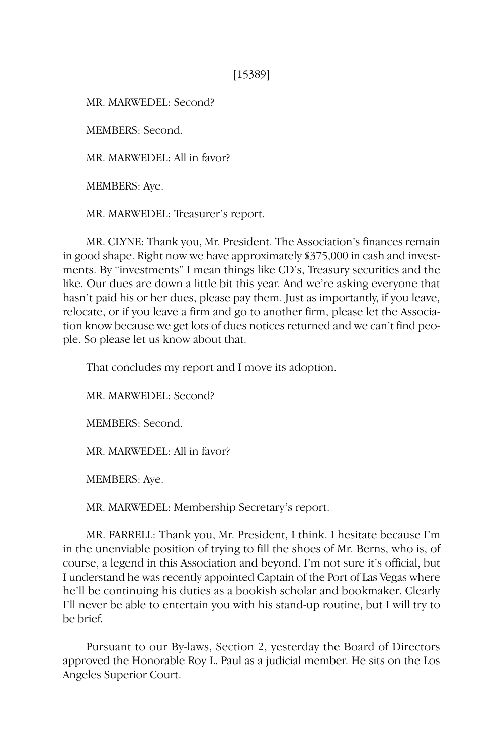MR. MARWEDEL: Second?

MEMBERS: Second.

MR. MARWEDEL: All in favor?

MEMBERS: Aye.

MR. MARWEDEL: Treasurer's report.

MR. CLYNE: Thank you, Mr. President. The Association's finances remain in good shape. Right now we have approximately $375,000 in cash and investments. By "investments" I mean things like CD's, Treasury securities and the like. Our dues are down a little bit this year. And we're asking everyone that hasn't paid his or her dues, please pay them. Just as importantly, if you leave, relocate, or if you leave a firm and go to another firm, please let the Association know because we get lots of dues notices returned and we can't find people. So please let us know about that.

That concludes my report and I move its adoption.

MR. MARWEDEL: Second?

MEMBERS: Second.

MR. MARWEDEL: All in favor?

MEMBERS: Aye.

MR. MARWEDEL: Membership Secretary's report.

MR. FARRELL: Thank you, Mr. President, I think. I hesitate because I'm in the unenviable position of trying to fill the shoes of Mr. Berns, who is, of course, a legend in this Association and beyond. I'm not sure it's official, but I understand he was recently appointed Captain of the Port of Las Vegas where he'll be continuing his duties as a bookish scholar and bookmaker. Clearly I'll never be able to entertain you with his stand-up routine, but I will try to be brief.

Pursuant to our By-laws, Section 2, yesterday the Board of Directors approved the Honorable Roy L. Paul as a judicial member. He sits on the Los Angeles Superior Court.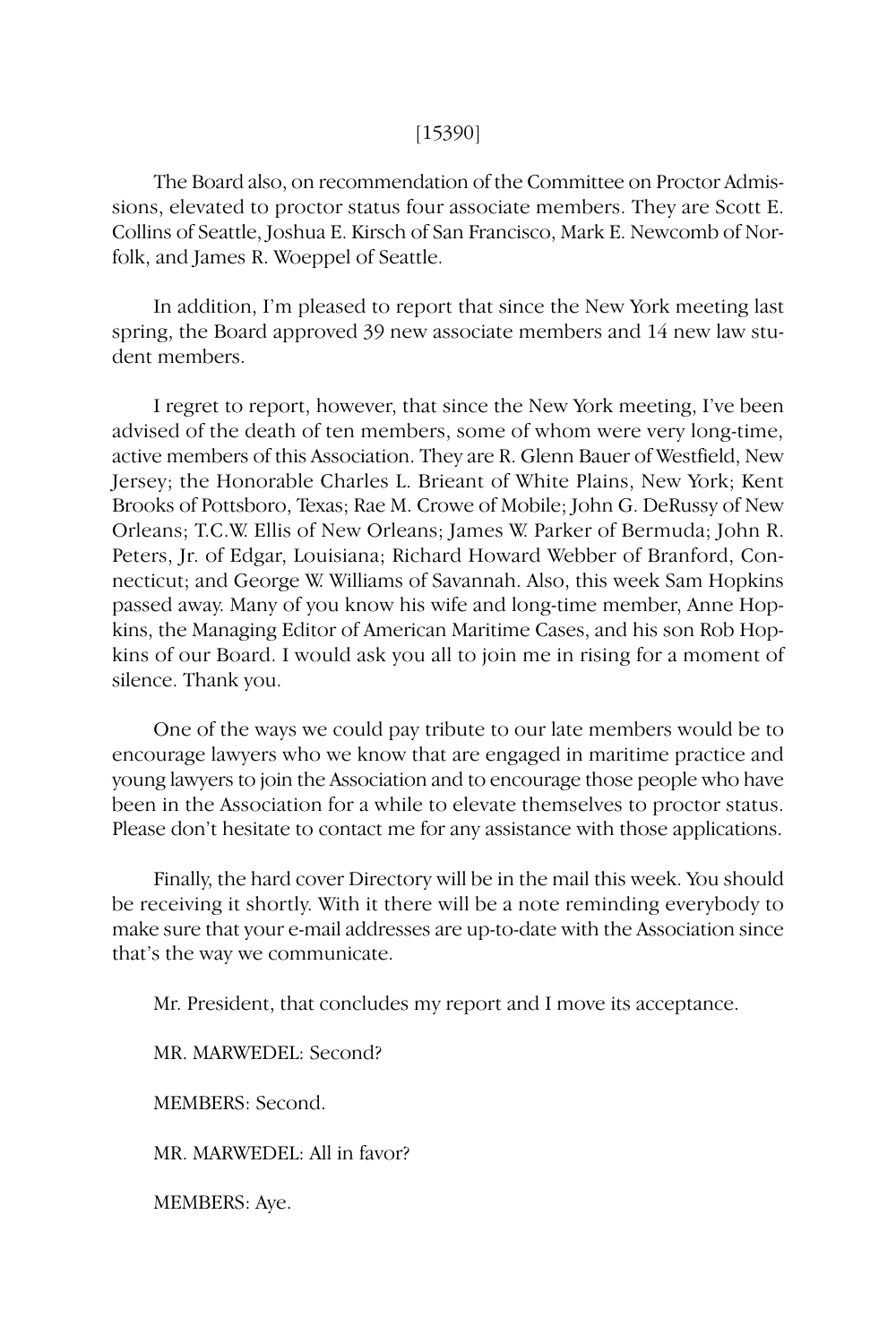[15390]

The Board also, on recommendation of the Committee on Proctor Admissions, elevated to proctor status four associate members. They are Scott E. Collins of Seattle, Joshua E. Kirsch of San Francisco, Mark E. Newcomb of Norfolk, and James R. Woeppel of Seattle.

In addition, I'm pleased to report that since the New York meeting last spring, the Board approved 39 new associate members and 14 new law student members.

I regret to report, however, that since the New York meeting, I've been advised of the death of ten members, some of whom were very long-time, active members of this Association. They are R. Glenn Bauer of Westfield, New Jersey; the Honorable Charles L. Brieant of White Plains, New York; Kent Brooks of Pottsboro, Texas; Rae M. Crowe of Mobile; John G. DeRussy of New Orleans; T.C.W. Ellis of New Orleans; James W. Parker of Bermuda; John R. Peters, Jr. of Edgar, Louisiana; Richard Howard Webber of Branford, Connecticut; and George W. Williams of Savannah. Also, this week Sam Hopkins passed away. Many of you know his wife and long-time member, Anne Hopkins, the Managing Editor of American Maritime Cases, and his son Rob Hopkins of our Board. I would ask you all to join me in rising for a moment of silence. Thank you.

One of the ways we could pay tribute to our late members would be to encourage lawyers who we know that are engaged in maritime practice and young lawyers to join the Association and to encourage those people who have been in the Association for a while to elevate themselves to proctor status. Please don't hesitate to contact me for any assistance with those applications.

Finally, the hard cover Directory will be in the mail this week. You should be receiving it shortly. With it there will be a note reminding everybody to make sure that your e-mail addresses are up-to-date with the Association since that's the way we communicate.

Mr. President, that concludes my report and I move its acceptance.

MR. MARWEDEL: Second?

MEMBERS: Second.

MR. MARWEDEL: All in favor?

MEMBERS: Aye.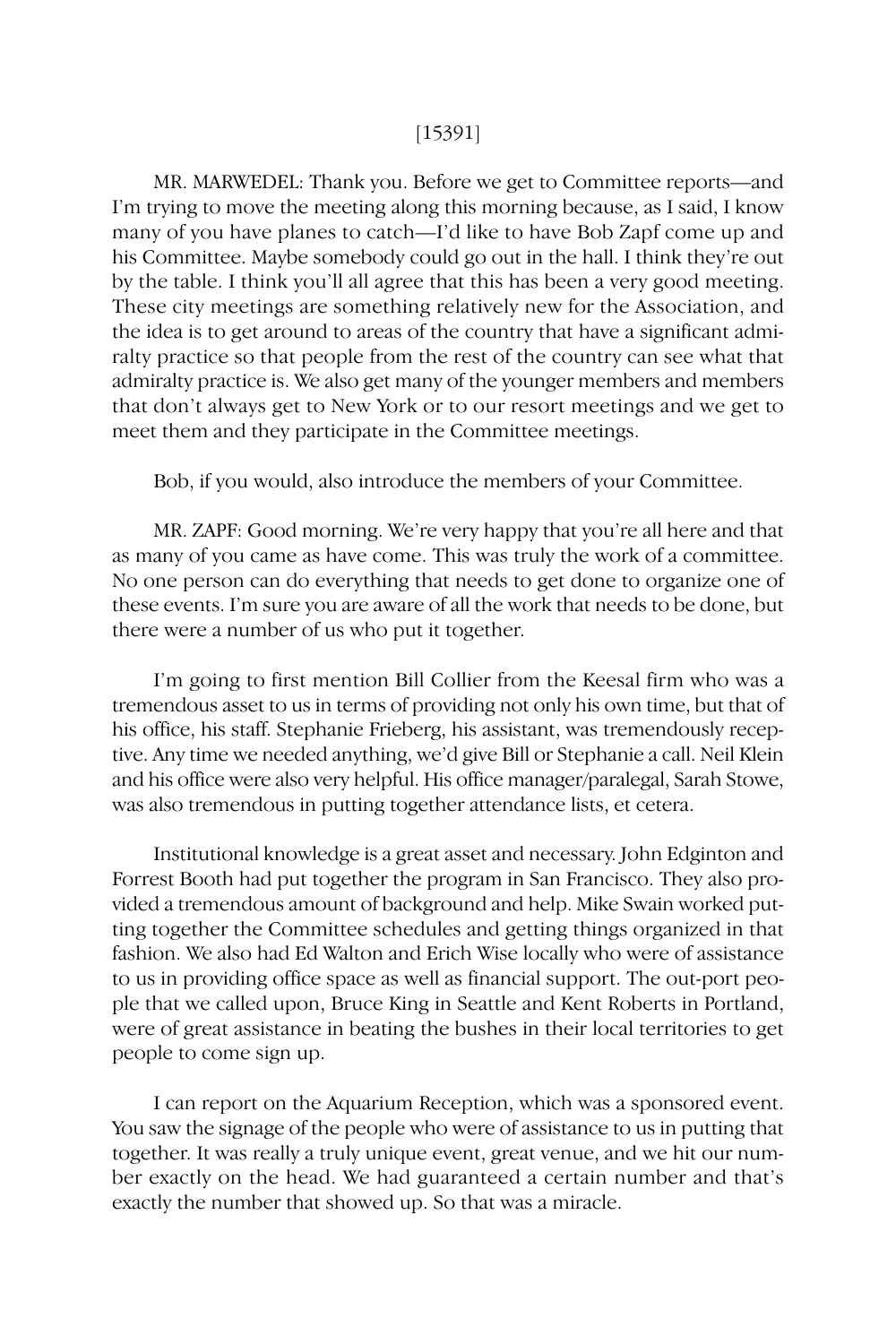[15391]

MR. MARWEDEL: Thank you. Before we get to Committee reports—and I'm trying to move the meeting along this morning because, as I said, I know many of you have planes to catch—I'd like to have Bob Zapf come up and his Committee. Maybe somebody could go out in the hall. I think they're out by the table. I think you'll all agree that this has been a very good meeting. These city meetings are something relatively new for the Association, and the idea is to get around to areas of the country that have a significant admiralty practice so that people from the rest of the country can see what that admiralty practice is. We also get many of the younger members and members that don't always get to New York or to our resort meetings and we get to meet them and they participate in the Committee meetings.

Bob, if you would, also introduce the members of your Committee.

MR. ZAPF: Good morning. We're very happy that you're all here and that as many of you came as have come. This was truly the work of a committee. No one person can do everything that needs to get done to organize one of these events. I'm sure you are aware of all the work that needs to be done, but there were a number of us who put it together.

I'm going to first mention Bill Collier from the Keesal firm who was a tremendous asset to us in terms of providing not only his own time, but that of his office, his staff. Stephanie Frieberg, his assistant, was tremendously receptive. Any time we needed anything, we'd give Bill or Stephanie a call. Neil Klein and his office were also very helpful. His office manager/paralegal, Sarah Stowe, was also tremendous in putting together attendance lists, et cetera.

Institutional knowledge is a great asset and necessary. John Edginton and Forrest Booth had put together the program in San Francisco. They also provided a tremendous amount of background and help. Mike Swain worked putting together the Committee schedules and getting things organized in that fashion. We also had Ed Walton and Erich Wise locally who were of assistance to us in providing office space as well as financial support. The out-port people that we called upon, Bruce King in Seattle and Kent Roberts in Portland, were of great assistance in beating the bushes in their local territories to get people to come sign up.

I can report on the Aquarium Reception, which was a sponsored event. You saw the signage of the people who were of assistance to us in putting that together. It was really a truly unique event, great venue, and we hit our number exactly on the head. We had guaranteed a certain number and that's exactly the number that showed up. So that was a miracle.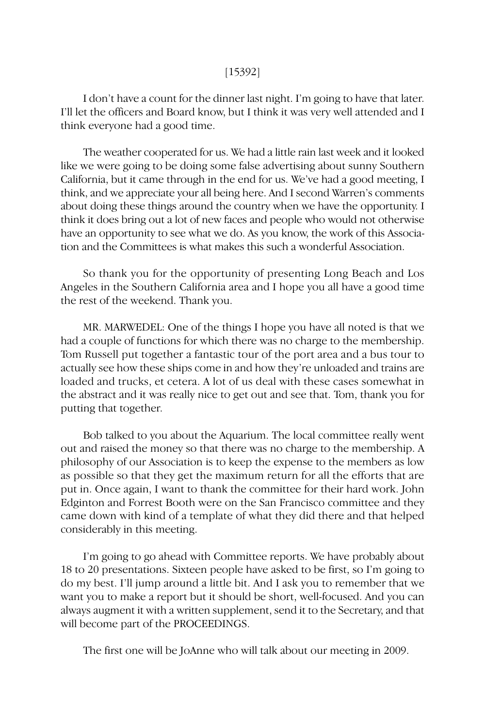[15392]

I don't have a count for the dinner last night. I'm going to have that later. I'll let the officers and Board know, but I think it was very well attended and I think everyone had a good time.

The weather cooperated for us. We had a little rain last week and it looked like we were going to be doing some false advertising about sunny Southern California, but it came through in the end for us. We've had a good meeting, I think, and we appreciate your all being here. And I second Warren's comments about doing these things around the country when we have the opportunity. I think it does bring out a lot of new faces and people who would not otherwise have an opportunity to see what we do. As you know, the work of this Association and the Committees is what makes this such a wonderful Association.

So thank you for the opportunity of presenting Long Beach and Los Angeles in the Southern California area and I hope you all have a good time the rest of the weekend. Thank you.

MR. MARWEDEL: One of the things I hope you have all noted is that we had a couple of functions for which there was no charge to the membership. Tom Russell put together a fantastic tour of the port area and a bus tour to actually see how these ships come in and how they're unloaded and trains are loaded and trucks, et cetera. A lot of us deal with these cases somewhat in the abstract and it was really nice to get out and see that. Tom, thank you for putting that together.

Bob talked to you about the Aquarium. The local committee really went out and raised the money so that there was no charge to the membership. A philosophy of our Association is to keep the expense to the members as low as possible so that they get the maximum return for all the efforts that are put in. Once again, I want to thank the committee for their hard work. John Edginton and Forrest Booth were on the San Francisco committee and they came down with kind of a template of what they did there and that helped considerably in this meeting.

I'm going to go ahead with Committee reports. We have probably about 18 to 20 presentations. Sixteen people have asked to be first, so I'm going to do my best. I'll jump around a little bit. And I ask you to remember that we want you to make a report but it should be short, well-focused. And you can always augment it with a written supplement, send it to the Secretary, and that will become part of the PROCEEDINGS.

The first one will be JoAnne who will talk about our meeting in 2009.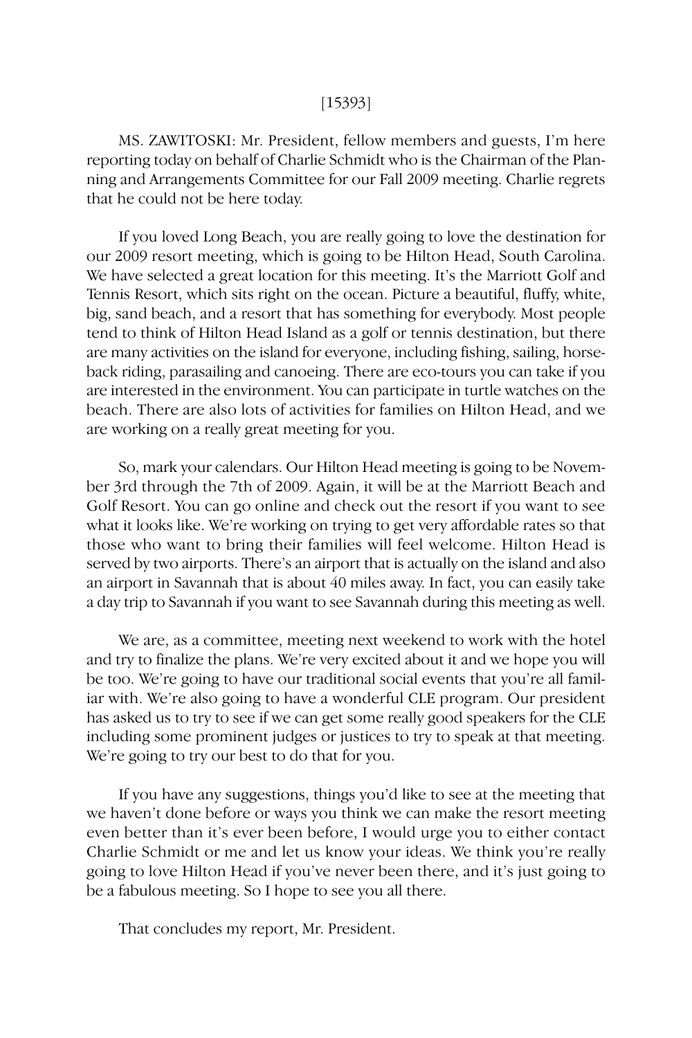[15393]

MS. ZAWITOSKI: Mr. President, fellow members and guests, I'm here reporting today on behalf of Charlie Schmidt who is the Chairman of the Planning and Arrangements Committee for our Fall 2009 meeting. Charlie regrets that he could not be here today.

If you loved Long Beach, you are really going to love the destination for our 2009 resort meeting, which is going to be Hilton Head, South Carolina. We have selected a great location for this meeting. It's the Marriott Golf and Tennis Resort, which sits right on the ocean. Picture a beautiful, fluffy, white, big, sand beach, and a resort that has something for everybody. Most people tend to think of Hilton Head Island as a golf or tennis destination, but there are many activities on the island for everyone, including fishing, sailing, horseback riding, parasailing and canoeing. There are eco-tours you can take if you are interested in the environment. You can participate in turtle watches on the beach. There are also lots of activities for families on Hilton Head, and we are working on a really great meeting for you.

So, mark your calendars. Our Hilton Head meeting is going to be November 3rd through the 7th of 2009. Again, it will be at the Marriott Beach and Golf Resort. You can go online and check out the resort if you want to see what it looks like. We're working on trying to get very affordable rates so that those who want to bring their families will feel welcome. Hilton Head is served by two airports. There's an airport that is actually on the island and also an airport in Savannah that is about 40 miles away. In fact, you can easily take a day trip to Savannah if you want to see Savannah during this meeting as well.

We are, as a committee, meeting next weekend to work with the hotel and try to finalize the plans. We're very excited about it and we hope you will be too. We're going to have our traditional social events that you're all familiar with. We're also going to have a wonderful CLE program. Our president has asked us to try to see if we can get some really good speakers for the CLE including some prominent judges or justices to try to speak at that meeting. We're going to try our best to do that for you.

If you have any suggestions, things you'd like to see at the meeting that we haven't done before or ways you think we can make the resort meeting even better than it's ever been before, I would urge you to either contact Charlie Schmidt or me and let us know your ideas. We think you're really going to love Hilton Head if you've never been there, and it's just going to be a fabulous meeting. So I hope to see you all there.

That concludes my report, Mr. President.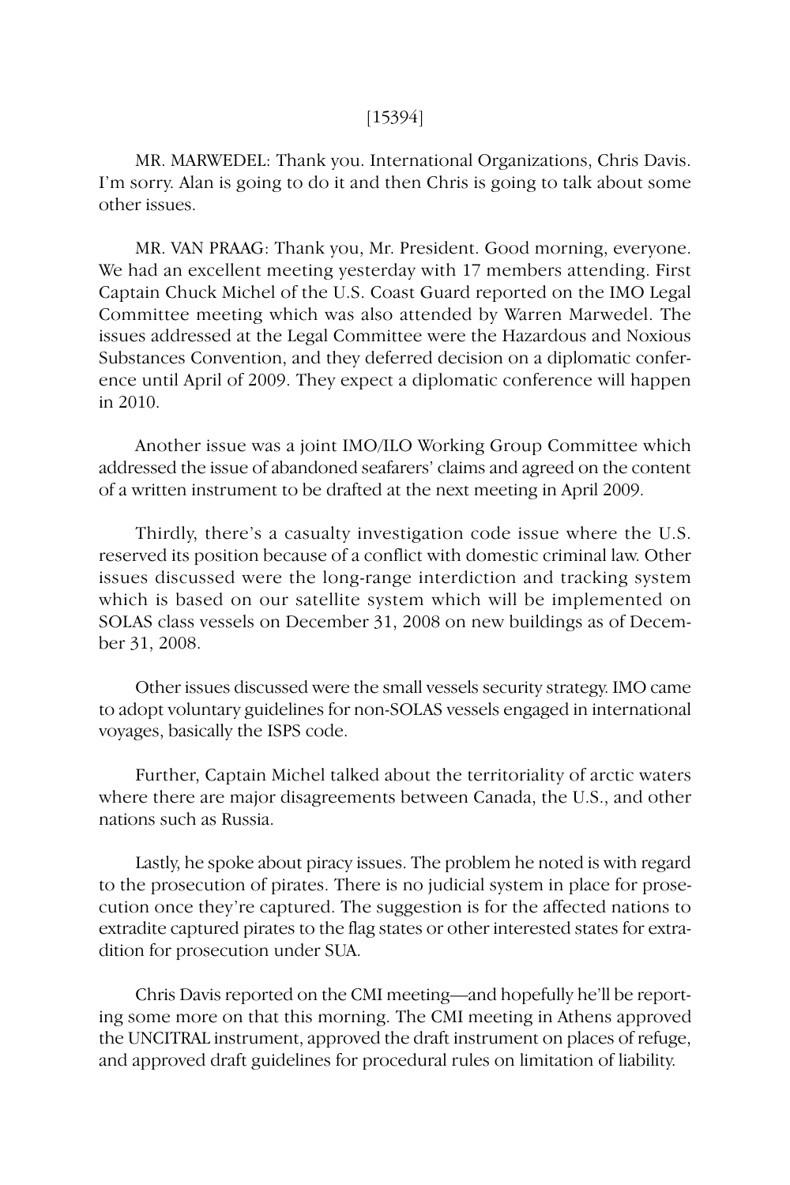MR. MARWEDEL: Thank you. International Organizations, Chris Davis. I'm sorry. Alan is going to do it and then Chris is going to talk about some other issues.

MR. VAN PRAAG: Thank you, Mr. President. Good morning, everyone. We had an excellent meeting yesterday with 17 members attending. First Captain Chuck Michel of the U.S. Coast Guard reported on the IMO Legal Committee meeting which was also attended by Warren Marwedel. The issues addressed at the Legal Committee were the Hazardous and Noxious Substances Convention, and they deferred decision on a diplomatic conference until April of 2009. They expect a diplomatic conference will happen in 2010.

Another issue was a joint IMO/ILO Working Group Committee which addressed the issue of abandoned seafarers' claims and agreed on the content of a written instrument to be drafted at the next meeting in April 2009.

Thirdly, there's a casualty investigation code issue where the U.S. reserved its position because of a conflict with domestic criminal law. Other issues discussed were the long-range interdiction and tracking system which is based on our satellite system which will be implemented on SOLAS class vessels on December 31, 2008 on new buildings as of December 31, 2008.

Other issues discussed were the small vessels security strategy. IMO came to adopt voluntary guidelines for non-SOLAS vessels engaged in international voyages, basically the ISPS code.

Further, Captain Michel talked about the territoriality of arctic waters where there are major disagreements between Canada, the U.S., and other nations such as Russia.

Lastly, he spoke about piracy issues. The problem he noted is with regard to the prosecution of pirates. There is no judicial system in place for prosecution once they're captured. The suggestion is for the affected nations to extradite captured pirates to the flag states or other interested states for extradition for prosecution under SUA.

Chris Davis reported on the CMI meeting—and hopefully he'll be reporting some more on that this morning. The CMI meeting in Athens approved the UNCITRAL instrument, approved the draft instrument on places of refuge, and approved draft guidelines for procedural rules on limitation of liability.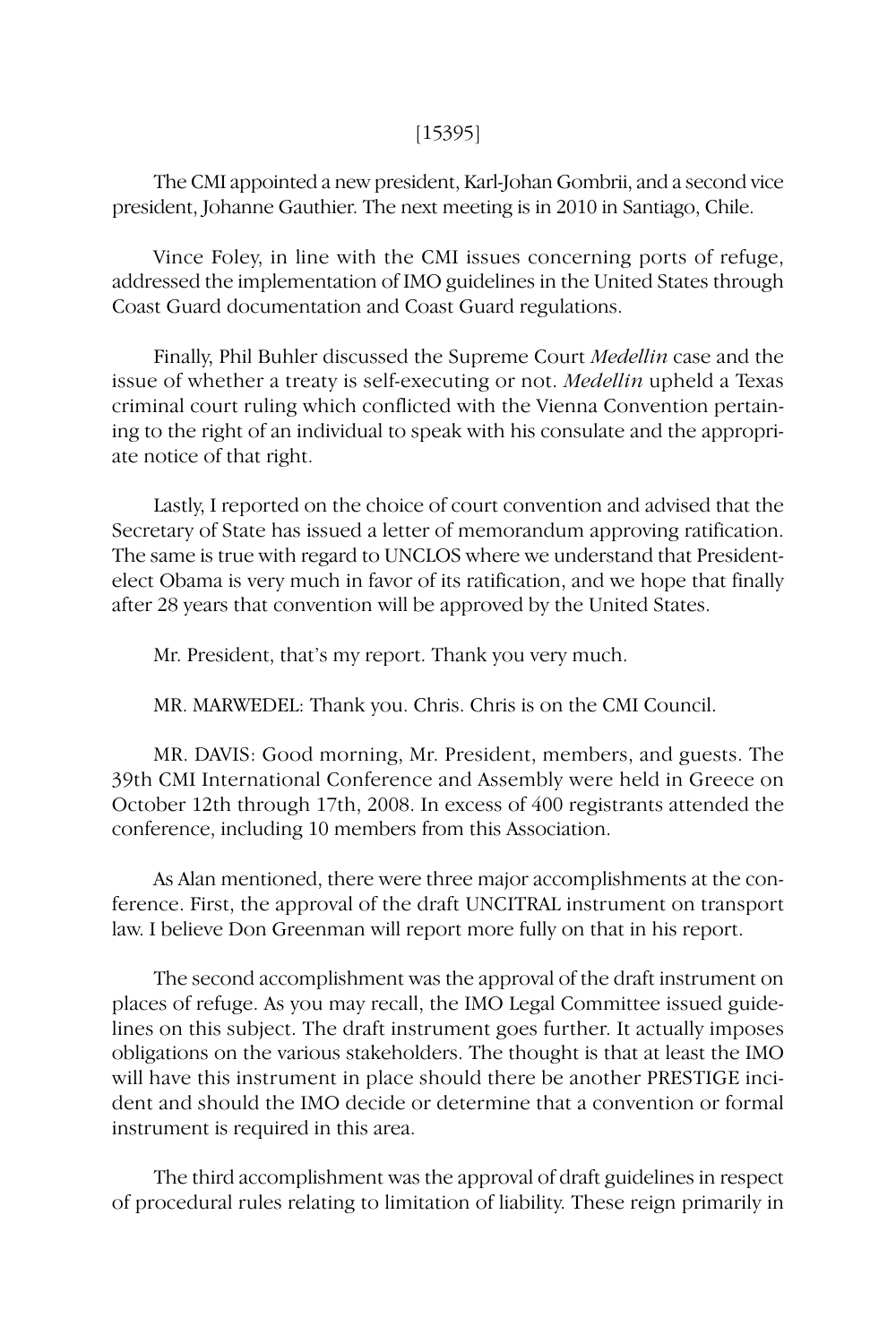The CMI appointed a new president, Karl-Johan Gombrii, and a second vice president, Johanne Gauthier. The next meeting is in 2010 in Santiago, Chile.

Vince Foley, in line with the CMI issues concerning ports of refuge, addressed the implementation of IMO guidelines in the United States through Coast Guard documentation and Coast Guard regulations.

Finally, Phil Buhler discussed the Supreme Court *Medellin* case and the issue of whether a treaty is self-executing or not. *Medellin* upheld a Texas criminal court ruling which conflicted with the Vienna Convention pertaining to the right of an individual to speak with his consulate and the appropriate notice of that right.

Lastly, I reported on the choice of court convention and advised that the Secretary of State has issued a letter of memorandum approving ratification. The same is true with regard to UNCLOS where we understand that President-elect Obama is very much in favor of its ratification, and we hope that finally after 28 years that convention will be approved by the United States.

Mr. President, that's my report. Thank you very much.

MR. MARWEDEL: Thank you. Chris. Chris is on the CMI Council.

MR. DAVIS: Good morning, Mr. President, members, and guests. The 39th CMI International Conference and Assembly were held in Greece on October 12th through 17th, 2008. In excess of 400 registrants attended the conference, including 10 members from this Association.

As Alan mentioned, there were three major accomplishments at the conference. First, the approval of the draft UNCITRAL instrument on transport law. I believe Don Greenman will report more fully on that in his report.

The second accomplishment was the approval of the draft instrument on places of refuge. As you may recall, the IMO Legal Committee issued guidelines on this subject. The draft instrument goes further. It actually imposes obligations on the various stakeholders. The thought is that at least the IMO will have this instrument in place should there be another PRESTIGE incident and should the IMO decide or determine that a convention or formal instrument is required in this area.

The third accomplishment was the approval of draft guidelines in respect of procedural rules relating to limitation of liability. These reign primarily in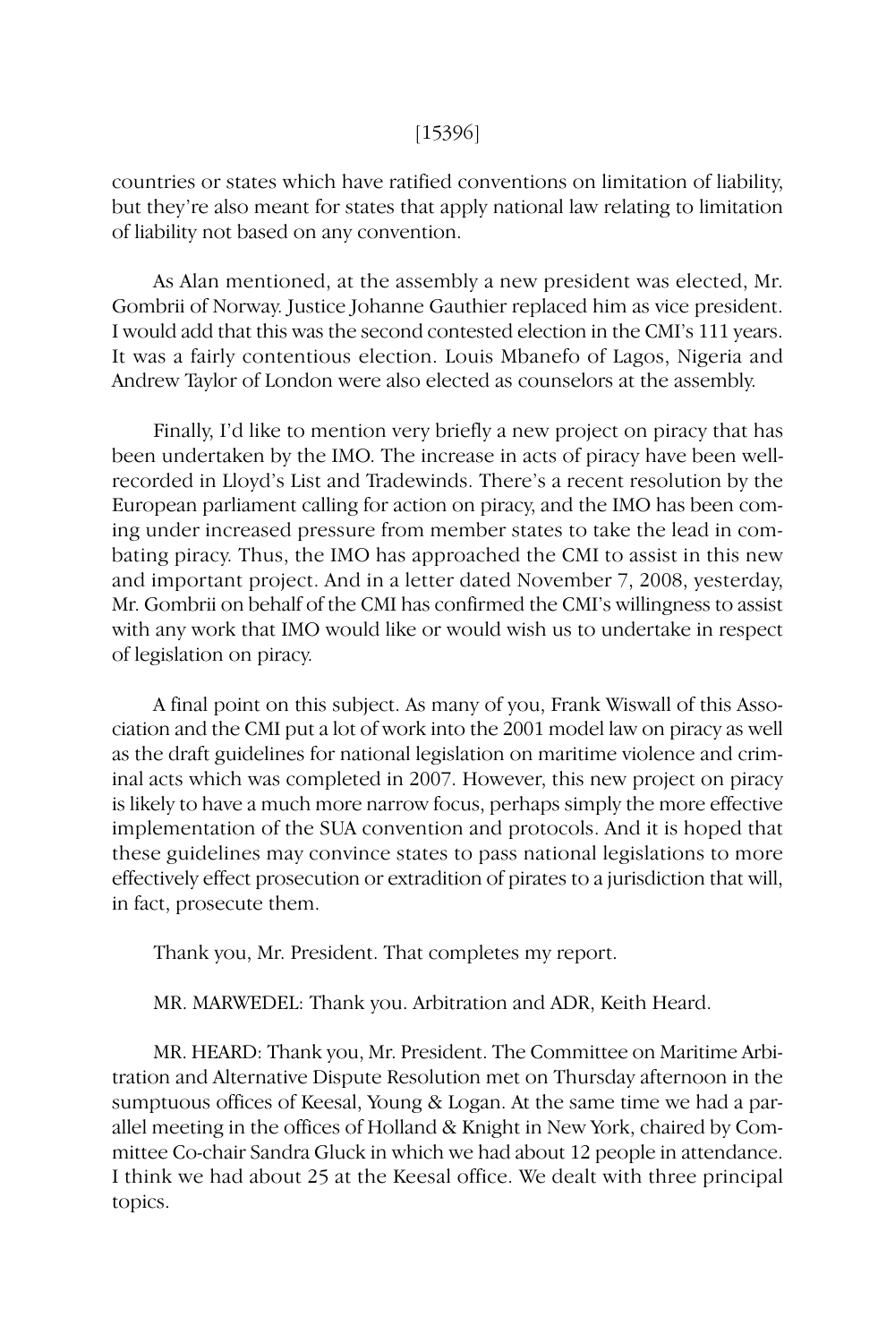countries or states which have ratified conventions on limitation of liability, but they're also meant for states that apply national law relating to limitation of liability not based on any convention.

As Alan mentioned, at the assembly a new president was elected, Mr. Gombrii of Norway. Justice Johanne Gauthier replaced him as vice president. I would add that this was the second contested election in the CMI's 111 years. It was a fairly contentious election. Louis Mbanefo of Lagos, Nigeria and Andrew Taylor of London were also elected as counselors at the assembly.

Finally, I'd like to mention very briefly a new project on piracy that has been undertaken by the IMO. The increase in acts of piracy have been well-recorded in Lloyd's List and Tradewinds. There's a recent resolution by the European parliament calling for action on piracy, and the IMO has been coming under increased pressure from member states to take the lead in combating piracy. Thus, the IMO has approached the CMI to assist in this new and important project. And in a letter dated November 7, 2008, yesterday, Mr. Gombrii on behalf of the CMI has confirmed the CMI's willingness to assist with any work that IMO would like or would wish us to undertake in respect of legislation on piracy.

A final point on this subject. As many of you, Frank Wiswall of this Association and the CMI put a lot of work into the 2001 model law on piracy as well as the draft guidelines for national legislation on maritime violence and criminal acts which was completed in 2007. However, this new project on piracy is likely to have a much more narrow focus, perhaps simply the more effective implementation of the SUA convention and protocols. And it is hoped that these guidelines may convince states to pass national legislations to more effectively effect prosecution or extradition of pirates to a jurisdiction that will, in fact, prosecute them.

Thank you, Mr. President. That completes my report.

MR. MARWEDEL: Thank you. Arbitration and ADR, Keith Heard.

MR. HEARD: Thank you, Mr. President. The Committee on Maritime Arbitration and Alternative Dispute Resolution met on Thursday afternoon in the sumptuous offices of Keesal, Young & Logan. At the same time we had a parallel meeting in the offices of Holland & Knight in New York, chaired by Committee Co-chair Sandra Gluck in which we had about 12 people in attendance. I think we had about 25 at the Keesal office. We dealt with three principal topics.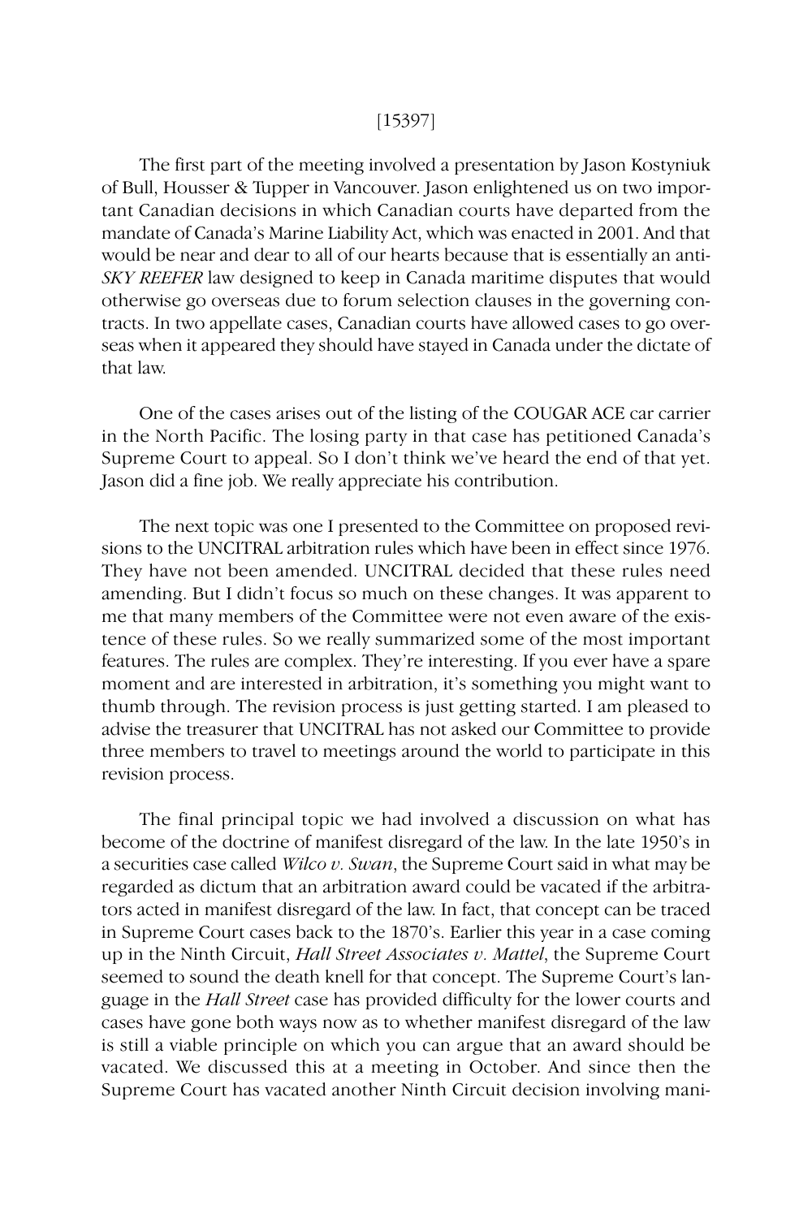[15397]

The first part of the meeting involved a presentation by Jason Kostyniuk of Bull, Housser & Tupper in Vancouver. Jason enlightened us on two important Canadian decisions in which Canadian courts have departed from the mandate of Canada's Marine Liability Act, which was enacted in 2001. And that would be near and dear to all of our hearts because that is essentially an anti-*SKY REEFER* law designed to keep in Canada maritime disputes that would otherwise go overseas due to forum selection clauses in the governing contracts. In two appellate cases, Canadian courts have allowed cases to go overseas when it appeared they should have stayed in Canada under the dictate of that law.

One of the cases arises out of the listing of the COUGAR ACE car carrier in the North Pacific. The losing party in that case has petitioned Canada's Supreme Court to appeal. So I don't think we've heard the end of that yet. Jason did a fine job. We really appreciate his contribution.

The next topic was one I presented to the Committee on proposed revisions to the UNCITRAL arbitration rules which have been in effect since 1976. They have not been amended. UNCITRAL decided that these rules need amending. But I didn't focus so much on these changes. It was apparent to me that many members of the Committee were not even aware of the existence of these rules. So we really summarized some of the most important features. The rules are complex. They're interesting. If you ever have a spare moment and are interested in arbitration, it's something you might want to thumb through. The revision process is just getting started. I am pleased to advise the treasurer that UNCITRAL has not asked our Committee to provide three members to travel to meetings around the world to participate in this revision process.

The final principal topic we had involved a discussion on what has become of the doctrine of manifest disregard of the law. In the late 1950's in a securities case called *Wilco v. Swan*, the Supreme Court said in what may be regarded as dictum that an arbitration award could be vacated if the arbitrators acted in manifest disregard of the law. In fact, that concept can be traced in Supreme Court cases back to the 1870's. Earlier this year in a case coming up in the Ninth Circuit, *Hall Street Associates v. Mattel*, the Supreme Court seemed to sound the death knell for that concept. The Supreme Court's language in the *Hall Street* case has provided difficulty for the lower courts and cases have gone both ways now as to whether manifest disregard of the law is still a viable principle on which you can argue that an award should be vacated. We discussed this at a meeting in October. And since then the Supreme Court has vacated another Ninth Circuit decision involving mani-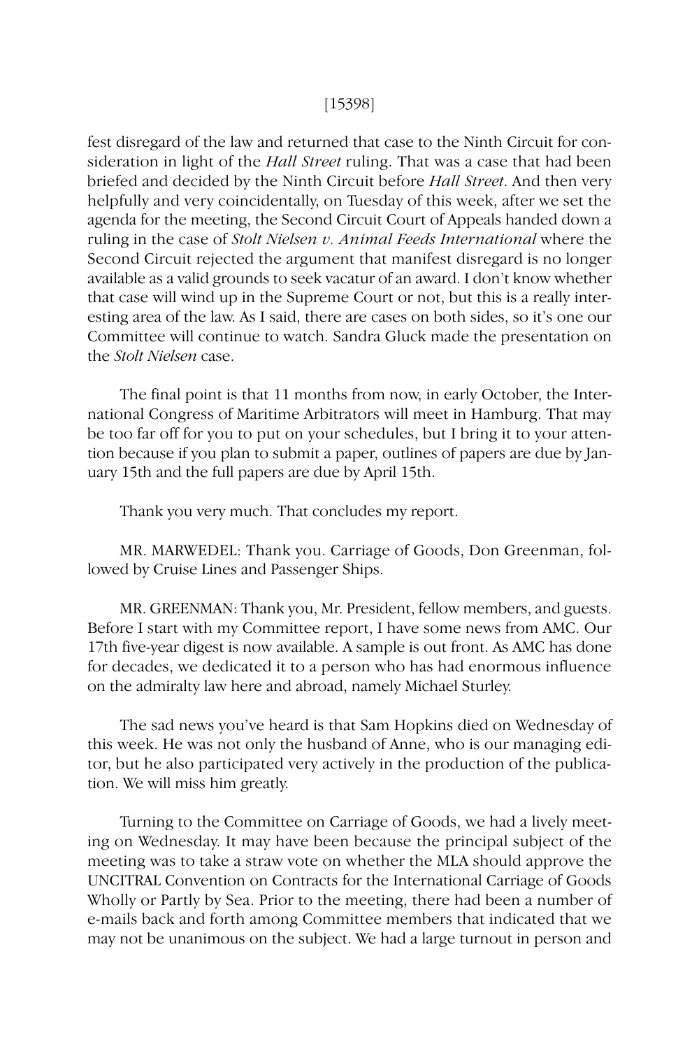fest disregard of the law and returned that case to the Ninth Circuit for consideration in light of the *Hall Street* ruling. That was a case that had been briefed and decided by the Ninth Circuit before *Hall Street*. And then very helpfully and very coincidentally, on Tuesday of this week, after we set the agenda for the meeting, the Second Circuit Court of Appeals handed down a ruling in the case of *Stolt Nielsen v. Animal Feeds International* where the Second Circuit rejected the argument that manifest disregard is no longer available as a valid grounds to seek vacatur of an award. I don't know whether that case will wind up in the Supreme Court or not, but this is a really interesting area of the law. As I said, there are cases on both sides, so it's one our Committee will continue to watch. Sandra Gluck made the presentation on the *Stolt Nielsen* case.

The final point is that 11 months from now, in early October, the International Congress of Maritime Arbitrators will meet in Hamburg. That may be too far off for you to put on your schedules, but I bring it to your attention because if you plan to submit a paper, outlines of papers are due by January 15th and the full papers are due by April 15th.

Thank you very much. That concludes my report.

MR. MARWEDEL: Thank you. Carriage of Goods, Don Greenman, followed by Cruise Lines and Passenger Ships.

MR. GREENMAN: Thank you, Mr. President, fellow members, and guests. Before I start with my Committee report, I have some news from AMC. Our 17th five-year digest is now available. A sample is out front. As AMC has done for decades, we dedicated it to a person who has had enormous influence on the admiralty law here and abroad, namely Michael Sturley.

The sad news you've heard is that Sam Hopkins died on Wednesday of this week. He was not only the husband of Anne, who is our managing editor, but he also participated very actively in the production of the publication. We will miss him greatly.

Turning to the Committee on Carriage of Goods, we had a lively meeting on Wednesday. It may have been because the principal subject of the meeting was to take a straw vote on whether the MLA should approve the UNCITRAL Convention on Contracts for the International Carriage of Goods Wholly or Partly by Sea. Prior to the meeting, there had been a number of e-mails back and forth among Committee members that indicated that we may not be unanimous on the subject. We had a large turnout in person and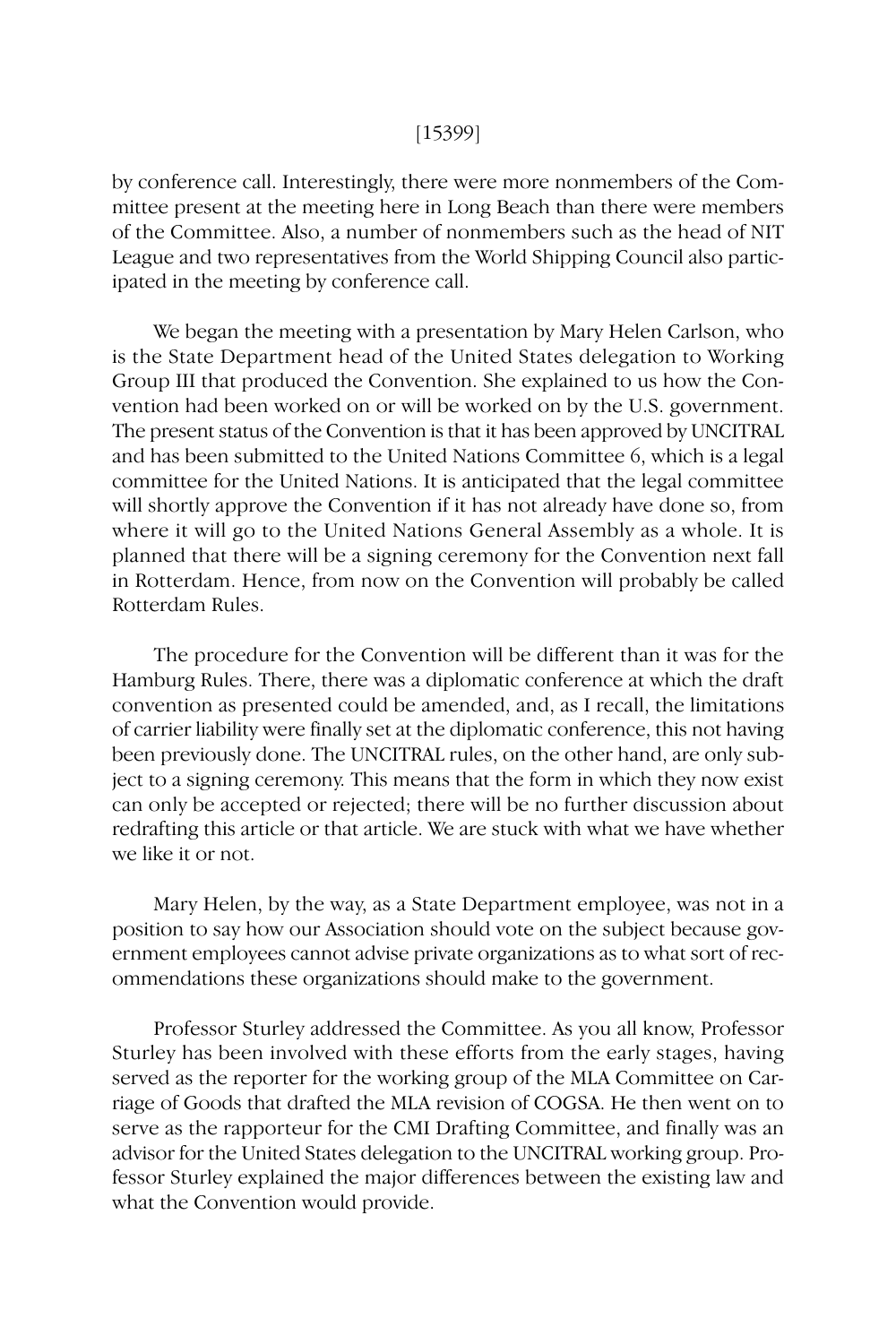by conference call. Interestingly, there were more nonmembers of the Committee present at the meeting here in Long Beach than there were members of the Committee. Also, a number of nonmembers such as the head of NIT League and two representatives from the World Shipping Council also participated in the meeting by conference call.

We began the meeting with a presentation by Mary Helen Carlson, who is the State Department head of the United States delegation to Working Group III that produced the Convention. She explained to us how the Convention had been worked on or will be worked on by the U.S. government. The present status of the Convention is that it has been approved by UNCITRAL and has been submitted to the United Nations Committee 6, which is a legal committee for the United Nations. It is anticipated that the legal committee will shortly approve the Convention if it has not already have done so, from where it will go to the United Nations General Assembly as a whole. It is planned that there will be a signing ceremony for the Convention next fall in Rotterdam. Hence, from now on the Convention will probably be called Rotterdam Rules.

The procedure for the Convention will be different than it was for the Hamburg Rules. There, there was a diplomatic conference at which the draft convention as presented could be amended, and, as I recall, the limitations of carrier liability were finally set at the diplomatic conference, this not having been previously done. The UNCITRAL rules, on the other hand, are only subject to a signing ceremony. This means that the form in which they now exist can only be accepted or rejected; there will be no further discussion about redrafting this article or that article. We are stuck with what we have whether we like it or not.

Mary Helen, by the way, as a State Department employee, was not in a position to say how our Association should vote on the subject because government employees cannot advise private organizations as to what sort of recommendations these organizations should make to the government.

Professor Sturley addressed the Committee. As you all know, Professor Sturley has been involved with these efforts from the early stages, having served as the reporter for the working group of the MLA Committee on Carriage of Goods that drafted the MLA revision of COGSA. He then went on to serve as the rapporteur for the CMI Drafting Committee, and finally was an advisor for the United States delegation to the UNCITRAL working group. Professor Sturley explained the major differences between the existing law and what the Convention would provide.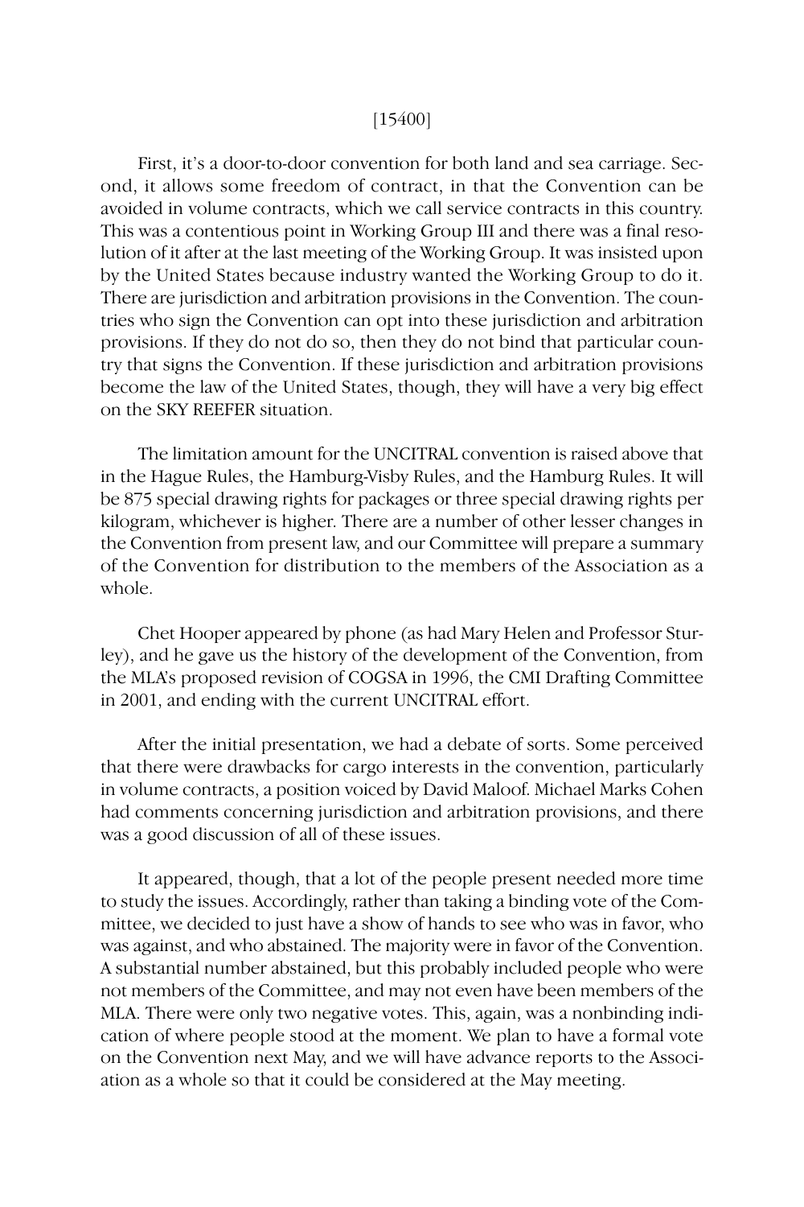First, it's a door-to-door convention for both land and sea carriage. Second, it allows some freedom of contract, in that the Convention can be avoided in volume contracts, which we call service contracts in this country. This was a contentious point in Working Group III and there was a final resolution of it after at the last meeting of the Working Group. It was insisted upon by the United States because industry wanted the Working Group to do it. There are jurisdiction and arbitration provisions in the Convention. The countries who sign the Convention can opt into these jurisdiction and arbitration provisions. If they do not do so, then they do not bind that particular country that signs the Convention. If these jurisdiction and arbitration provisions become the law of the United States, though, they will have a very big effect on the SKY REEFER situation.

The limitation amount for the UNCITRAL convention is raised above that in the Hague Rules, the Hamburg-Visby Rules, and the Hamburg Rules. It will be 875 special drawing rights for packages or three special drawing rights per kilogram, whichever is higher. There are a number of other lesser changes in the Convention from present law, and our Committee will prepare a summary of the Convention for distribution to the members of the Association as a whole.

Chet Hooper appeared by phone (as had Mary Helen and Professor Sturley), and he gave us the history of the development of the Convention, from the MLA's proposed revision of COGSA in 1996, the CMI Drafting Committee in 2001, and ending with the current UNCITRAL effort.

After the initial presentation, we had a debate of sorts. Some perceived that there were drawbacks for cargo interests in the convention, particularly in volume contracts, a position voiced by David Maloof. Michael Marks Cohen had comments concerning jurisdiction and arbitration provisions, and there was a good discussion of all of these issues.

It appeared, though, that a lot of the people present needed more time to study the issues. Accordingly, rather than taking a binding vote of the Committee, we decided to just have a show of hands to see who was in favor, who was against, and who abstained. The majority were in favor of the Convention. A substantial number abstained, but this probably included people who were not members of the Committee, and may not even have been members of the MLA. There were only two negative votes. This, again, was a nonbinding indication of where people stood at the moment. We plan to have a formal vote on the Convention next May, and we will have advance reports to the Association as a whole so that it could be considered at the May meeting.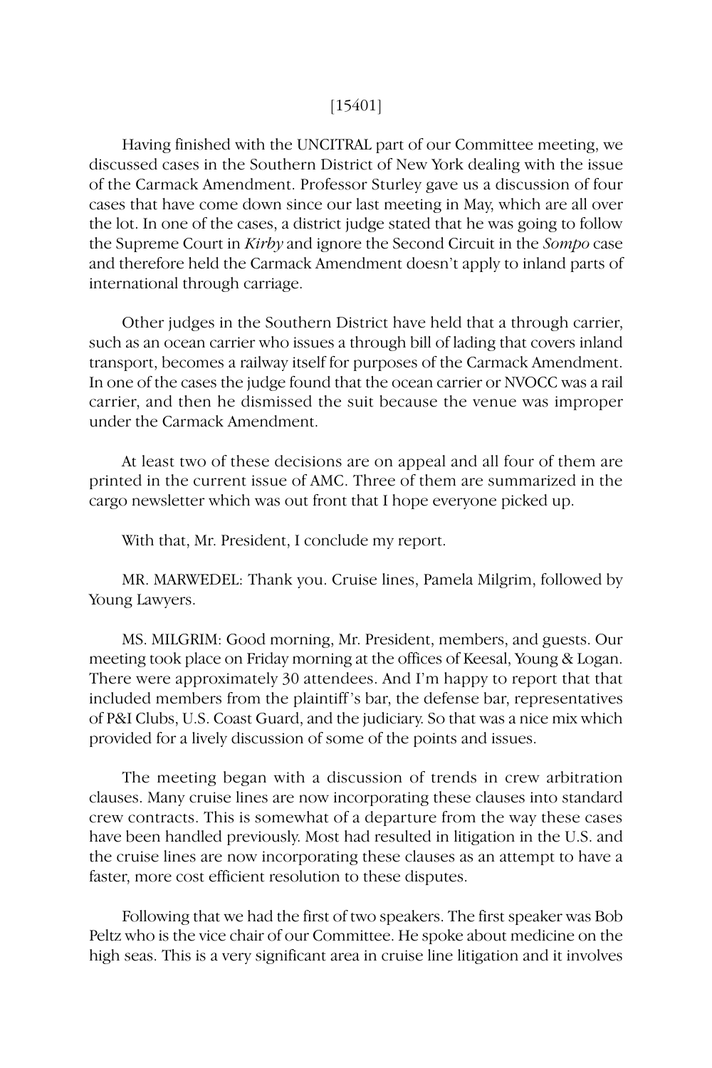[15401]

Having finished with the UNCITRAL part of our Committee meeting, we discussed cases in the Southern District of New York dealing with the issue of the Carmack Amendment. Professor Sturley gave us a discussion of four cases that have come down since our last meeting in May, which are all over the lot. In one of the cases, a district judge stated that he was going to follow the Supreme Court in *Kirby* and ignore the Second Circuit in the *Sompo* case and therefore held the Carmack Amendment doesn't apply to inland parts of international through carriage.

Other judges in the Southern District have held that a through carrier, such as an ocean carrier who issues a through bill of lading that covers inland transport, becomes a railway itself for purposes of the Carmack Amendment. In one of the cases the judge found that the ocean carrier or NVOCC was a rail carrier, and then he dismissed the suit because the venue was improper under the Carmack Amendment.

At least two of these decisions are on appeal and all four of them are printed in the current issue of AMC. Three of them are summarized in the cargo newsletter which was out front that I hope everyone picked up.

With that, Mr. President, I conclude my report.

MR. MARWEDEL: Thank you. Cruise lines, Pamela Milgrim, followed by Young Lawyers.

MS. MILGRIM: Good morning, Mr. President, members, and guests. Our meeting took place on Friday morning at the offices of Keesal, Young & Logan. There were approximately 30 attendees. And I'm happy to report that that included members from the plaintiff's bar, the defense bar, representatives of P&I Clubs, U.S. Coast Guard, and the judiciary. So that was a nice mix which provided for a lively discussion of some of the points and issues.

The meeting began with a discussion of trends in crew arbitration clauses. Many cruise lines are now incorporating these clauses into standard crew contracts. This is somewhat of a departure from the way these cases have been handled previously. Most had resulted in litigation in the U.S. and the cruise lines are now incorporating these clauses as an attempt to have a faster, more cost efficient resolution to these disputes.

Following that we had the first of two speakers. The first speaker was Bob Peltz who is the vice chair of our Committee. He spoke about medicine on the high seas. This is a very significant area in cruise line litigation and it involves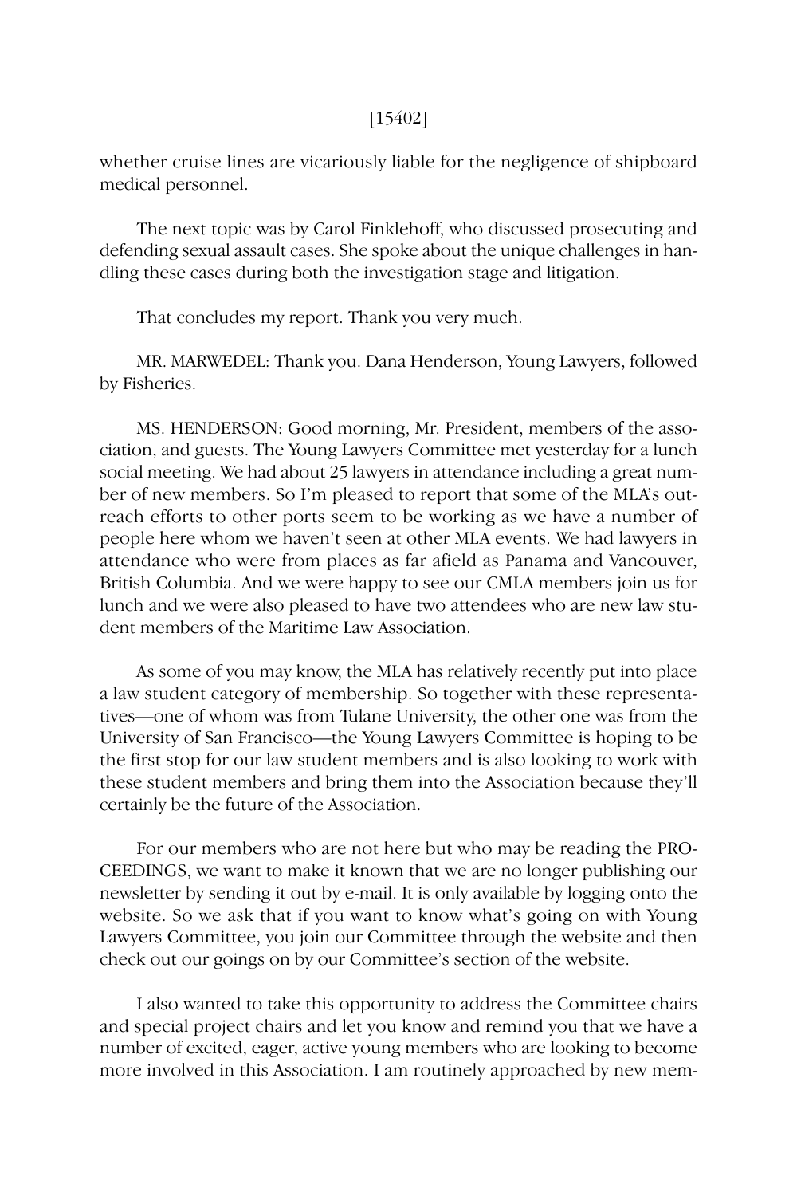whether cruise lines are vicariously liable for the negligence of shipboard medical personnel.

The next topic was by Carol Finklehoff, who discussed prosecuting and defending sexual assault cases. She spoke about the unique challenges in handling these cases during both the investigation stage and litigation.

That concludes my report. Thank you very much.

MR. MARWEDEL: Thank you. Dana Henderson, Young Lawyers, followed by Fisheries.

MS. HENDERSON: Good morning, Mr. President, members of the association, and guests. The Young Lawyers Committee met yesterday for a lunch social meeting. We had about 25 lawyers in attendance including a great number of new members. So I'm pleased to report that some of the MLA's outreach efforts to other ports seem to be working as we have a number of people here whom we haven't seen at other MLA events. We had lawyers in attendance who were from places as far afield as Panama and Vancouver, British Columbia. And we were happy to see our CMLA members join us for lunch and we were also pleased to have two attendees who are new law student members of the Maritime Law Association.

As some of you may know, the MLA has relatively recently put into place a law student category of membership. So together with these representatives—one of whom was from Tulane University, the other one was from the University of San Francisco—the Young Lawyers Committee is hoping to be the first stop for our law student members and is also looking to work with these student members and bring them into the Association because they'll certainly be the future of the Association.

For our members who are not here but who may be reading the PROCEEDINGS, we want to make it known that we are no longer publishing our newsletter by sending it out by e-mail. It is only available by logging onto the website. So we ask that if you want to know what's going on with Young Lawyers Committee, you join our Committee through the website and then check out our goings on by our Committee's section of the website.

I also wanted to take this opportunity to address the Committee chairs and special project chairs and let you know and remind you that we have a number of excited, eager, active young members who are looking to become more involved in this Association. I am routinely approached by new mem-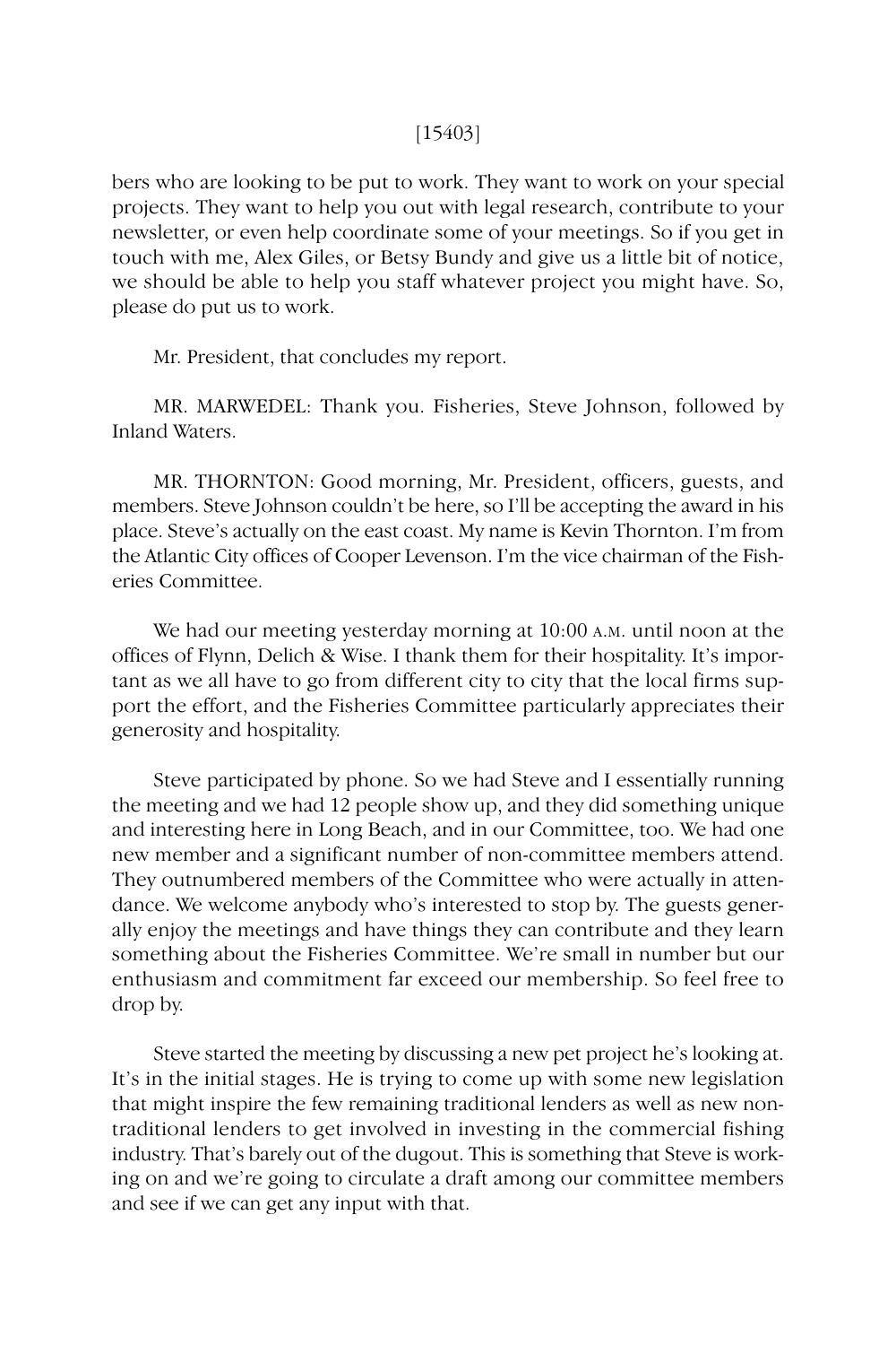bers who are looking to be put to work. They want to work on your special projects. They want to help you out with legal research, contribute to your newsletter, or even help coordinate some of your meetings. So if you get in touch with me, Alex Giles, or Betsy Bundy and give us a little bit of notice, we should be able to help you staff whatever project you might have. So, please do put us to work.

Mr. President, that concludes my report.

MR. MARWEDEL: Thank you. Fisheries, Steve Johnson, followed by Inland Waters.

MR. THORNTON: Good morning, Mr. President, officers, guests, and members. Steve Johnson couldn't be here, so I'll be accepting the award in his place. Steve's actually on the east coast. My name is Kevin Thornton. I'm from the Atlantic City offices of Cooper Levenson. I'm the vice chairman of the Fisheries Committee.

We had our meeting yesterday morning at 10:00 A.M. until noon at the offices of Flynn, Delich & Wise. I thank them for their hospitality. It's important as we all have to go from different city to city that the local firms support the effort, and the Fisheries Committee particularly appreciates their generosity and hospitality.

Steve participated by phone. So we had Steve and I essentially running the meeting and we had 12 people show up, and they did something unique and interesting here in Long Beach, and in our Committee, too. We had one new member and a significant number of non-committee members attend. They outnumbered members of the Committee who were actually in attendance. We welcome anybody who's interested to stop by. The guests generally enjoy the meetings and have things they can contribute and they learn something about the Fisheries Committee. We're small in number but our enthusiasm and commitment far exceed our membership. So feel free to drop by.

Steve started the meeting by discussing a new pet project he's looking at. It's in the initial stages. He is trying to come up with some new legislation that might inspire the few remaining traditional lenders as well as new non-traditional lenders to get involved in investing in the commercial fishing industry. That's barely out of the dugout. This is something that Steve is working on and we're going to circulate a draft among our committee members and see if we can get any input with that.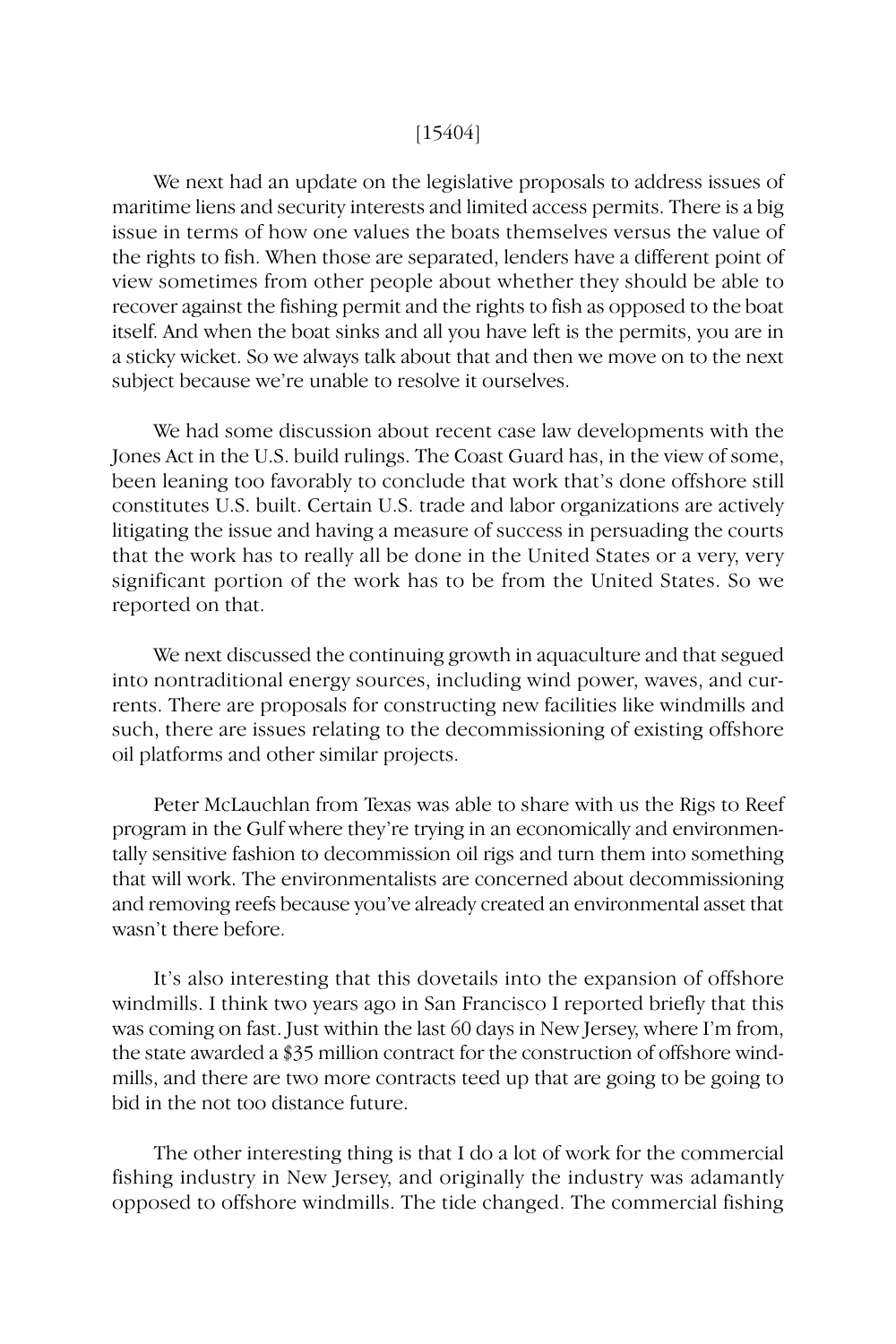[15404]

We next had an update on the legislative proposals to address issues of maritime liens and security interests and limited access permits. There is a big issue in terms of how one values the boats themselves versus the value of the rights to fish. When those are separated, lenders have a different point of view sometimes from other people about whether they should be able to recover against the fishing permit and the rights to fish as opposed to the boat itself. And when the boat sinks and all you have left is the permits, you are in a sticky wicket. So we always talk about that and then we move on to the next subject because we're unable to resolve it ourselves.

We had some discussion about recent case law developments with the Jones Act in the U.S. build rulings. The Coast Guard has, in the view of some, been leaning too favorably to conclude that work that's done offshore still constitutes U.S. built. Certain U.S. trade and labor organizations are actively litigating the issue and having a measure of success in persuading the courts that the work has to really all be done in the United States or a very, very significant portion of the work has to be from the United States. So we reported on that.

We next discussed the continuing growth in aquaculture and that segued into nontraditional energy sources, including wind power, waves, and currents. There are proposals for constructing new facilities like windmills and such, there are issues relating to the decommissioning of existing offshore oil platforms and other similar projects.

Peter McLauchlan from Texas was able to share with us the Rigs to Reef program in the Gulf where they're trying in an economically and environmentally sensitive fashion to decommission oil rigs and turn them into something that will work. The environmentalists are concerned about decommissioning and removing reefs because you've already created an environmental asset that wasn't there before.

It's also interesting that this dovetails into the expansion of offshore windmills. I think two years ago in San Francisco I reported briefly that this was coming on fast. Just within the last 60 days in New Jersey, where I'm from, the state awarded a $35 million contract for the construction of offshore windmills, and there are two more contracts teed up that are going to be going to bid in the not too distance future.

The other interesting thing is that I do a lot of work for the commercial fishing industry in New Jersey, and originally the industry was adamantly opposed to offshore windmills. The tide changed. The commercial fishing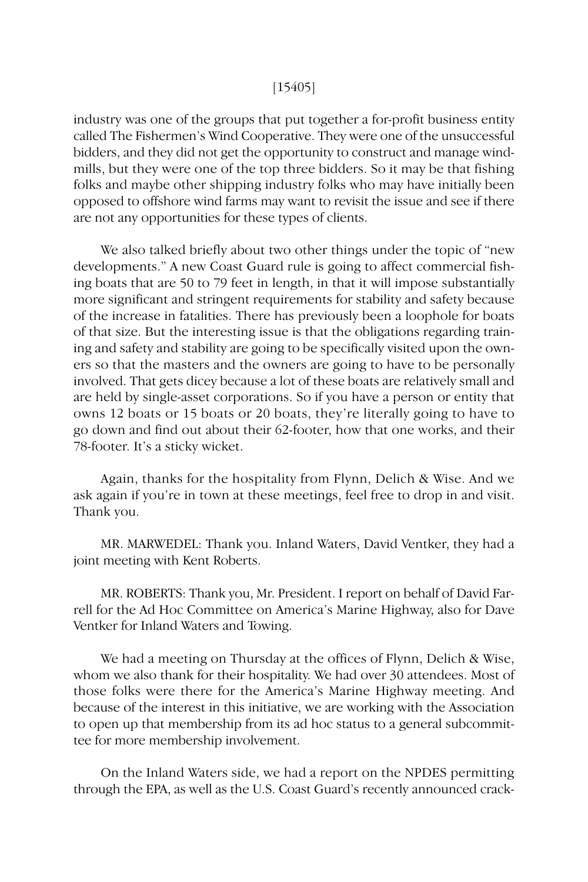industry was one of the groups that put together a for-profit business entity called The Fishermen's Wind Cooperative. They were one of the unsuccessful bidders, and they did not get the opportunity to construct and manage windmills, but they were one of the top three bidders. So it may be that fishing folks and maybe other shipping industry folks who may have initially been opposed to offshore wind farms may want to revisit the issue and see if there are not any opportunities for these types of clients.

We also talked briefly about two other things under the topic of "new developments." A new Coast Guard rule is going to affect commercial fishing boats that are 50 to 79 feet in length, in that it will impose substantially more significant and stringent requirements for stability and safety because of the increase in fatalities. There has previously been a loophole for boats of that size. But the interesting issue is that the obligations regarding training and safety and stability are going to be specifically visited upon the owners so that the masters and the owners are going to have to be personally involved. That gets dicey because a lot of these boats are relatively small and are held by single-asset corporations. So if you have a person or entity that owns 12 boats or 15 boats or 20 boats, they're literally going to have to go down and find out about their 62-footer, how that one works, and their 78-footer. It's a sticky wicket.

Again, thanks for the hospitality from Flynn, Delich & Wise. And we ask again if you're in town at these meetings, feel free to drop in and visit. Thank you.

MR. MARWEDEL: Thank you. Inland Waters, David Ventker, they had a joint meeting with Kent Roberts.

MR. ROBERTS: Thank you, Mr. President. I report on behalf of David Farrell for the Ad Hoc Committee on America's Marine Highway, also for Dave Ventker for Inland Waters and Towing.

We had a meeting on Thursday at the offices of Flynn, Delich & Wise, whom we also thank for their hospitality. We had over 30 attendees. Most of those folks were there for the America's Marine Highway meeting. And because of the interest in this initiative, we are working with the Association to open up that membership from its ad hoc status to a general subcommittee for more membership involvement.

On the Inland Waters side, we had a report on the NPDES permitting through the EPA, as well as the U.S. Coast Guard's recently announced crack-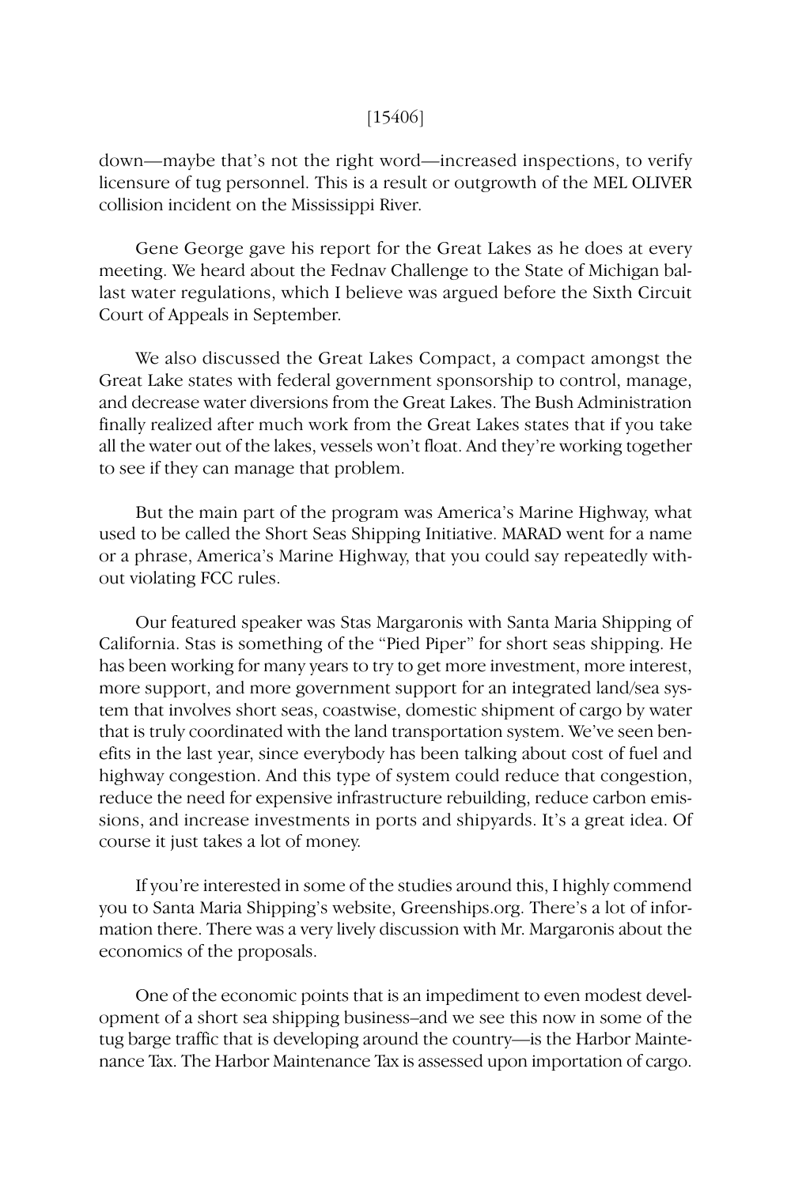down—maybe that's not the right word—increased inspections, to verify licensure of tug personnel. This is a result or outgrowth of the MEL OLIVER collision incident on the Mississippi River.

Gene George gave his report for the Great Lakes as he does at every meeting. We heard about the Fednav Challenge to the State of Michigan ballast water regulations, which I believe was argued before the Sixth Circuit Court of Appeals in September.

We also discussed the Great Lakes Compact, a compact amongst the Great Lake states with federal government sponsorship to control, manage, and decrease water diversions from the Great Lakes. The Bush Administration finally realized after much work from the Great Lakes states that if you take all the water out of the lakes, vessels won't float. And they're working together to see if they can manage that problem.

But the main part of the program was America's Marine Highway, what used to be called the Short Seas Shipping Initiative. MARAD went for a name or a phrase, America's Marine Highway, that you could say repeatedly without violating FCC rules.

Our featured speaker was Stas Margaronis with Santa Maria Shipping of California. Stas is something of the "Pied Piper" for short seas shipping. He has been working for many years to try to get more investment, more interest, more support, and more government support for an integrated land/sea system that involves short seas, coastwise, domestic shipment of cargo by water that is truly coordinated with the land transportation system. We've seen benefits in the last year, since everybody has been talking about cost of fuel and highway congestion. And this type of system could reduce that congestion, reduce the need for expensive infrastructure rebuilding, reduce carbon emissions, and increase investments in ports and shipyards. It's a great idea. Of course it just takes a lot of money.

If you're interested in some of the studies around this, I highly commend you to Santa Maria Shipping's website, Greenships.org. There's a lot of information there. There was a very lively discussion with Mr. Margaronis about the economics of the proposals.

One of the economic points that is an impediment to even modest development of a short sea shipping business–and we see this now in some of the tug barge traffic that is developing around the country—is the Harbor Maintenance Tax. The Harbor Maintenance Tax is assessed upon importation of cargo.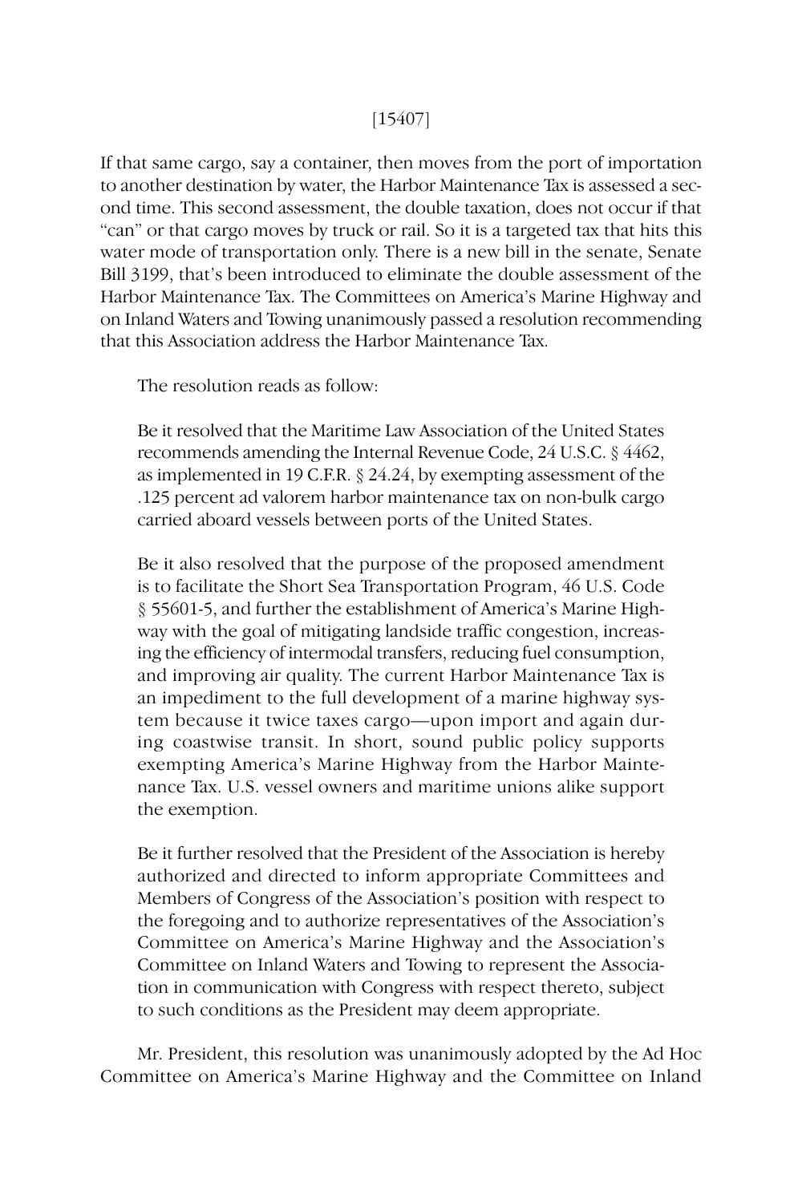[15407]

If that same cargo, say a container, then moves from the port of importation to another destination by water, the Harbor Maintenance Tax is assessed a second time. This second assessment, the double taxation, does not occur if that "can" or that cargo moves by truck or rail. So it is a targeted tax that hits this water mode of transportation only. There is a new bill in the senate, Senate Bill 3199, that's been introduced to eliminate the double assessment of the Harbor Maintenance Tax. The Committees on America's Marine Highway and on Inland Waters and Towing unanimously passed a resolution recommending that this Association address the Harbor Maintenance Tax.

The resolution reads as follow:

> Be it resolved that the Maritime Law Association of the United States recommends amending the Internal Revenue Code, 24 U.S.C. § 4462, as implemented in 19 C.F.R. § 24.24, by exempting assessment of the .125 percent ad valorem harbor maintenance tax on non-bulk cargo carried aboard vessels between ports of the United States.
>
> Be it also resolved that the purpose of the proposed amendment is to facilitate the Short Sea Transportation Program, 46 U.S. Code § 55601-5, and further the establishment of America's Marine Highway with the goal of mitigating landside traffic congestion, increasing the efficiency of intermodal transfers, reducing fuel consumption, and improving air quality. The current Harbor Maintenance Tax is an impediment to the full development of a marine highway system because it twice taxes cargo—upon import and again during coastwise transit. In short, sound public policy supports exempting America's Marine Highway from the Harbor Maintenance Tax. U.S. vessel owners and maritime unions alike support the exemption.
>
> Be it further resolved that the President of the Association is hereby authorized and directed to inform appropriate Committees and Members of Congress of the Association's position with respect to the foregoing and to authorize representatives of the Association's Committee on America's Marine Highway and the Association's Committee on Inland Waters and Towing to represent the Association in communication with Congress with respect thereto, subject to such conditions as the President may deem appropriate.

Mr. President, this resolution was unanimously adopted by the Ad Hoc Committee on America's Marine Highway and the Committee on Inland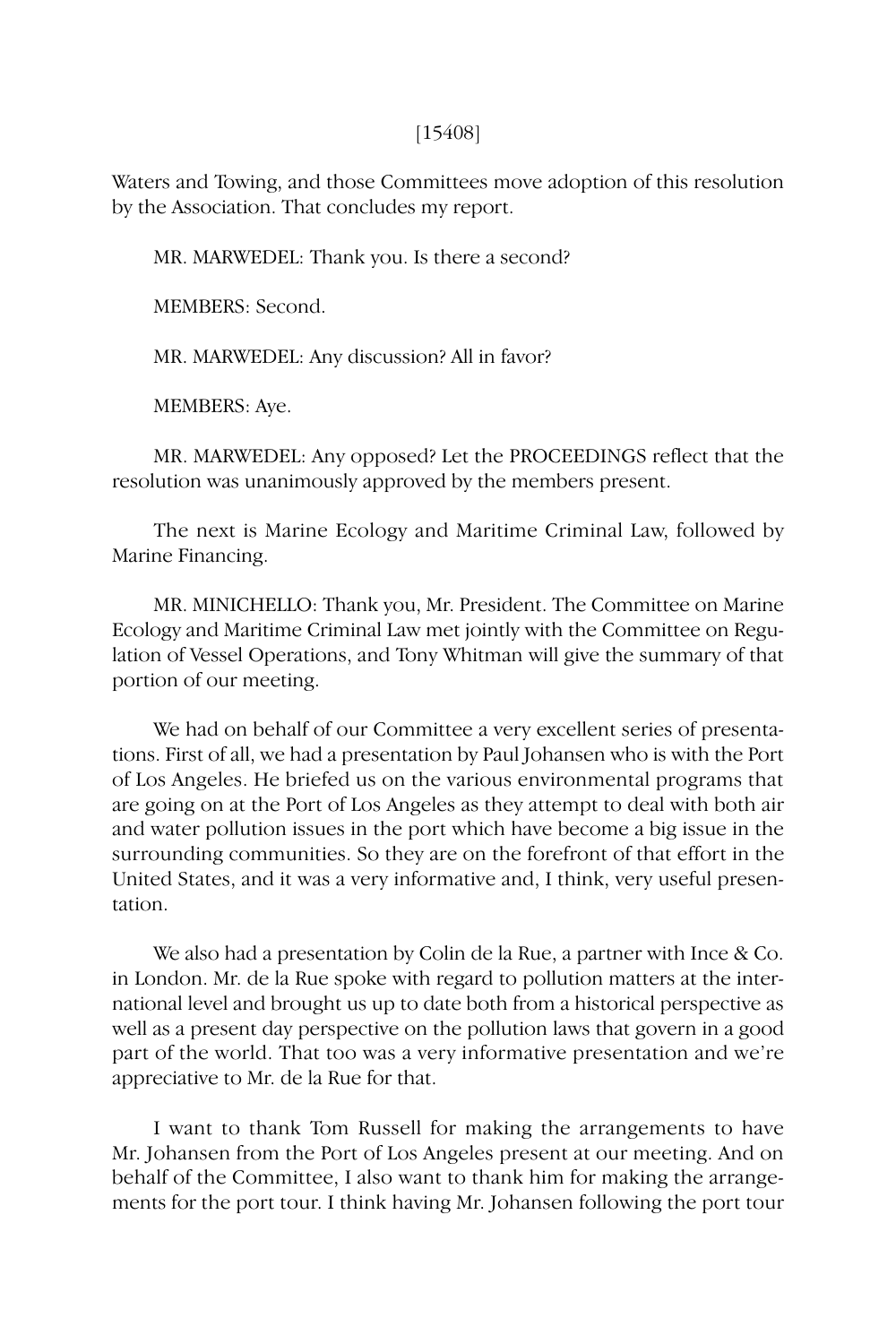Waters and Towing, and those Committees move adoption of this resolution by the Association. That concludes my report.

MR. MARWEDEL: Thank you. Is there a second?

MEMBERS: Second.

MR. MARWEDEL: Any discussion? All in favor?

MEMBERS: Aye.

MR. MARWEDEL: Any opposed? Let the PROCEEDINGS reflect that the resolution was unanimously approved by the members present.

The next is Marine Ecology and Maritime Criminal Law, followed by Marine Financing.

MR. MINICHELLO: Thank you, Mr. President. The Committee on Marine Ecology and Maritime Criminal Law met jointly with the Committee on Regulation of Vessel Operations, and Tony Whitman will give the summary of that portion of our meeting.

We had on behalf of our Committee a very excellent series of presentations. First of all, we had a presentation by Paul Johansen who is with the Port of Los Angeles. He briefed us on the various environmental programs that are going on at the Port of Los Angeles as they attempt to deal with both air and water pollution issues in the port which have become a big issue in the surrounding communities. So they are on the forefront of that effort in the United States, and it was a very informative and, I think, very useful presentation.

We also had a presentation by Colin de la Rue, a partner with Ince & Co. in London. Mr. de la Rue spoke with regard to pollution matters at the international level and brought us up to date both from a historical perspective as well as a present day perspective on the pollution laws that govern in a good part of the world. That too was a very informative presentation and we're appreciative to Mr. de la Rue for that.

I want to thank Tom Russell for making the arrangements to have Mr. Johansen from the Port of Los Angeles present at our meeting. And on behalf of the Committee, I also want to thank him for making the arrangements for the port tour. I think having Mr. Johansen following the port tour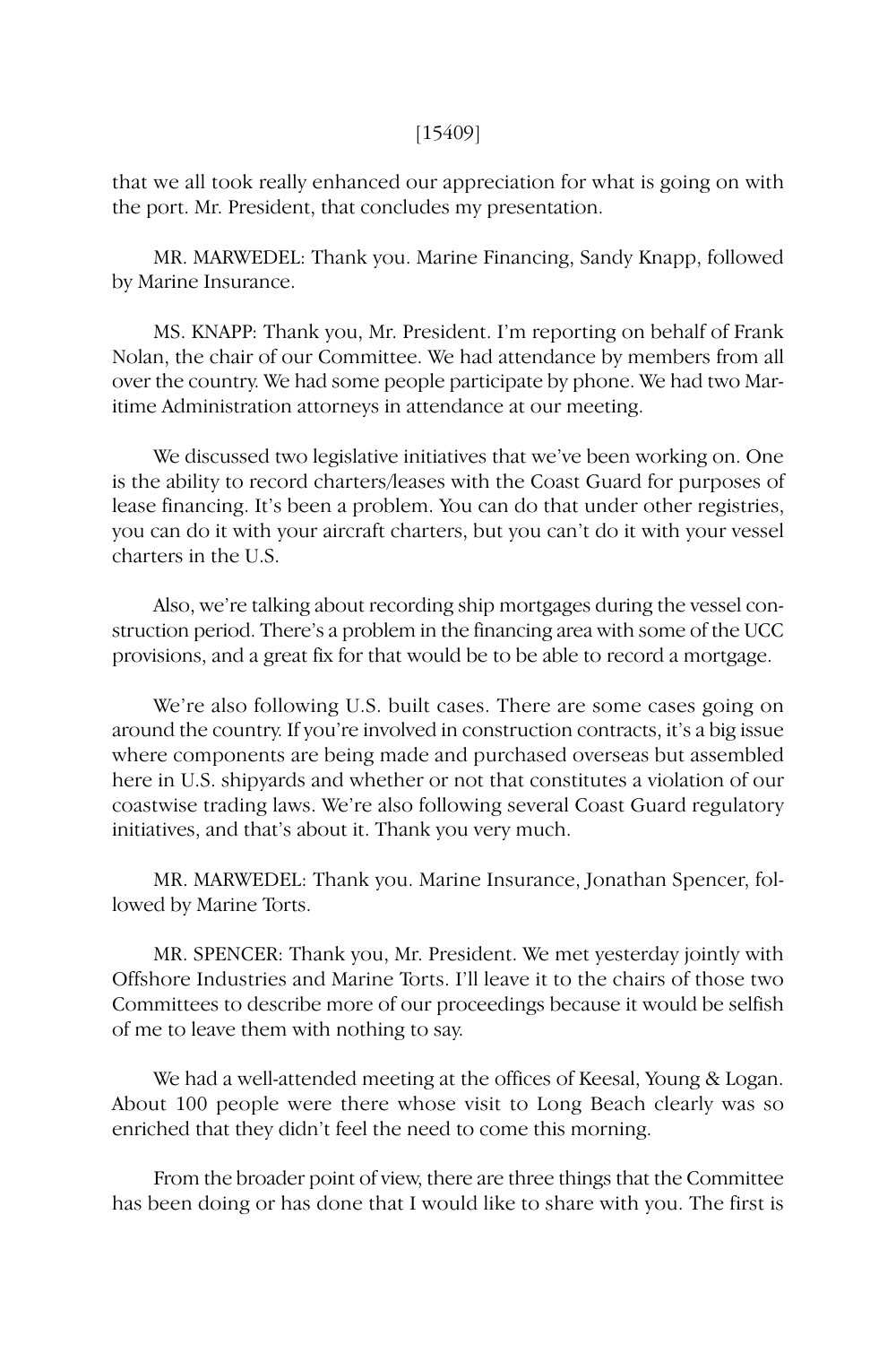that we all took really enhanced our appreciation for what is going on with the port. Mr. President, that concludes my presentation.

MR. MARWEDEL: Thank you. Marine Financing, Sandy Knapp, followed by Marine Insurance.

MS. KNAPP: Thank you, Mr. President. I'm reporting on behalf of Frank Nolan, the chair of our Committee. We had attendance by members from all over the country. We had some people participate by phone. We had two Maritime Administration attorneys in attendance at our meeting.

We discussed two legislative initiatives that we've been working on. One is the ability to record charters/leases with the Coast Guard for purposes of lease financing. It's been a problem. You can do that under other registries, you can do it with your aircraft charters, but you can't do it with your vessel charters in the U.S.

Also, we're talking about recording ship mortgages during the vessel construction period. There's a problem in the financing area with some of the UCC provisions, and a great fix for that would be to be able to record a mortgage.

We're also following U.S. built cases. There are some cases going on around the country. If you're involved in construction contracts, it's a big issue where components are being made and purchased overseas but assembled here in U.S. shipyards and whether or not that constitutes a violation of our coastwise trading laws. We're also following several Coast Guard regulatory initiatives, and that's about it. Thank you very much.

MR. MARWEDEL: Thank you. Marine Insurance, Jonathan Spencer, followed by Marine Torts.

MR. SPENCER: Thank you, Mr. President. We met yesterday jointly with Offshore Industries and Marine Torts. I'll leave it to the chairs of those two Committees to describe more of our proceedings because it would be selfish of me to leave them with nothing to say.

We had a well-attended meeting at the offices of Keesal, Young & Logan. About 100 people were there whose visit to Long Beach clearly was so enriched that they didn't feel the need to come this morning.

From the broader point of view, there are three things that the Committee has been doing or has done that I would like to share with you. The first is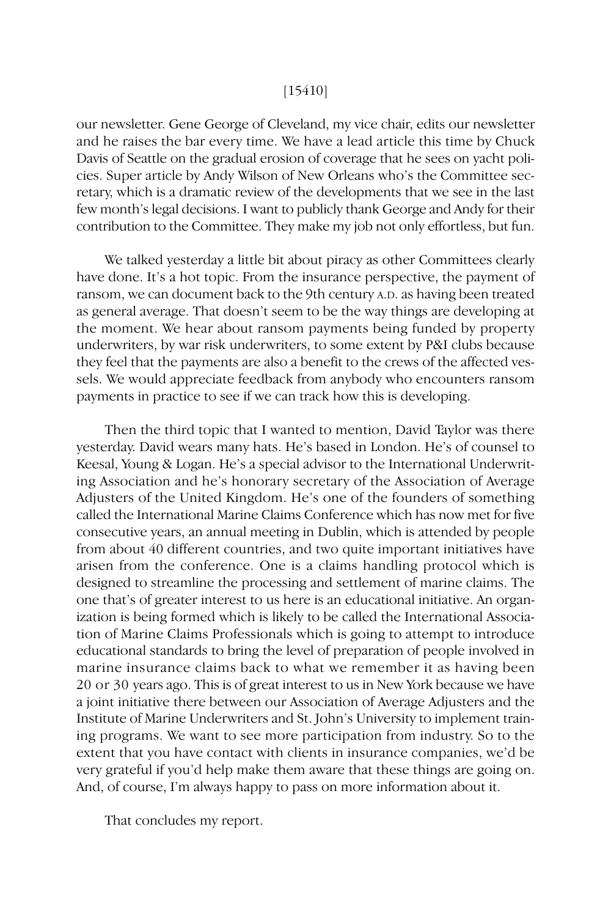our newsletter. Gene George of Cleveland, my vice chair, edits our newsletter and he raises the bar every time. We have a lead article this time by Chuck Davis of Seattle on the gradual erosion of coverage that he sees on yacht policies. Super article by Andy Wilson of New Orleans who's the Committee secretary, which is a dramatic review of the developments that we see in the last few month's legal decisions. I want to publicly thank George and Andy for their contribution to the Committee. They make my job not only effortless, but fun.

We talked yesterday a little bit about piracy as other Committees clearly have done. It's a hot topic. From the insurance perspective, the payment of ransom, we can document back to the 9th century A.D. as having been treated as general average. That doesn't seem to be the way things are developing at the moment. We hear about ransom payments being funded by property underwriters, by war risk underwriters, to some extent by P&I clubs because they feel that the payments are also a benefit to the crews of the affected vessels. We would appreciate feedback from anybody who encounters ransom payments in practice to see if we can track how this is developing.

Then the third topic that I wanted to mention, David Taylor was there yesterday. David wears many hats. He's based in London. He's of counsel to Keesal, Young & Logan. He's a special advisor to the International Underwriting Association and he's honorary secretary of the Association of Average Adjusters of the United Kingdom. He's one of the founders of something called the International Marine Claims Conference which has now met for five consecutive years, an annual meeting in Dublin, which is attended by people from about 40 different countries, and two quite important initiatives have arisen from the conference. One is a claims handling protocol which is designed to streamline the processing and settlement of marine claims. The one that's of greater interest to us here is an educational initiative. An organization is being formed which is likely to be called the International Association of Marine Claims Professionals which is going to attempt to introduce educational standards to bring the level of preparation of people involved in marine insurance claims back to what we remember it as having been 20 or 30 years ago. This is of great interest to us in New York because we have a joint initiative there between our Association of Average Adjusters and the Institute of Marine Underwriters and St. John's University to implement training programs. We want to see more participation from industry. So to the extent that you have contact with clients in insurance companies, we'd be very grateful if you'd help make them aware that these things are going on. And, of course, I'm always happy to pass on more information about it.

That concludes my report.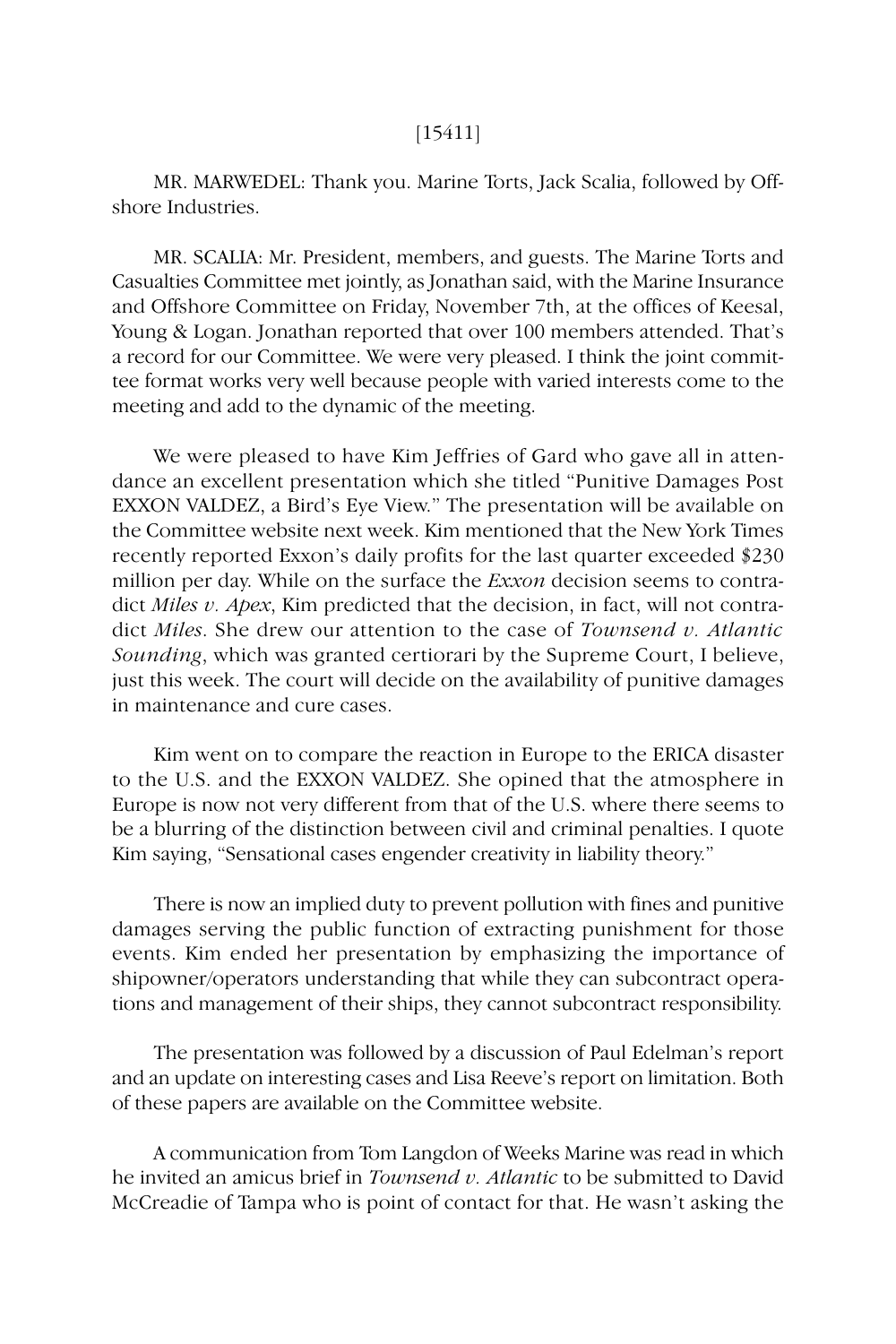[15411]

MR. MARWEDEL: Thank you. Marine Torts, Jack Scalia, followed by Offshore Industries.

MR. SCALIA: Mr. President, members, and guests. The Marine Torts and Casualties Committee met jointly, as Jonathan said, with the Marine Insurance and Offshore Committee on Friday, November 7th, at the offices of Keesal, Young & Logan. Jonathan reported that over 100 members attended. That's a record for our Committee. We were very pleased. I think the joint committee format works very well because people with varied interests come to the meeting and add to the dynamic of the meeting.

We were pleased to have Kim Jeffries of Gard who gave all in attendance an excellent presentation which she titled "Punitive Damages Post EXXON VALDEZ, a Bird's Eye View." The presentation will be available on the Committee website next week. Kim mentioned that the New York Times recently reported Exxon's daily profits for the last quarter exceeded $230 million per day. While on the surface the *Exxon* decision seems to contradict *Miles v. Apex*, Kim predicted that the decision, in fact, will not contradict *Miles*. She drew our attention to the case of *Townsend v. Atlantic Sounding*, which was granted certiorari by the Supreme Court, I believe, just this week. The court will decide on the availability of punitive damages in maintenance and cure cases.

Kim went on to compare the reaction in Europe to the ERICA disaster to the U.S. and the EXXON VALDEZ. She opined that the atmosphere in Europe is now not very different from that of the U.S. where there seems to be a blurring of the distinction between civil and criminal penalties. I quote Kim saying, "Sensational cases engender creativity in liability theory."

There is now an implied duty to prevent pollution with fines and punitive damages serving the public function of extracting punishment for those events. Kim ended her presentation by emphasizing the importance of shipowner/operators understanding that while they can subcontract operations and management of their ships, they cannot subcontract responsibility.

The presentation was followed by a discussion of Paul Edelman's report and an update on interesting cases and Lisa Reeve's report on limitation. Both of these papers are available on the Committee website.

A communication from Tom Langdon of Weeks Marine was read in which he invited an amicus brief in *Townsend v. Atlantic* to be submitted to David McCreadie of Tampa who is point of contact for that. He wasn't asking the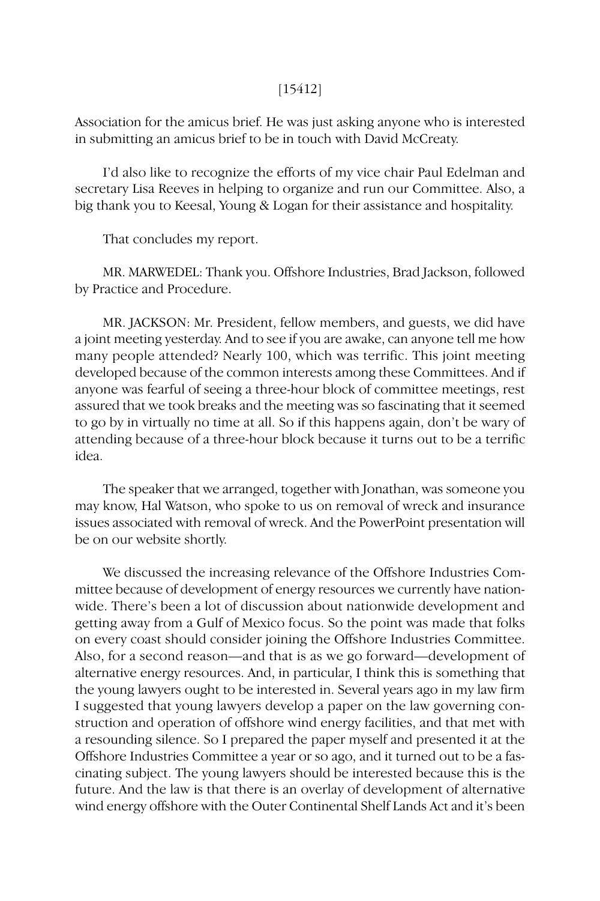Association for the amicus brief. He was just asking anyone who is interested in submitting an amicus brief to be in touch with David McCreaty.

I'd also like to recognize the efforts of my vice chair Paul Edelman and secretary Lisa Reeves in helping to organize and run our Committee. Also, a big thank you to Keesal, Young & Logan for their assistance and hospitality.

That concludes my report.

MR. MARWEDEL: Thank you. Offshore Industries, Brad Jackson, followed by Practice and Procedure.

MR. JACKSON: Mr. President, fellow members, and guests, we did have a joint meeting yesterday. And to see if you are awake, can anyone tell me how many people attended? Nearly 100, which was terrific. This joint meeting developed because of the common interests among these Committees. And if anyone was fearful of seeing a three-hour block of committee meetings, rest assured that we took breaks and the meeting was so fascinating that it seemed to go by in virtually no time at all. So if this happens again, don't be wary of attending because of a three-hour block because it turns out to be a terrific idea.

The speaker that we arranged, together with Jonathan, was someone you may know, Hal Watson, who spoke to us on removal of wreck and insurance issues associated with removal of wreck. And the PowerPoint presentation will be on our website shortly.

We discussed the increasing relevance of the Offshore Industries Committee because of development of energy resources we currently have nationwide. There's been a lot of discussion about nationwide development and getting away from a Gulf of Mexico focus. So the point was made that folks on every coast should consider joining the Offshore Industries Committee. Also, for a second reason—and that is as we go forward—development of alternative energy resources. And, in particular, I think this is something that the young lawyers ought to be interested in. Several years ago in my law firm I suggested that young lawyers develop a paper on the law governing construction and operation of offshore wind energy facilities, and that met with a resounding silence. So I prepared the paper myself and presented it at the Offshore Industries Committee a year or so ago, and it turned out to be a fascinating subject. The young lawyers should be interested because this is the future. And the law is that there is an overlay of development of alternative wind energy offshore with the Outer Continental Shelf Lands Act and it's been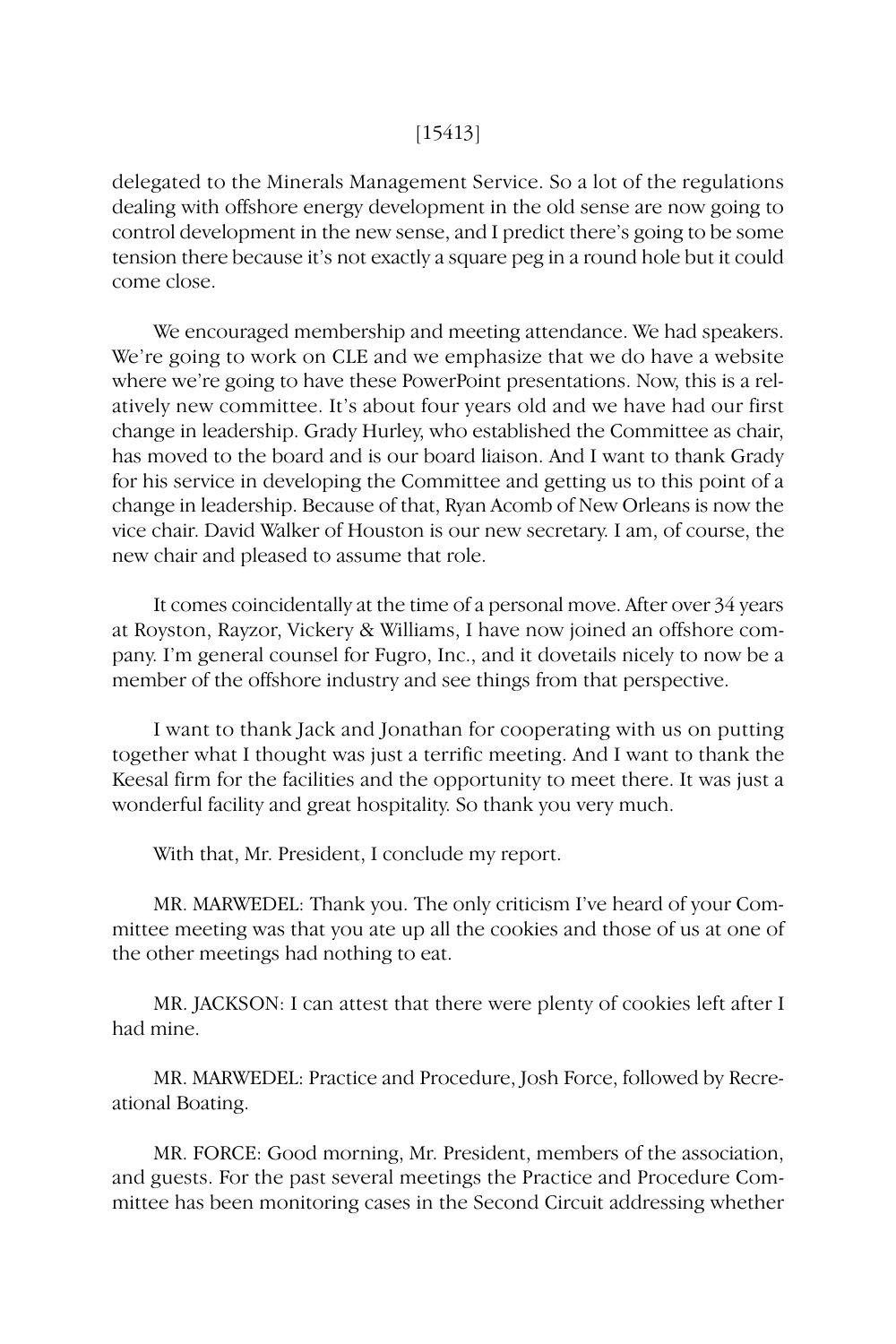delegated to the Minerals Management Service. So a lot of the regulations dealing with offshore energy development in the old sense are now going to control development in the new sense, and I predict there's going to be some tension there because it's not exactly a square peg in a round hole but it could come close.

We encouraged membership and meeting attendance. We had speakers. We're going to work on CLE and we emphasize that we do have a website where we're going to have these PowerPoint presentations. Now, this is a relatively new committee. It's about four years old and we have had our first change in leadership. Grady Hurley, who established the Committee as chair, has moved to the board and is our board liaison. And I want to thank Grady for his service in developing the Committee and getting us to this point of a change in leadership. Because of that, Ryan Acomb of New Orleans is now the vice chair. David Walker of Houston is our new secretary. I am, of course, the new chair and pleased to assume that role.

It comes coincidentally at the time of a personal move. After over 34 years at Royston, Rayzor, Vickery & Williams, I have now joined an offshore company. I'm general counsel for Fugro, Inc., and it dovetails nicely to now be a member of the offshore industry and see things from that perspective.

I want to thank Jack and Jonathan for cooperating with us on putting together what I thought was just a terrific meeting. And I want to thank the Keesal firm for the facilities and the opportunity to meet there. It was just a wonderful facility and great hospitality. So thank you very much.

With that, Mr. President, I conclude my report.

MR. MARWEDEL: Thank you. The only criticism I've heard of your Committee meeting was that you ate up all the cookies and those of us at one of the other meetings had nothing to eat.

MR. JACKSON: I can attest that there were plenty of cookies left after I had mine.

MR. MARWEDEL: Practice and Procedure, Josh Force, followed by Recreational Boating.

MR. FORCE: Good morning, Mr. President, members of the association, and guests. For the past several meetings the Practice and Procedure Committee has been monitoring cases in the Second Circuit addressing whether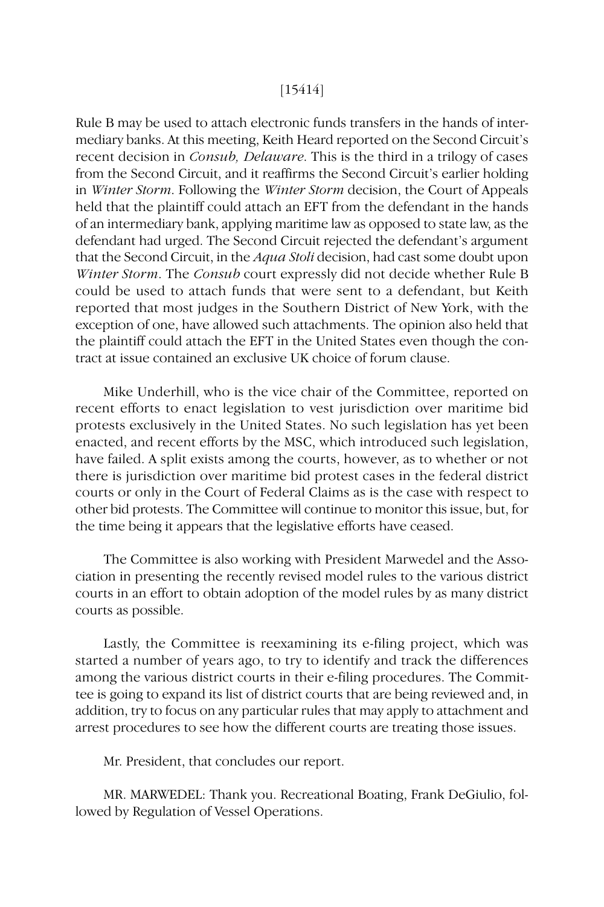Rule B may be used to attach electronic funds transfers in the hands of intermediary banks. At this meeting, Keith Heard reported on the Second Circuit's recent decision in *Consub, Delaware*. This is the third in a trilogy of cases from the Second Circuit, and it reaffirms the Second Circuit's earlier holding in *Winter Storm*. Following the *Winter Storm* decision, the Court of Appeals held that the plaintiff could attach an EFT from the defendant in the hands of an intermediary bank, applying maritime law as opposed to state law, as the defendant had urged. The Second Circuit rejected the defendant's argument that the Second Circuit, in the *Aqua Stoli* decision, had cast some doubt upon *Winter Storm*. The *Consub* court expressly did not decide whether Rule B could be used to attach funds that were sent to a defendant, but Keith reported that most judges in the Southern District of New York, with the exception of one, have allowed such attachments. The opinion also held that the plaintiff could attach the EFT in the United States even though the contract at issue contained an exclusive UK choice of forum clause.

Mike Underhill, who is the vice chair of the Committee, reported on recent efforts to enact legislation to vest jurisdiction over maritime bid protests exclusively in the United States. No such legislation has yet been enacted, and recent efforts by the MSC, which introduced such legislation, have failed. A split exists among the courts, however, as to whether or not there is jurisdiction over maritime bid protest cases in the federal district courts or only in the Court of Federal Claims as is the case with respect to other bid protests. The Committee will continue to monitor this issue, but, for the time being it appears that the legislative efforts have ceased.

The Committee is also working with President Marwedel and the Association in presenting the recently revised model rules to the various district courts in an effort to obtain adoption of the model rules by as many district courts as possible.

Lastly, the Committee is reexamining its e-filing project, which was started a number of years ago, to try to identify and track the differences among the various district courts in their e-filing procedures. The Committee is going to expand its list of district courts that are being reviewed and, in addition, try to focus on any particular rules that may apply to attachment and arrest procedures to see how the different courts are treating those issues.

Mr. President, that concludes our report.

MR. MARWEDEL: Thank you. Recreational Boating, Frank DeGiulio, followed by Regulation of Vessel Operations.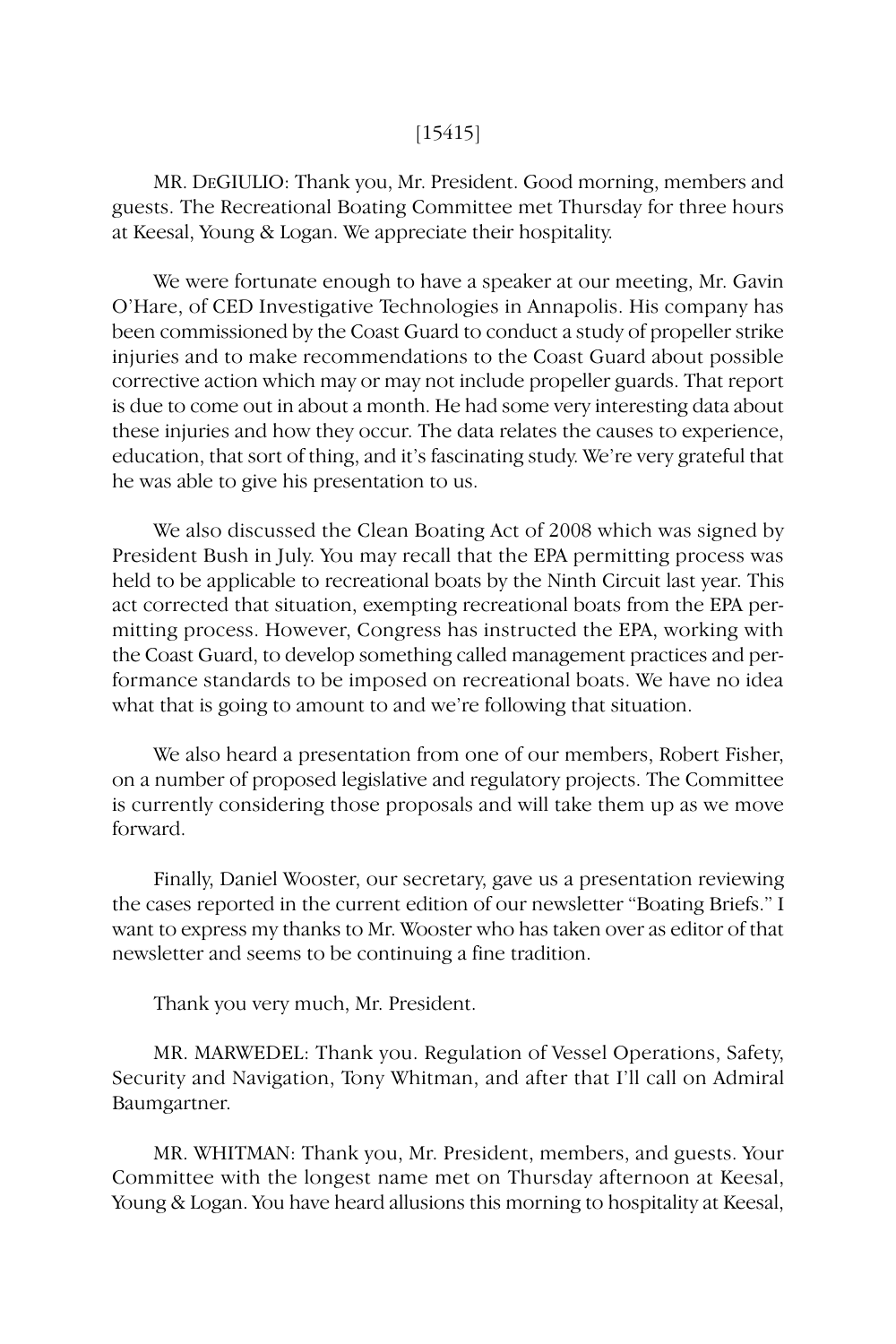[15415]

MR. DEGIULIO: Thank you, Mr. President. Good morning, members and guests. The Recreational Boating Committee met Thursday for three hours at Keesal, Young & Logan. We appreciate their hospitality.

We were fortunate enough to have a speaker at our meeting, Mr. Gavin O'Hare, of CED Investigative Technologies in Annapolis. His company has been commissioned by the Coast Guard to conduct a study of propeller strike injuries and to make recommendations to the Coast Guard about possible corrective action which may or may not include propeller guards. That report is due to come out in about a month. He had some very interesting data about these injuries and how they occur. The data relates the causes to experience, education, that sort of thing, and it's fascinating study. We're very grateful that he was able to give his presentation to us.

We also discussed the Clean Boating Act of 2008 which was signed by President Bush in July. You may recall that the EPA permitting process was held to be applicable to recreational boats by the Ninth Circuit last year. This act corrected that situation, exempting recreational boats from the EPA permitting process. However, Congress has instructed the EPA, working with the Coast Guard, to develop something called management practices and performance standards to be imposed on recreational boats. We have no idea what that is going to amount to and we're following that situation.

We also heard a presentation from one of our members, Robert Fisher, on a number of proposed legislative and regulatory projects. The Committee is currently considering those proposals and will take them up as we move forward.

Finally, Daniel Wooster, our secretary, gave us a presentation reviewing the cases reported in the current edition of our newsletter "Boating Briefs." I want to express my thanks to Mr. Wooster who has taken over as editor of that newsletter and seems to be continuing a fine tradition.

Thank you very much, Mr. President.

MR. MARWEDEL: Thank you. Regulation of Vessel Operations, Safety, Security and Navigation, Tony Whitman, and after that I'll call on Admiral Baumgartner.

MR. WHITMAN: Thank you, Mr. President, members, and guests. Your Committee with the longest name met on Thursday afternoon at Keesal, Young & Logan. You have heard allusions this morning to hospitality at Keesal,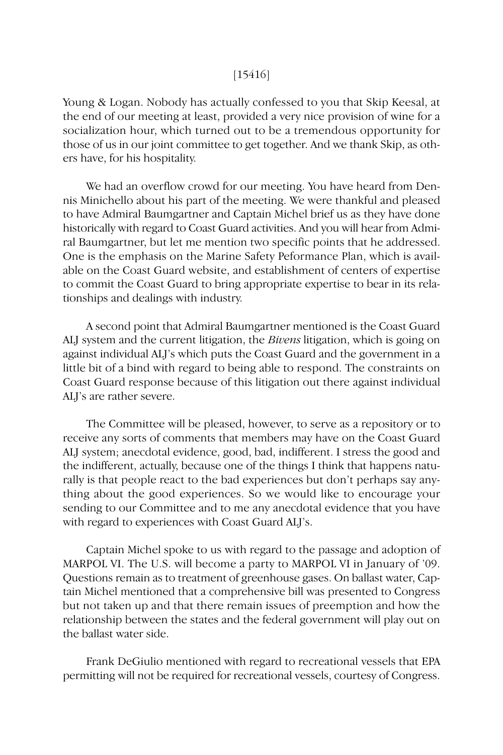Young & Logan. Nobody has actually confessed to you that Skip Keesal, at the end of our meeting at least, provided a very nice provision of wine for a socialization hour, which turned out to be a tremendous opportunity for those of us in our joint committee to get together. And we thank Skip, as others have, for his hospitality.

We had an overflow crowd for our meeting. You have heard from Dennis Minichello about his part of the meeting. We were thankful and pleased to have Admiral Baumgartner and Captain Michel brief us as they have done historically with regard to Coast Guard activities. And you will hear from Admiral Baumgartner, but let me mention two specific points that he addressed. One is the emphasis on the Marine Safety Peformance Plan, which is available on the Coast Guard website, and establishment of centers of expertise to commit the Coast Guard to bring appropriate expertise to bear in its relationships and dealings with industry.

A second point that Admiral Baumgartner mentioned is the Coast Guard ALJ system and the current litigation, the *Bivens* litigation, which is going on against individual ALJ's which puts the Coast Guard and the government in a little bit of a bind with regard to being able to respond. The constraints on Coast Guard response because of this litigation out there against individual ALJ's are rather severe.

The Committee will be pleased, however, to serve as a repository or to receive any sorts of comments that members may have on the Coast Guard ALJ system; anecdotal evidence, good, bad, indifferent. I stress the good and the indifferent, actually, because one of the things I think that happens naturally is that people react to the bad experiences but don't perhaps say anything about the good experiences. So we would like to encourage your sending to our Committee and to me any anecdotal evidence that you have with regard to experiences with Coast Guard ALJ's.

Captain Michel spoke to us with regard to the passage and adoption of MARPOL VI. The U.S. will become a party to MARPOL VI in January of '09. Questions remain as to treatment of greenhouse gases. On ballast water, Captain Michel mentioned that a comprehensive bill was presented to Congress but not taken up and that there remain issues of preemption and how the relationship between the states and the federal government will play out on the ballast water side.

Frank DeGiulio mentioned with regard to recreational vessels that EPA permitting will not be required for recreational vessels, courtesy of Congress.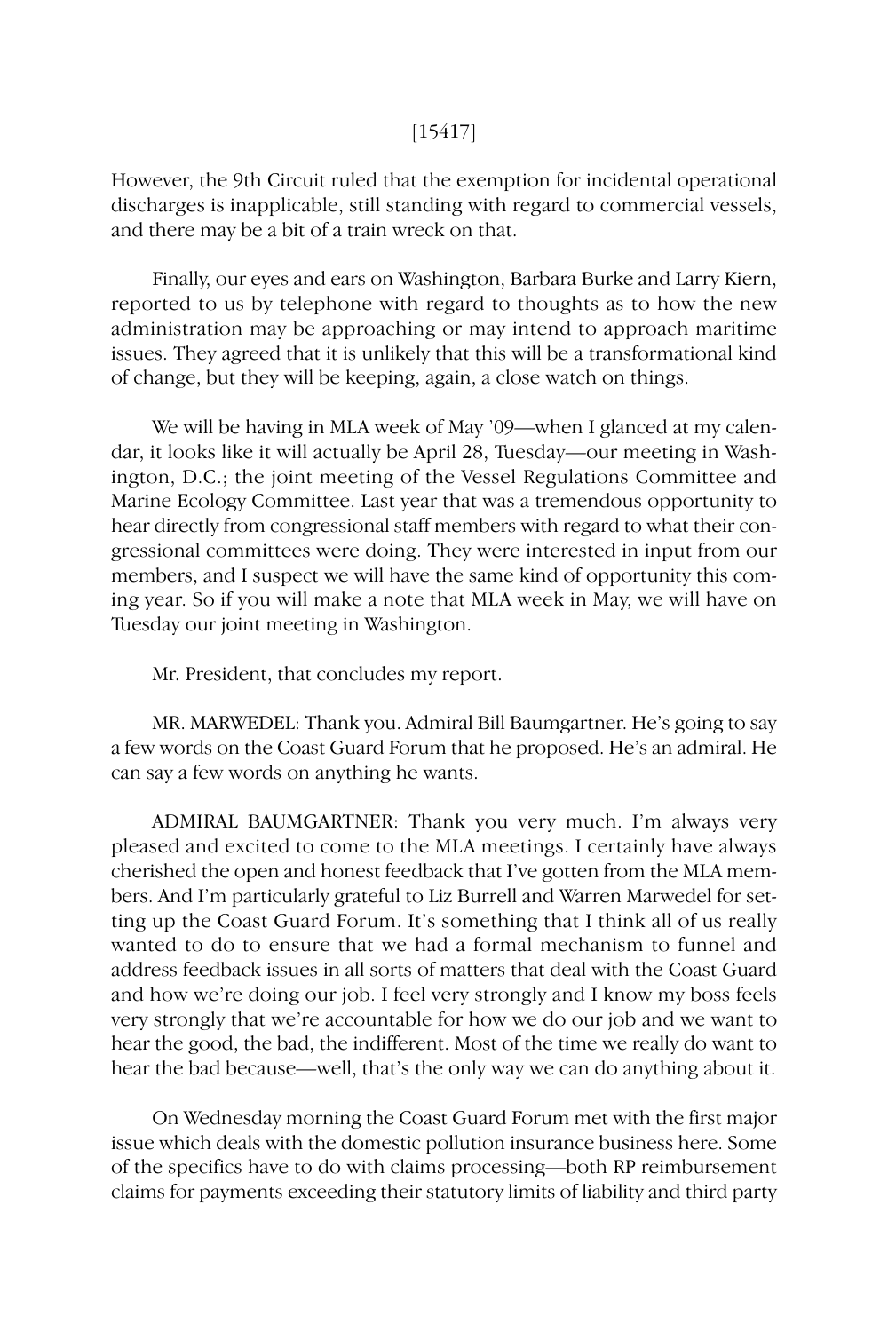However, the 9th Circuit ruled that the exemption for incidental operational discharges is inapplicable, still standing with regard to commercial vessels, and there may be a bit of a train wreck on that.

Finally, our eyes and ears on Washington, Barbara Burke and Larry Kiern, reported to us by telephone with regard to thoughts as to how the new administration may be approaching or may intend to approach maritime issues. They agreed that it is unlikely that this will be a transformational kind of change, but they will be keeping, again, a close watch on things.

We will be having in MLA week of May '09—when I glanced at my calendar, it looks like it will actually be April 28, Tuesday—our meeting in Washington, D.C.; the joint meeting of the Vessel Regulations Committee and Marine Ecology Committee. Last year that was a tremendous opportunity to hear directly from congressional staff members with regard to what their congressional committees were doing. They were interested in input from our members, and I suspect we will have the same kind of opportunity this coming year. So if you will make a note that MLA week in May, we will have on Tuesday our joint meeting in Washington.

Mr. President, that concludes my report.

MR. MARWEDEL: Thank you. Admiral Bill Baumgartner. He's going to say a few words on the Coast Guard Forum that he proposed. He's an admiral. He can say a few words on anything he wants.

ADMIRAL BAUMGARTNER: Thank you very much. I'm always very pleased and excited to come to the MLA meetings. I certainly have always cherished the open and honest feedback that I've gotten from the MLA members. And I'm particularly grateful to Liz Burrell and Warren Marwedel for setting up the Coast Guard Forum. It's something that I think all of us really wanted to do to ensure that we had a formal mechanism to funnel and address feedback issues in all sorts of matters that deal with the Coast Guard and how we're doing our job. I feel very strongly and I know my boss feels very strongly that we're accountable for how we do our job and we want to hear the good, the bad, the indifferent. Most of the time we really do want to hear the bad because—well, that's the only way we can do anything about it.

On Wednesday morning the Coast Guard Forum met with the first major issue which deals with the domestic pollution insurance business here. Some of the specifics have to do with claims processing—both RP reimbursement claims for payments exceeding their statutory limits of liability and third party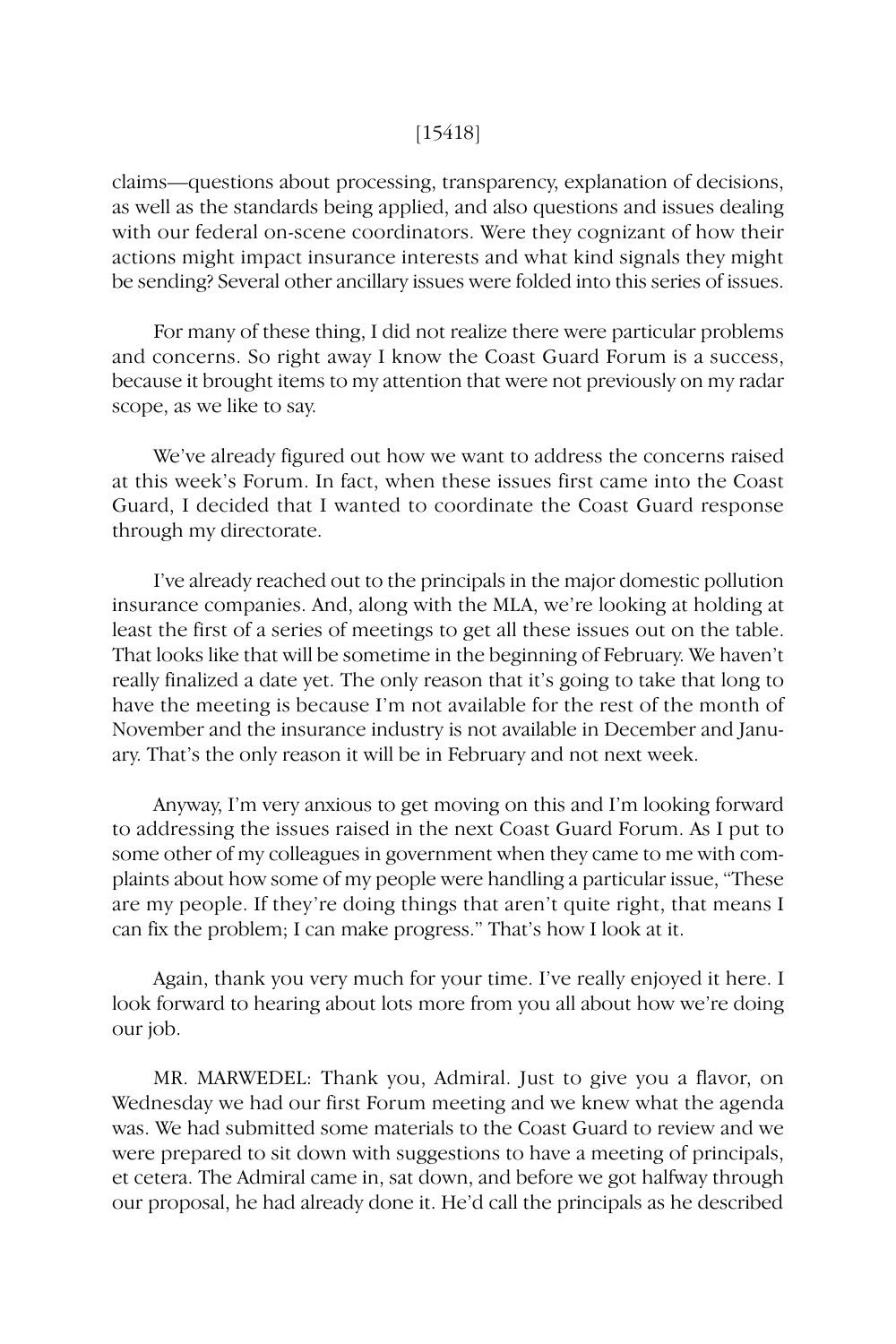claims—questions about processing, transparency, explanation of decisions, as well as the standards being applied, and also questions and issues dealing with our federal on-scene coordinators. Were they cognizant of how their actions might impact insurance interests and what kind signals they might be sending? Several other ancillary issues were folded into this series of issues.

For many of these thing, I did not realize there were particular problems and concerns. So right away I know the Coast Guard Forum is a success, because it brought items to my attention that were not previously on my radar scope, as we like to say.

We've already figured out how we want to address the concerns raised at this week's Forum. In fact, when these issues first came into the Coast Guard, I decided that I wanted to coordinate the Coast Guard response through my directorate.

I've already reached out to the principals in the major domestic pollution insurance companies. And, along with the MLA, we're looking at holding at least the first of a series of meetings to get all these issues out on the table. That looks like that will be sometime in the beginning of February. We haven't really finalized a date yet. The only reason that it's going to take that long to have the meeting is because I'm not available for the rest of the month of November and the insurance industry is not available in December and January. That's the only reason it will be in February and not next week.

Anyway, I'm very anxious to get moving on this and I'm looking forward to addressing the issues raised in the next Coast Guard Forum. As I put to some other of my colleagues in government when they came to me with complaints about how some of my people were handling a particular issue, "These are my people. If they're doing things that aren't quite right, that means I can fix the problem; I can make progress." That's how I look at it.

Again, thank you very much for your time. I've really enjoyed it here. I look forward to hearing about lots more from you all about how we're doing our job.

MR. MARWEDEL: Thank you, Admiral. Just to give you a flavor, on Wednesday we had our first Forum meeting and we knew what the agenda was. We had submitted some materials to the Coast Guard to review and we were prepared to sit down with suggestions to have a meeting of principals, et cetera. The Admiral came in, sat down, and before we got halfway through our proposal, he had already done it. He'd call the principals as he described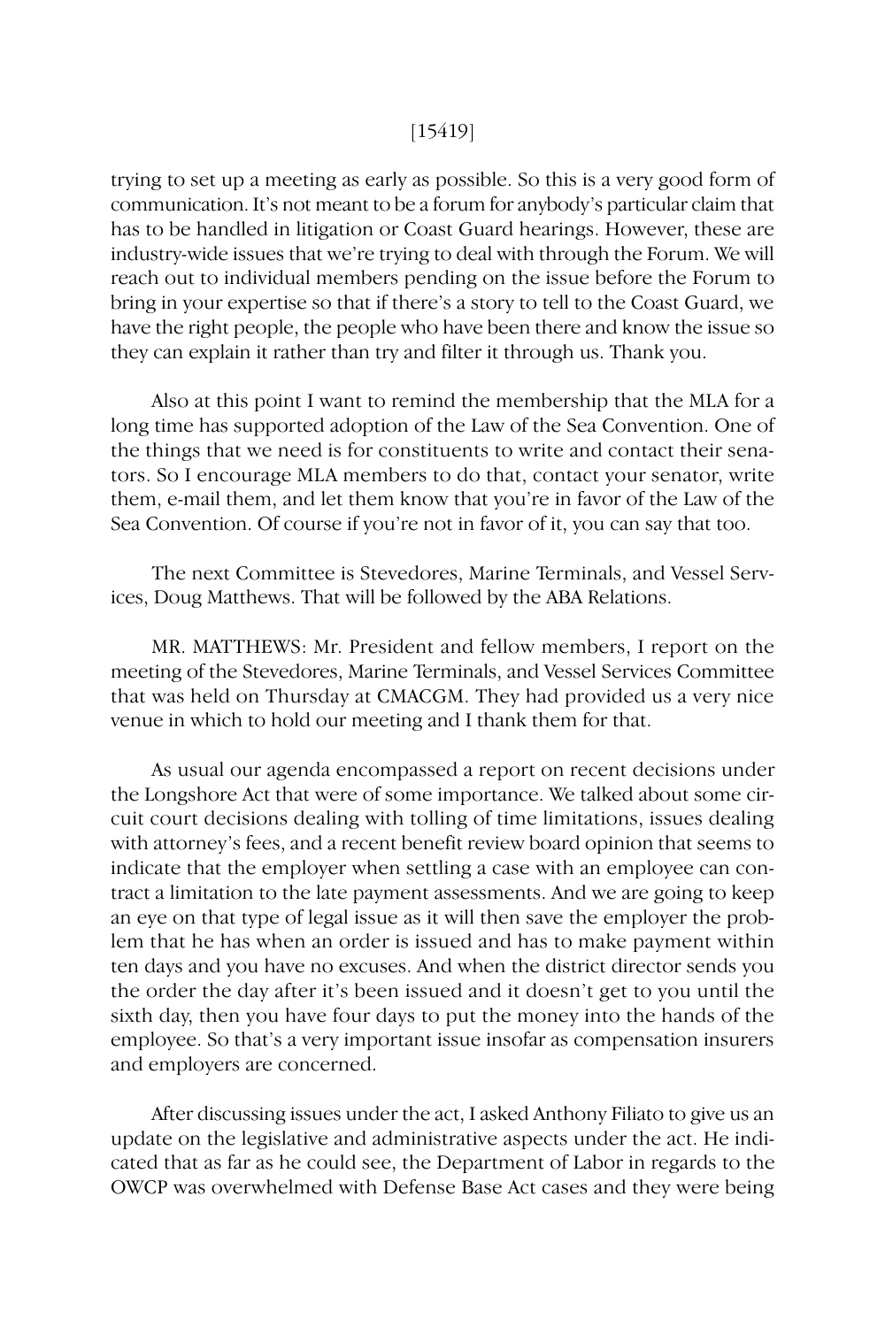trying to set up a meeting as early as possible. So this is a very good form of communication. It's not meant to be a forum for anybody's particular claim that has to be handled in litigation or Coast Guard hearings. However, these are industry-wide issues that we're trying to deal with through the Forum. We will reach out to individual members pending on the issue before the Forum to bring in your expertise so that if there's a story to tell to the Coast Guard, we have the right people, the people who have been there and know the issue so they can explain it rather than try and filter it through us. Thank you.

Also at this point I want to remind the membership that the MLA for a long time has supported adoption of the Law of the Sea Convention. One of the things that we need is for constituents to write and contact their senators. So I encourage MLA members to do that, contact your senator, write them, e-mail them, and let them know that you're in favor of the Law of the Sea Convention. Of course if you're not in favor of it, you can say that too.

The next Committee is Stevedores, Marine Terminals, and Vessel Services, Doug Matthews. That will be followed by the ABA Relations.

MR. MATTHEWS: Mr. President and fellow members, I report on the meeting of the Stevedores, Marine Terminals, and Vessel Services Committee that was held on Thursday at CMACGM. They had provided us a very nice venue in which to hold our meeting and I thank them for that.

As usual our agenda encompassed a report on recent decisions under the Longshore Act that were of some importance. We talked about some circuit court decisions dealing with tolling of time limitations, issues dealing with attorney's fees, and a recent benefit review board opinion that seems to indicate that the employer when settling a case with an employee can contract a limitation to the late payment assessments. And we are going to keep an eye on that type of legal issue as it will then save the employer the problem that he has when an order is issued and has to make payment within ten days and you have no excuses. And when the district director sends you the order the day after it's been issued and it doesn't get to you until the sixth day, then you have four days to put the money into the hands of the employee. So that's a very important issue insofar as compensation insurers and employers are concerned.

After discussing issues under the act, I asked Anthony Filiato to give us an update on the legislative and administrative aspects under the act. He indicated that as far as he could see, the Department of Labor in regards to the OWCP was overwhelmed with Defense Base Act cases and they were being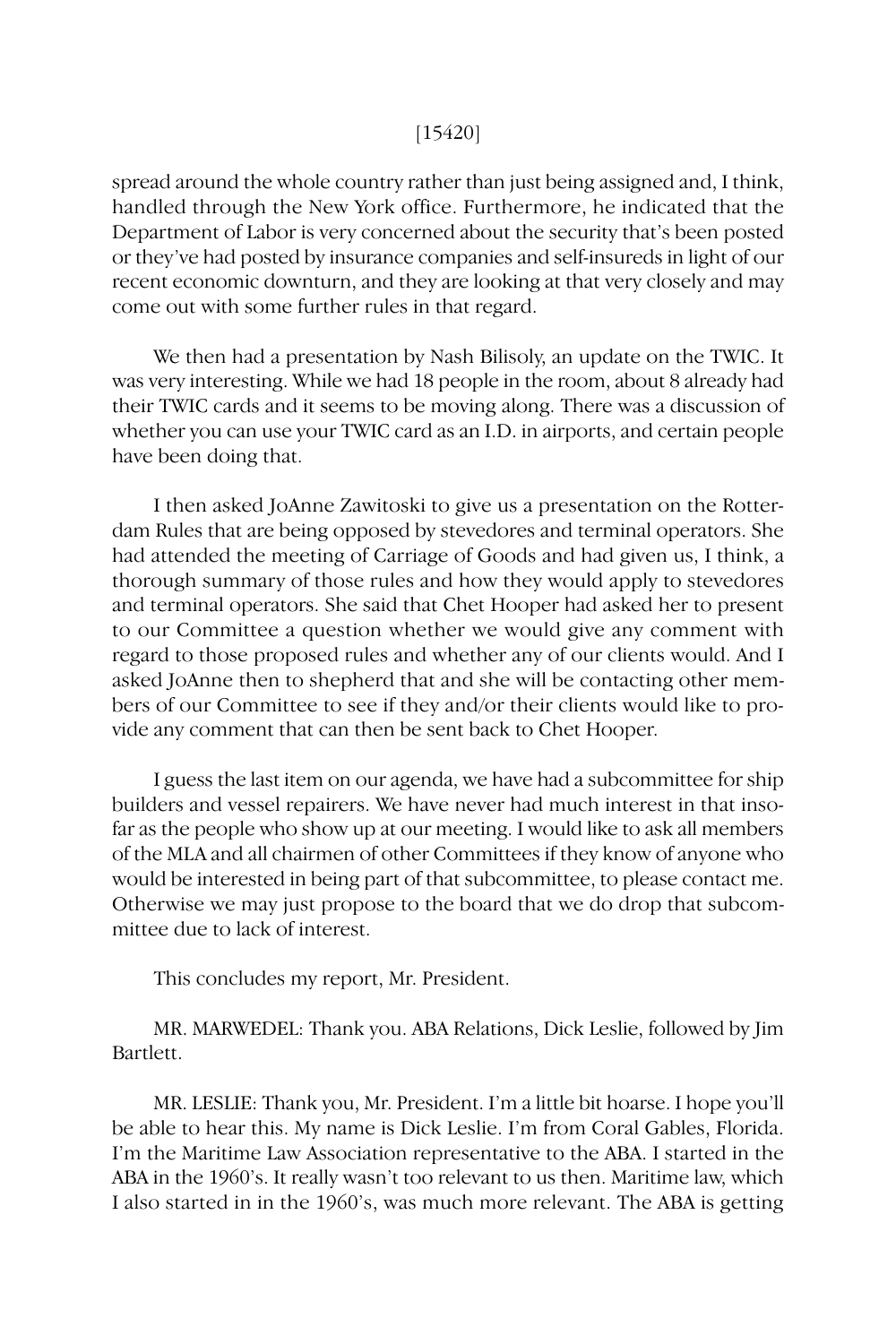spread around the whole country rather than just being assigned and, I think, handled through the New York office. Furthermore, he indicated that the Department of Labor is very concerned about the security that's been posted or they've had posted by insurance companies and self-insureds in light of our recent economic downturn, and they are looking at that very closely and may come out with some further rules in that regard.

We then had a presentation by Nash Bilisoly, an update on the TWIC. It was very interesting. While we had 18 people in the room, about 8 already had their TWIC cards and it seems to be moving along. There was a discussion of whether you can use your TWIC card as an I.D. in airports, and certain people have been doing that.

I then asked JoAnne Zawitoski to give us a presentation on the Rotterdam Rules that are being opposed by stevedores and terminal operators. She had attended the meeting of Carriage of Goods and had given us, I think, a thorough summary of those rules and how they would apply to stevedores and terminal operators. She said that Chet Hooper had asked her to present to our Committee a question whether we would give any comment with regard to those proposed rules and whether any of our clients would. And I asked JoAnne then to shepherd that and she will be contacting other members of our Committee to see if they and/or their clients would like to provide any comment that can then be sent back to Chet Hooper.

I guess the last item on our agenda, we have had a subcommittee for ship builders and vessel repairers. We have never had much interest in that insofar as the people who show up at our meeting. I would like to ask all members of the MLA and all chairmen of other Committees if they know of anyone who would be interested in being part of that subcommittee, to please contact me. Otherwise we may just propose to the board that we do drop that subcommittee due to lack of interest.

This concludes my report, Mr. President.

MR. MARWEDEL: Thank you. ABA Relations, Dick Leslie, followed by Jim Bartlett.

MR. LESLIE: Thank you, Mr. President. I'm a little bit hoarse. I hope you'll be able to hear this. My name is Dick Leslie. I'm from Coral Gables, Florida. I'm the Maritime Law Association representative to the ABA. I started in the ABA in the 1960's. It really wasn't too relevant to us then. Maritime law, which I also started in in the 1960's, was much more relevant. The ABA is getting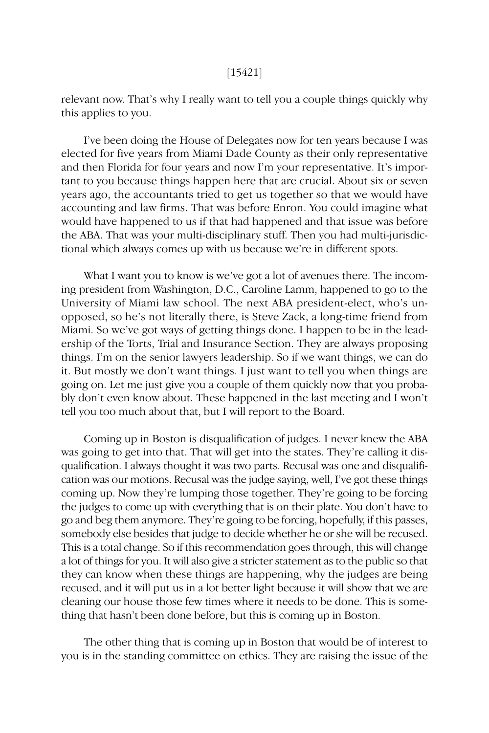relevant now. That's why I really want to tell you a couple things quickly why this applies to you.

I've been doing the House of Delegates now for ten years because I was elected for five years from Miami Dade County as their only representative and then Florida for four years and now I'm your representative. It's important to you because things happen here that are crucial. About six or seven years ago, the accountants tried to get us together so that we would have accounting and law firms. That was before Enron. You could imagine what would have happened to us if that had happened and that issue was before the ABA. That was your multi-disciplinary stuff. Then you had multi-jurisdictional which always comes up with us because we're in different spots.

What I want you to know is we've got a lot of avenues there. The incoming president from Washington, D.C., Caroline Lamm, happened to go to the University of Miami law school. The next ABA president-elect, who's unopposed, so he's not literally there, is Steve Zack, a long-time friend from Miami. So we've got ways of getting things done. I happen to be in the leadership of the Torts, Trial and Insurance Section. They are always proposing things. I'm on the senior lawyers leadership. So if we want things, we can do it. But mostly we don't want things. I just want to tell you when things are going on. Let me just give you a couple of them quickly now that you probably don't even know about. These happened in the last meeting and I won't tell you too much about that, but I will report to the Board.

Coming up in Boston is disqualification of judges. I never knew the ABA was going to get into that. That will get into the states. They're calling it disqualification. I always thought it was two parts. Recusal was one and disqualification was our motions. Recusal was the judge saying, well, I've got these things coming up. Now they're lumping those together. They're going to be forcing the judges to come up with everything that is on their plate. You don't have to go and beg them anymore. They're going to be forcing, hopefully, if this passes, somebody else besides that judge to decide whether he or she will be recused. This is a total change. So if this recommendation goes through, this will change a lot of things for you. It will also give a stricter statement as to the public so that they can know when these things are happening, why the judges are being recused, and it will put us in a lot better light because it will show that we are cleaning our house those few times where it needs to be done. This is something that hasn't been done before, but this is coming up in Boston.

The other thing that is coming up in Boston that would be of interest to you is in the standing committee on ethics. They are raising the issue of the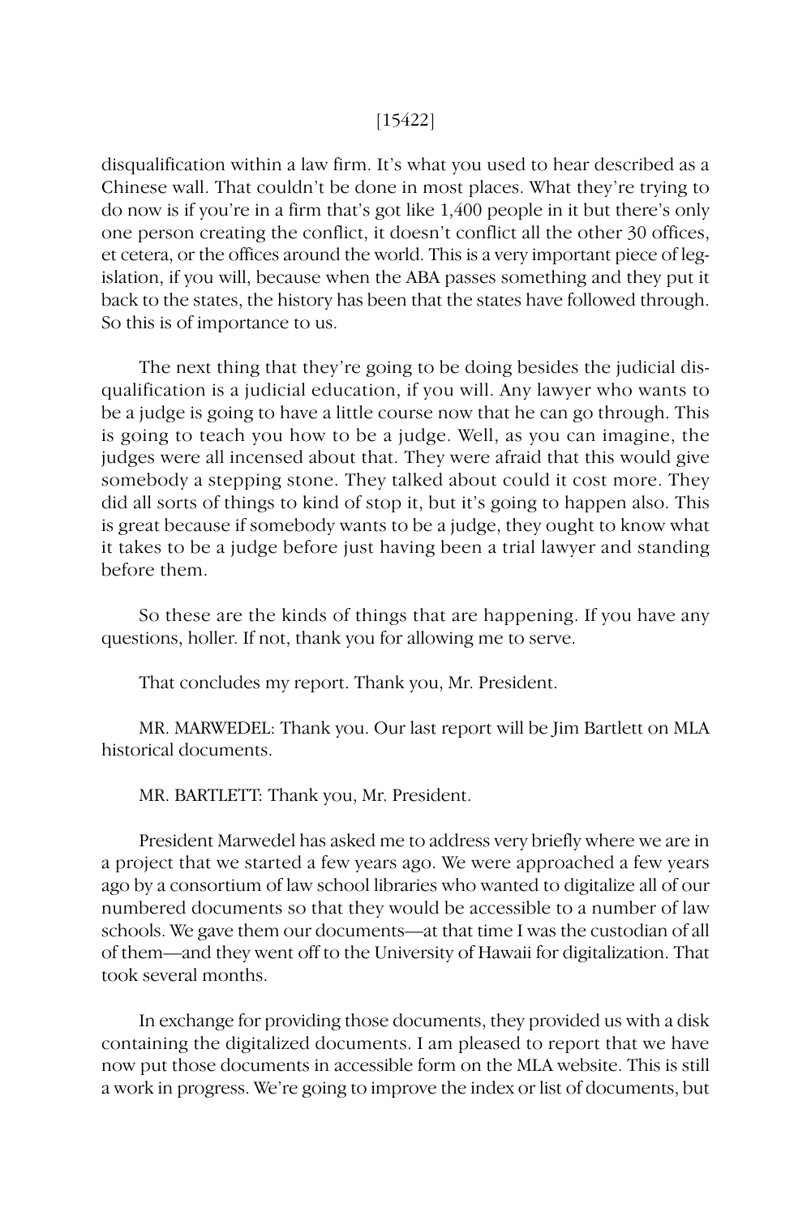disqualification within a law firm. It's what you used to hear described as a Chinese wall. That couldn't be done in most places. What they're trying to do now is if you're in a firm that's got like 1,400 people in it but there's only one person creating the conflict, it doesn't conflict all the other 30 offices, et cetera, or the offices around the world. This is a very important piece of legislation, if you will, because when the ABA passes something and they put it back to the states, the history has been that the states have followed through. So this is of importance to us.

The next thing that they're going to be doing besides the judicial disqualification is a judicial education, if you will. Any lawyer who wants to be a judge is going to have a little course now that he can go through. This is going to teach you how to be a judge. Well, as you can imagine, the judges were all incensed about that. They were afraid that this would give somebody a stepping stone. They talked about could it cost more. They did all sorts of things to kind of stop it, but it's going to happen also. This is great because if somebody wants to be a judge, they ought to know what it takes to be a judge before just having been a trial lawyer and standing before them.

So these are the kinds of things that are happening. If you have any questions, holler. If not, thank you for allowing me to serve.

That concludes my report. Thank you, Mr. President.

MR. MARWEDEL: Thank you. Our last report will be Jim Bartlett on MLA historical documents.

MR. BARTLETT: Thank you, Mr. President.

President Marwedel has asked me to address very briefly where we are in a project that we started a few years ago. We were approached a few years ago by a consortium of law school libraries who wanted to digitalize all of our numbered documents so that they would be accessible to a number of law schools. We gave them our documents—at that time I was the custodian of all of them—and they went off to the University of Hawaii for digitalization. That took several months.

In exchange for providing those documents, they provided us with a disk containing the digitalized documents. I am pleased to report that we have now put those documents in accessible form on the MLA website. This is still a work in progress. We're going to improve the index or list of documents, but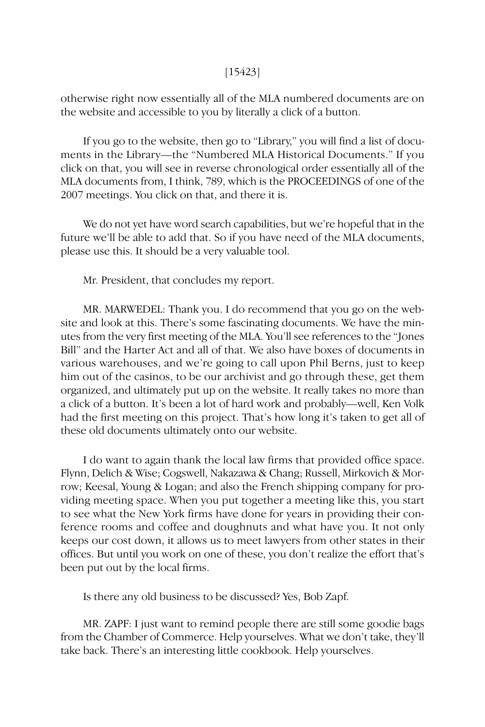otherwise right now essentially all of the MLA numbered documents are on the website and accessible to you by literally a click of a button.

If you go to the website, then go to "Library," you will find a list of documents in the Library—the "Numbered MLA Historical Documents." If you click on that, you will see in reverse chronological order essentially all of the MLA documents from, I think, 789, which is the PROCEEDINGS of one of the 2007 meetings. You click on that, and there it is.

We do not yet have word search capabilities, but we're hopeful that in the future we'll be able to add that. So if you have need of the MLA documents, please use this. It should be a very valuable tool.

Mr. President, that concludes my report.

MR. MARWEDEL: Thank you. I do recommend that you go on the website and look at this. There's some fascinating documents. We have the minutes from the very first meeting of the MLA. You'll see references to the "Jones Bill" and the Harter Act and all of that. We also have boxes of documents in various warehouses, and we're going to call upon Phil Berns, just to keep him out of the casinos, to be our archivist and go through these, get them organized, and ultimately put up on the website. It really takes no more than a click of a button. It's been a lot of hard work and probably—well, Ken Volk had the first meeting on this project. That's how long it's taken to get all of these old documents ultimately onto our website.

I do want to again thank the local law firms that provided office space. Flynn, Delich & Wise; Cogswell, Nakazawa & Chang; Russell, Mirkovich & Morrow; Keesal, Young & Logan; and also the French shipping company for providing meeting space. When you put together a meeting like this, you start to see what the New York firms have done for years in providing their conference rooms and coffee and doughnuts and what have you. It not only keeps our cost down, it allows us to meet lawyers from other states in their offices. But until you work on one of these, you don't realize the effort that's been put out by the local firms.

Is there any old business to be discussed? Yes, Bob Zapf.

MR. ZAPF: I just want to remind people there are still some goodie bags from the Chamber of Commerce. Help yourselves. What we don't take, they'll take back. There's an interesting little cookbook. Help yourselves.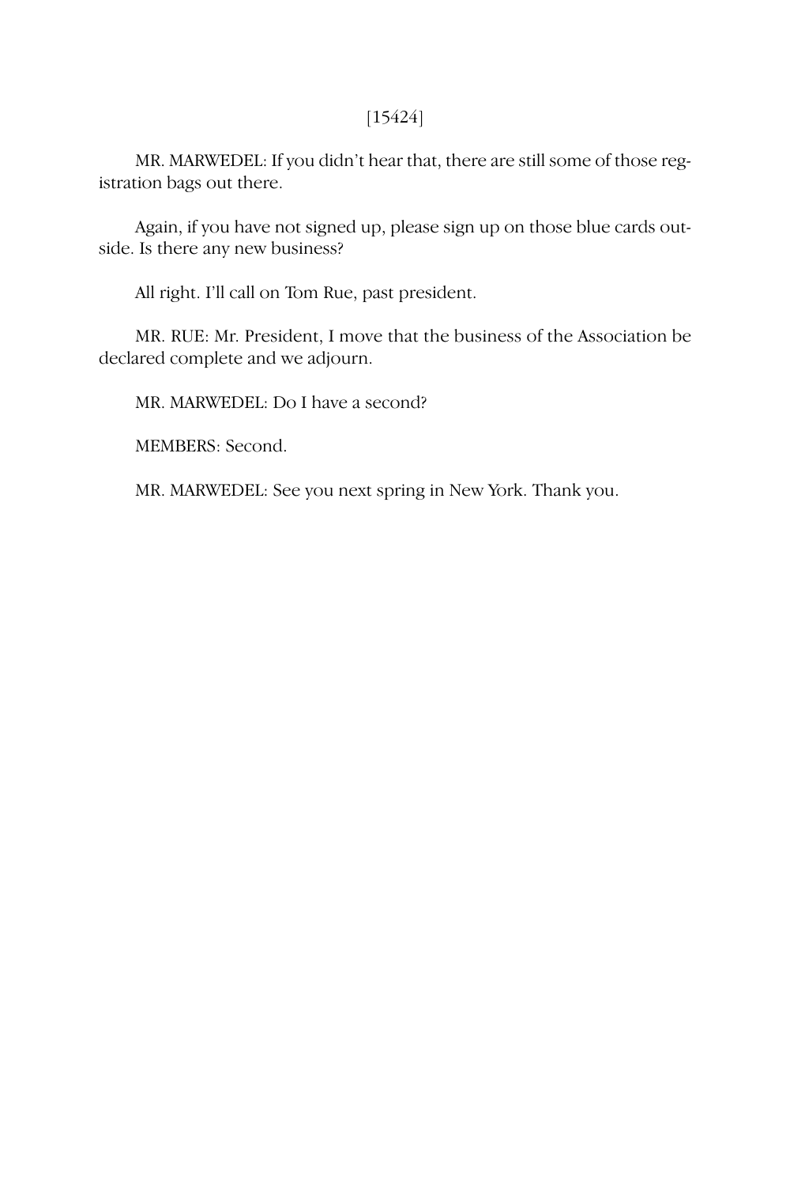MR. MARWEDEL: If you didn't hear that, there are still some of those registration bags out there.

Again, if you have not signed up, please sign up on those blue cards outside. Is there any new business?

All right. I'll call on Tom Rue, past president.

MR. RUE: Mr. President, I move that the business of the Association be declared complete and we adjourn.

MR. MARWEDEL: Do I have a second?

MEMBERS: Second.

MR. MARWEDEL: See you next spring in New York. Thank you.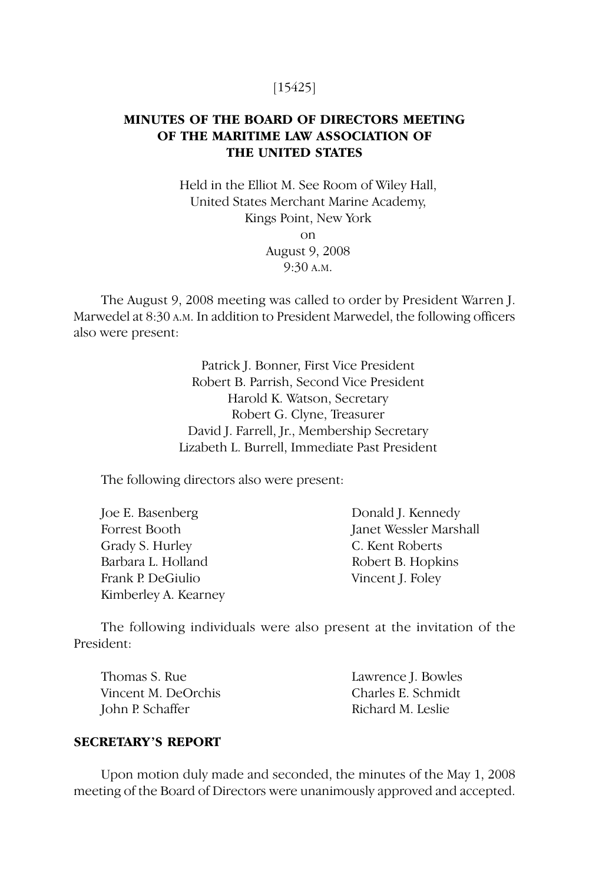[15425]

# MINUTES OF THE BOARD OF DIRECTORS MEETING OF THE MARITIME LAW ASSOCIATION OF THE UNITED STATES

Held in the Elliot M. See Room of Wiley Hall,
United States Merchant Marine Academy,
Kings Point, New York
on
August 9, 2008
9:30 A.M.

The August 9, 2008 meeting was called to order by President Warren J. Marwedel at 8:30 A.M. In addition to President Marwedel, the following officers also were present:

Patrick J. Bonner, First Vice President
Robert B. Parrish, Second Vice President
Harold K. Watson, Secretary
Robert G. Clyne, Treasurer
David J. Farrell, Jr., Membership Secretary
Lizabeth L. Burrell, Immediate Past President

The following directors also were present:

Joe E. Basenberg
Forrest Booth
Grady S. Hurley
Barbara L. Holland
Frank P. DeGiulio
Kimberley A. Kearney
Donald J. Kennedy
Janet Wessler Marshall
C. Kent Roberts
Robert B. Hopkins
Vincent J. Foley

The following individuals were also present at the invitation of the President:

Thomas S. Rue
Vincent M. DeOrchis
John P. Schaffer
Lawrence J. Bowles
Charles E. Schmidt
Richard M. Leslie

## SECRETARY'S REPORT

Upon motion duly made and seconded, the minutes of the May 1, 2008 meeting of the Board of Directors were unanimously approved and accepted.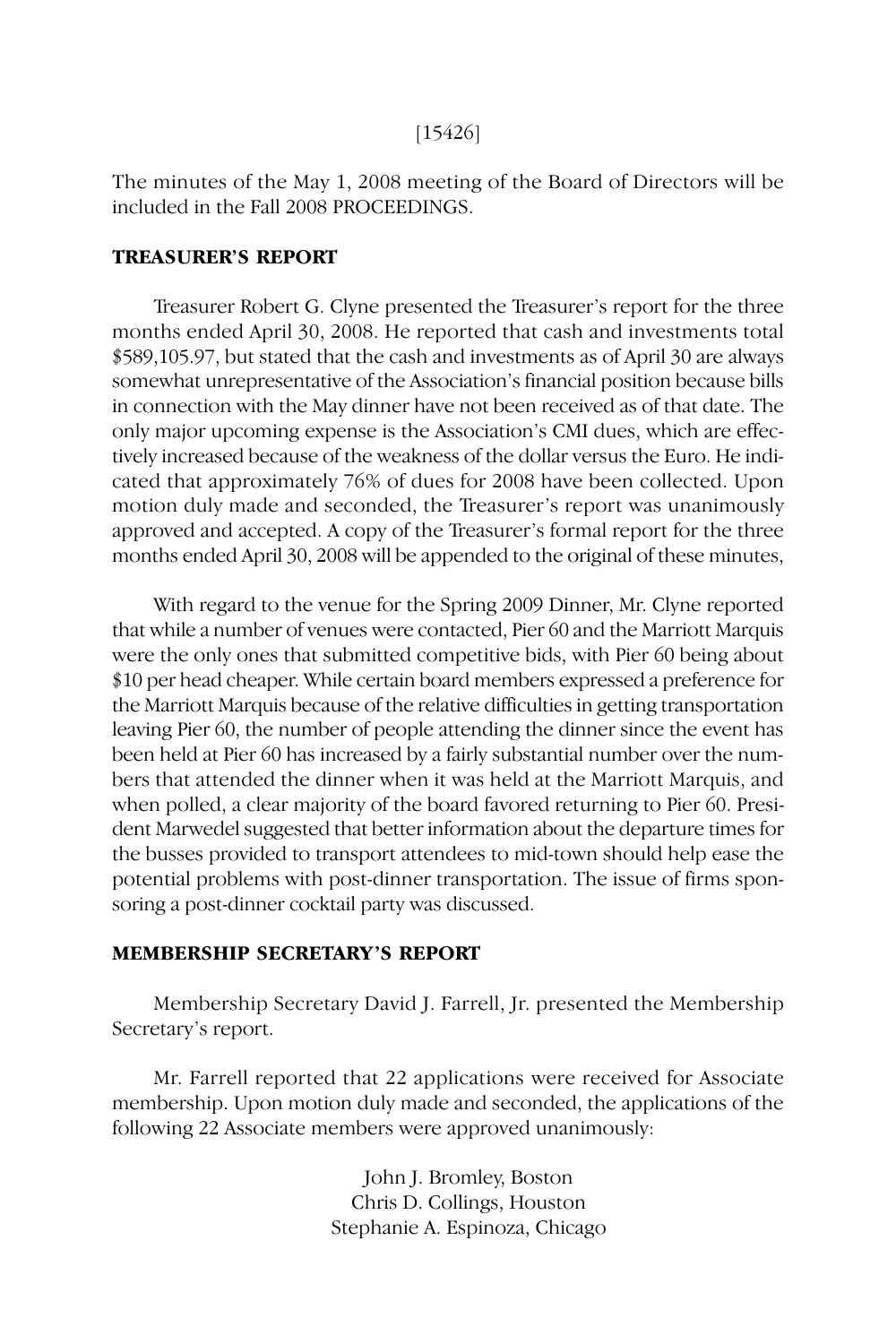The minutes of the May 1, 2008 meeting of the Board of Directors will be included in the Fall 2008 PROCEEDINGS.

**TREASURER'S REPORT**

Treasurer Robert G. Clyne presented the Treasurer's report for the three months ended April 30, 2008. He reported that cash and investments total $589,105.97, but stated that the cash and investments as of April 30 are always somewhat unrepresentative of the Association's financial position because bills in connection with the May dinner have not been received as of that date. The only major upcoming expense is the Association's CMI dues, which are effectively increased because of the weakness of the dollar versus the Euro. He indicated that approximately 76% of dues for 2008 have been collected. Upon motion duly made and seconded, the Treasurer's report was unanimously approved and accepted. A copy of the Treasurer's formal report for the three months ended April 30, 2008 will be appended to the original of these minutes,

With regard to the venue for the Spring 2009 Dinner, Mr. Clyne reported that while a number of venues were contacted, Pier 60 and the Marriott Marquis were the only ones that submitted competitive bids, with Pier 60 being about $10 per head cheaper. While certain board members expressed a preference for the Marriott Marquis because of the relative difficulties in getting transportation leaving Pier 60, the number of people attending the dinner since the event has been held at Pier 60 has increased by a fairly substantial number over the numbers that attended the dinner when it was held at the Marriott Marquis, and when polled, a clear majority of the board favored returning to Pier 60. President Marwedel suggested that better information about the departure times for the busses provided to transport attendees to mid-town should help ease the potential problems with post-dinner transportation. The issue of firms sponsoring a post-dinner cocktail party was discussed.

**MEMBERSHIP SECRETARY'S REPORT**

Membership Secretary David J. Farrell, Jr. presented the Membership Secretary's report.

Mr. Farrell reported that 22 applications were received for Associate membership. Upon motion duly made and seconded, the applications of the following 22 Associate members were approved unanimously:

John J. Bromley, Boston
Chris D. Collings, Houston
Stephanie A. Espinoza, Chicago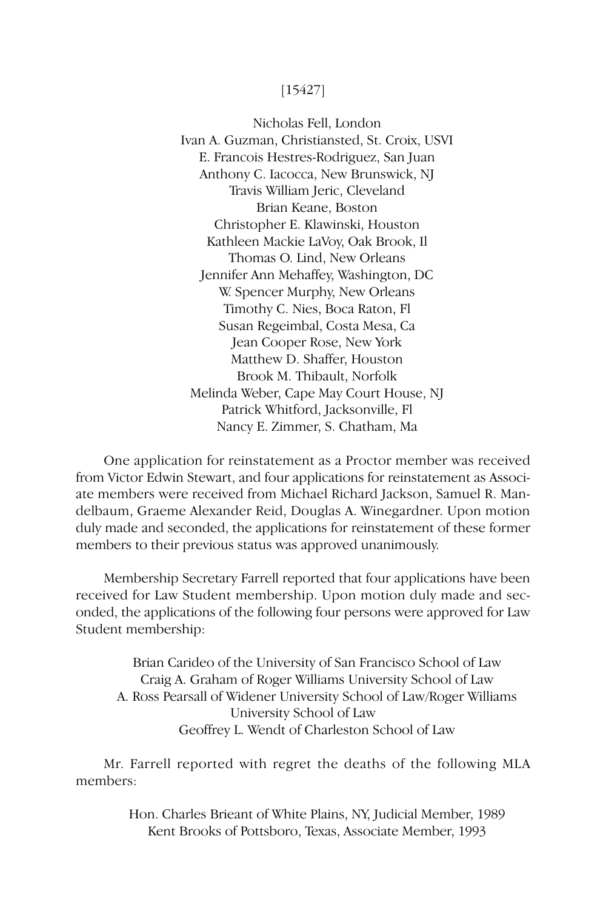[15427]

Nicholas Fell, London
Ivan A. Guzman, Christiansted, St. Croix, USVI
E. Francois Hestres-Rodriguez, San Juan
Anthony C. Iacocca, New Brunswick, NJ
Travis William Jeric, Cleveland
Brian Keane, Boston
Christopher E. Klawinski, Houston
Kathleen Mackie LaVoy, Oak Brook, Il
Thomas O. Lind, New Orleans
Jennifer Ann Mehaffey, Washington, DC
W. Spencer Murphy, New Orleans
Timothy C. Nies, Boca Raton, Fl
Susan Regeimbal, Costa Mesa, Ca
Jean Cooper Rose, New York
Matthew D. Shaffer, Houston
Brook M. Thibault, Norfolk
Melinda Weber, Cape May Court House, NJ
Patrick Whitford, Jacksonville, Fl
Nancy E. Zimmer, S. Chatham, Ma

One application for reinstatement as a Proctor member was received from Victor Edwin Stewart, and four applications for reinstatement as Associate members were received from Michael Richard Jackson, Samuel R. Mandelbaum, Graeme Alexander Reid, Douglas A. Winegardner. Upon motion duly made and seconded, the applications for reinstatement of these former members to their previous status was approved unanimously.

Membership Secretary Farrell reported that four applications have been received for Law Student membership. Upon motion duly made and seconded, the applications of the following four persons were approved for Law Student membership:

Brian Carideo of the University of San Francisco School of Law
Craig A. Graham of Roger Williams University School of Law
A. Ross Pearsall of Widener University School of Law/Roger Williams University School of Law
Geoffrey L. Wendt of Charleston School of Law

Mr. Farrell reported with regret the deaths of the following MLA members:

Hon. Charles Brieant of White Plains, NY, Judicial Member, 1989
Kent Brooks of Pottsboro, Texas, Associate Member, 1993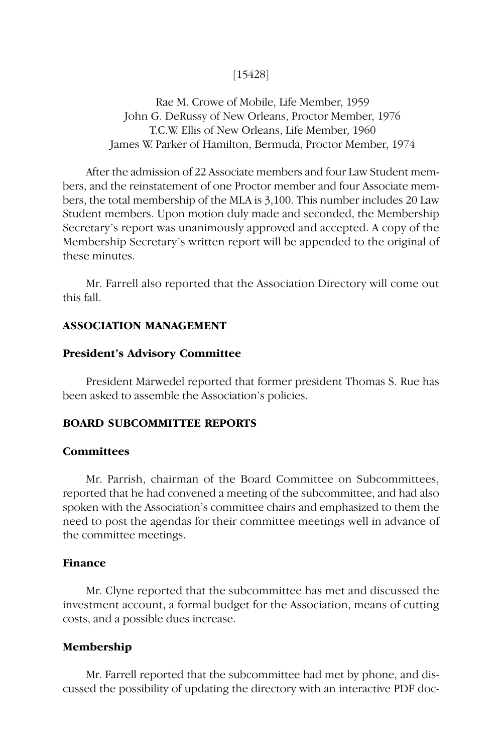[15428]

Rae M. Crowe of Mobile, Life Member, 1959
John G. DeRussy of New Orleans, Proctor Member, 1976
T.C.W. Ellis of New Orleans, Life Member, 1960
James W. Parker of Hamilton, Bermuda, Proctor Member, 1974

After the admission of 22 Associate members and four Law Student members, and the reinstatement of one Proctor member and four Associate members, the total membership of the MLA is 3,100. This number includes 20 Law Student members. Upon motion duly made and seconded, the Membership Secretary's report was unanimously approved and accepted. A copy of the Membership Secretary's written report will be appended to the original of these minutes.

Mr. Farrell also reported that the Association Directory will come out this fall.

## ASSOCIATION MANAGEMENT

### President's Advisory Committee

President Marwedel reported that former president Thomas S. Rue has been asked to assemble the Association's policies.

## BOARD SUBCOMMITTEE REPORTS

### Committees

Mr. Parrish, chairman of the Board Committee on Subcommittees, reported that he had convened a meeting of the subcommittee, and had also spoken with the Association's committee chairs and emphasized to them the need to post the agendas for their committee meetings well in advance of the committee meetings.

### Finance

Mr. Clyne reported that the subcommittee has met and discussed the investment account, a formal budget for the Association, means of cutting costs, and a possible dues increase.

### Membership

Mr. Farrell reported that the subcommittee had met by phone, and discussed the possibility of updating the directory with an interactive PDF doc-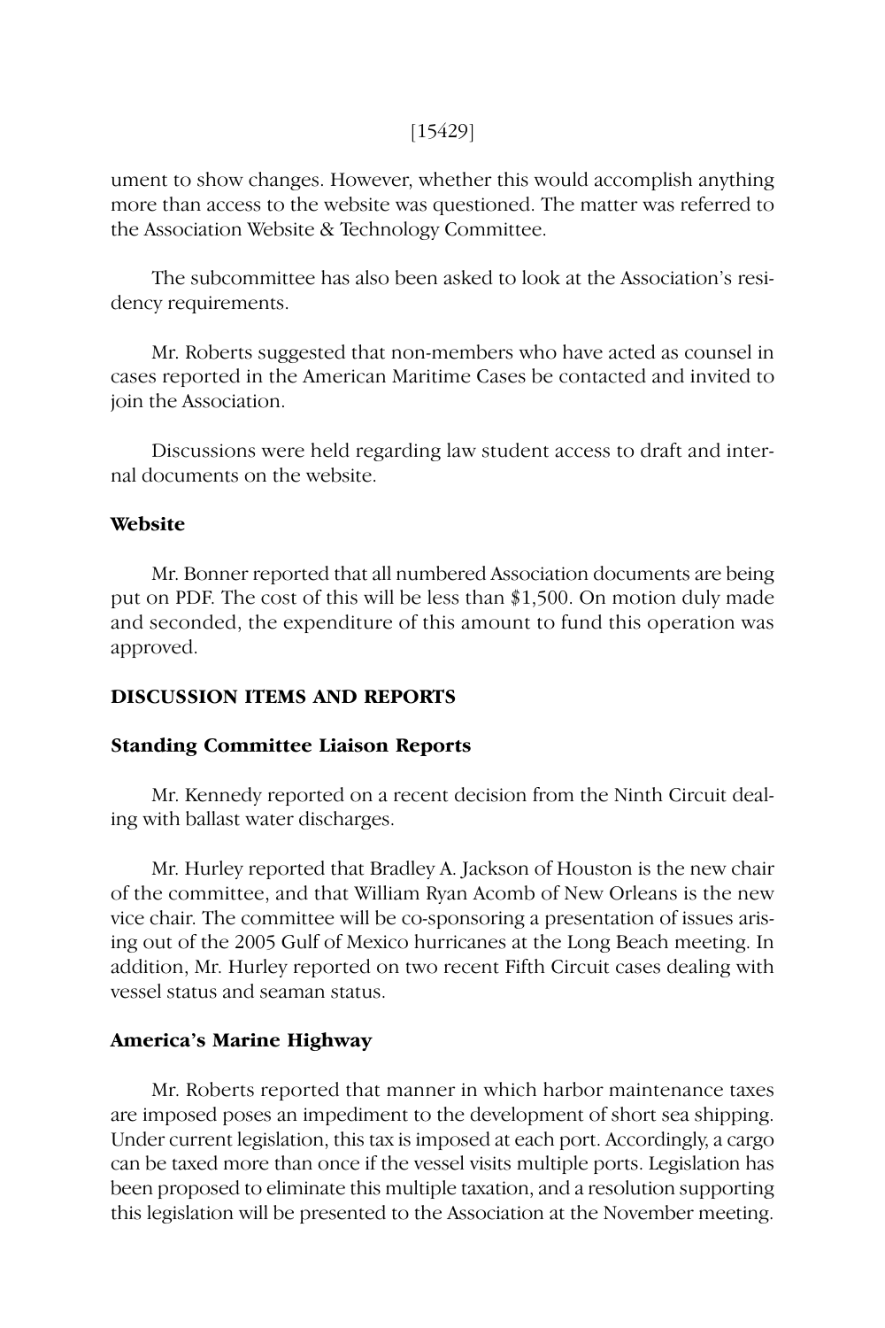ument to show changes. However, whether this would accomplish anything more than access to the website was questioned. The matter was referred to the Association Website & Technology Committee.

The subcommittee has also been asked to look at the Association's residency requirements.

Mr. Roberts suggested that non-members who have acted as counsel in cases reported in the American Maritime Cases be contacted and invited to join the Association.

Discussions were held regarding law student access to draft and internal documents on the website.

**Website**

Mr. Bonner reported that all numbered Association documents are being put on PDF. The cost of this will be less than $1,500. On motion duly made and seconded, the expenditure of this amount to fund this operation was approved.

**DISCUSSION ITEMS AND REPORTS**

**Standing Committee Liaison Reports**

Mr. Kennedy reported on a recent decision from the Ninth Circuit dealing with ballast water discharges.

Mr. Hurley reported that Bradley A. Jackson of Houston is the new chair of the committee, and that William Ryan Acomb of New Orleans is the new vice chair. The committee will be co-sponsoring a presentation of issues arising out of the 2005 Gulf of Mexico hurricanes at the Long Beach meeting. In addition, Mr. Hurley reported on two recent Fifth Circuit cases dealing with vessel status and seaman status.

**America's Marine Highway**

Mr. Roberts reported that manner in which harbor maintenance taxes are imposed poses an impediment to the development of short sea shipping. Under current legislation, this tax is imposed at each port. Accordingly, a cargo can be taxed more than once if the vessel visits multiple ports. Legislation has been proposed to eliminate this multiple taxation, and a resolution supporting this legislation will be presented to the Association at the November meeting.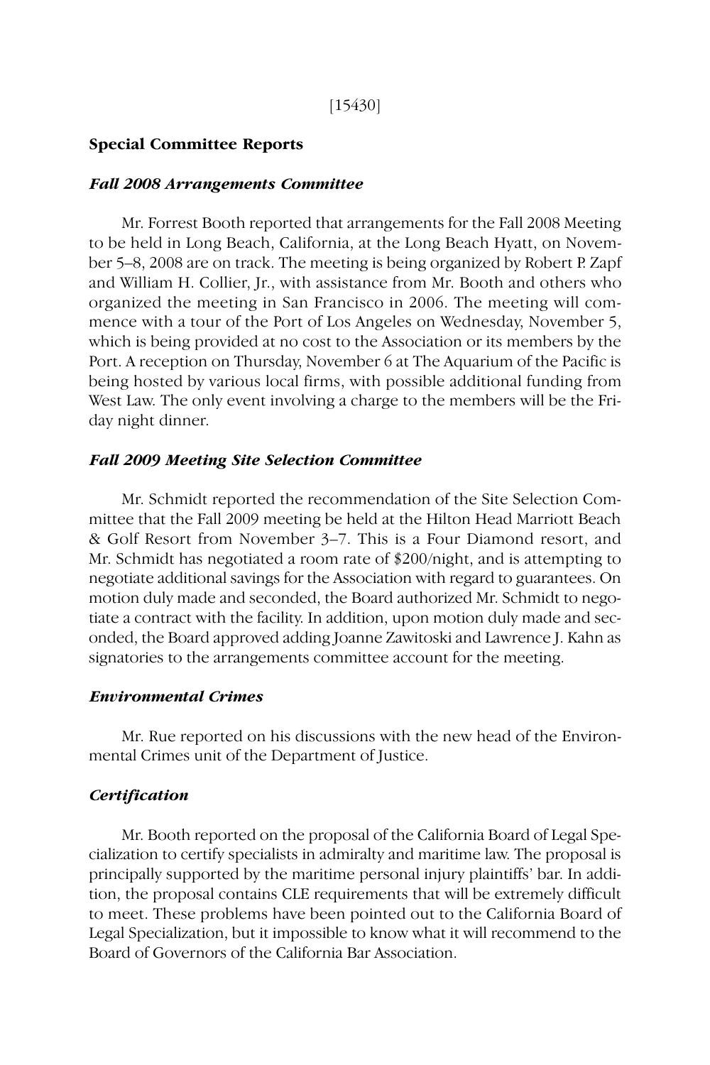[15430]

## Special Committee Reports

### *Fall 2008 Arrangements Committee*

Mr. Forrest Booth reported that arrangements for the Fall 2008 Meeting to be held in Long Beach, California, at the Long Beach Hyatt, on November 5–8, 2008 are on track. The meeting is being organized by Robert P. Zapf and William H. Collier, Jr., with assistance from Mr. Booth and others who organized the meeting in San Francisco in 2006. The meeting will commence with a tour of the Port of Los Angeles on Wednesday, November 5, which is being provided at no cost to the Association or its members by the Port. A reception on Thursday, November 6 at The Aquarium of the Pacific is being hosted by various local firms, with possible additional funding from West Law. The only event involving a charge to the members will be the Friday night dinner.

### *Fall 2009 Meeting Site Selection Committee*

Mr. Schmidt reported the recommendation of the Site Selection Committee that the Fall 2009 meeting be held at the Hilton Head Marriott Beach & Golf Resort from November 3–7. This is a Four Diamond resort, and Mr. Schmidt has negotiated a room rate of $200/night, and is attempting to negotiate additional savings for the Association with regard to guarantees. On motion duly made and seconded, the Board authorized Mr. Schmidt to negotiate a contract with the facility. In addition, upon motion duly made and seconded, the Board approved adding Joanne Zawitoski and Lawrence J. Kahn as signatories to the arrangements committee account for the meeting.

### *Environmental Crimes*

Mr. Rue reported on his discussions with the new head of the Environmental Crimes unit of the Department of Justice.

### *Certification*

Mr. Booth reported on the proposal of the California Board of Legal Specialization to certify specialists in admiralty and maritime law. The proposal is principally supported by the maritime personal injury plaintiffs' bar. In addition, the proposal contains CLE requirements that will be extremely difficult to meet. These problems have been pointed out to the California Board of Legal Specialization, but it impossible to know what it will recommend to the Board of Governors of the California Bar Association.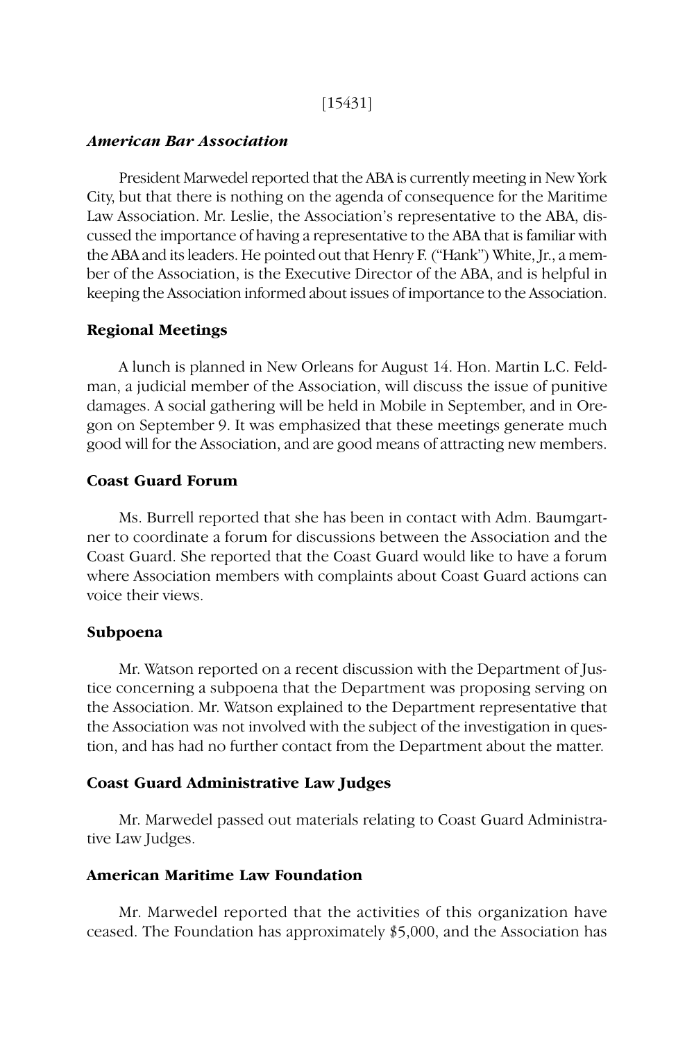[15431]

### *American Bar Association*

President Marwedel reported that the ABA is currently meeting in New York City, but that there is nothing on the agenda of consequence for the Maritime Law Association. Mr. Leslie, the Association's representative to the ABA, discussed the importance of having a representative to the ABA that is familiar with the ABA and its leaders. He pointed out that Henry F. ("Hank") White, Jr., a member of the Association, is the Executive Director of the ABA, and is helpful in keeping the Association informed about issues of importance to the Association.

### **Regional Meetings**

A lunch is planned in New Orleans for August 14. Hon. Martin L.C. Feldman, a judicial member of the Association, will discuss the issue of punitive damages. A social gathering will be held in Mobile in September, and in Oregon on September 9. It was emphasized that these meetings generate much good will for the Association, and are good means of attracting new members.

### **Coast Guard Forum**

Ms. Burrell reported that she has been in contact with Adm. Baumgartner to coordinate a forum for discussions between the Association and the Coast Guard. She reported that the Coast Guard would like to have a forum where Association members with complaints about Coast Guard actions can voice their views.

### **Subpoena**

Mr. Watson reported on a recent discussion with the Department of Justice concerning a subpoena that the Department was proposing serving on the Association. Mr. Watson explained to the Department representative that the Association was not involved with the subject of the investigation in question, and has had no further contact from the Department about the matter.

### **Coast Guard Administrative Law Judges**

Mr. Marwedel passed out materials relating to Coast Guard Administrative Law Judges.

### **American Maritime Law Foundation**

Mr. Marwedel reported that the activities of this organization have ceased. The Foundation has approximately $5,000, and the Association has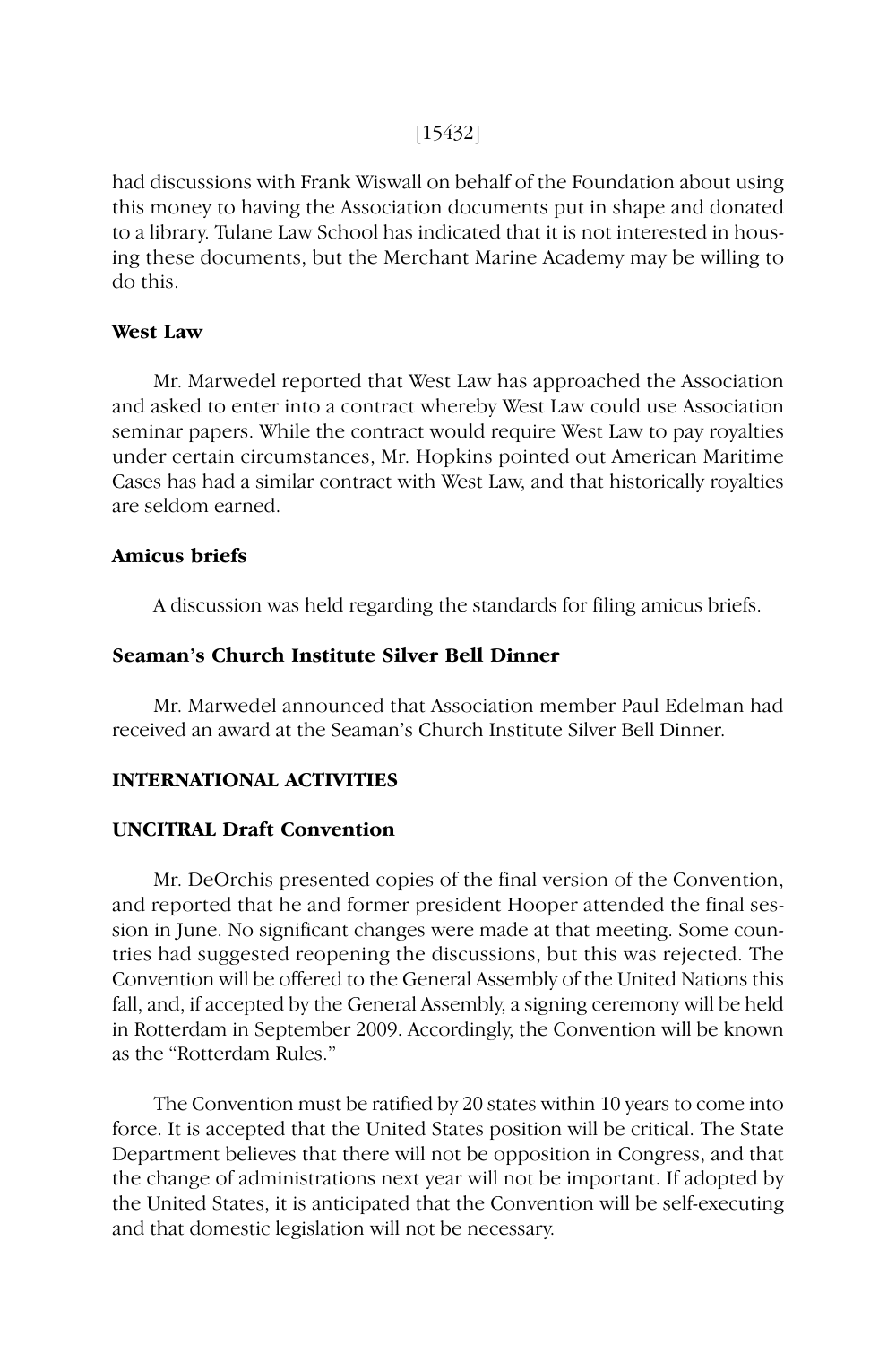had discussions with Frank Wiswall on behalf of the Foundation about using this money to having the Association documents put in shape and donated to a library. Tulane Law School has indicated that it is not interested in housing these documents, but the Merchant Marine Academy may be willing to do this.

**West Law**

Mr. Marwedel reported that West Law has approached the Association and asked to enter into a contract whereby West Law could use Association seminar papers. While the contract would require West Law to pay royalties under certain circumstances, Mr. Hopkins pointed out American Maritime Cases has had a similar contract with West Law, and that historically royalties are seldom earned.

**Amicus briefs**

A discussion was held regarding the standards for filing amicus briefs.

**Seaman's Church Institute Silver Bell Dinner**

Mr. Marwedel announced that Association member Paul Edelman had received an award at the Seaman's Church Institute Silver Bell Dinner.

**INTERNATIONAL ACTIVITIES**

**UNCITRAL Draft Convention**

Mr. DeOrchis presented copies of the final version of the Convention, and reported that he and former president Hooper attended the final session in June. No significant changes were made at that meeting. Some countries had suggested reopening the discussions, but this was rejected. The Convention will be offered to the General Assembly of the United Nations this fall, and, if accepted by the General Assembly, a signing ceremony will be held in Rotterdam in September 2009. Accordingly, the Convention will be known as the "Rotterdam Rules."

The Convention must be ratified by 20 states within 10 years to come into force. It is accepted that the United States position will be critical. The State Department believes that there will not be opposition in Congress, and that the change of administrations next year will not be important. If adopted by the United States, it is anticipated that the Convention will be self-executing and that domestic legislation will not be necessary.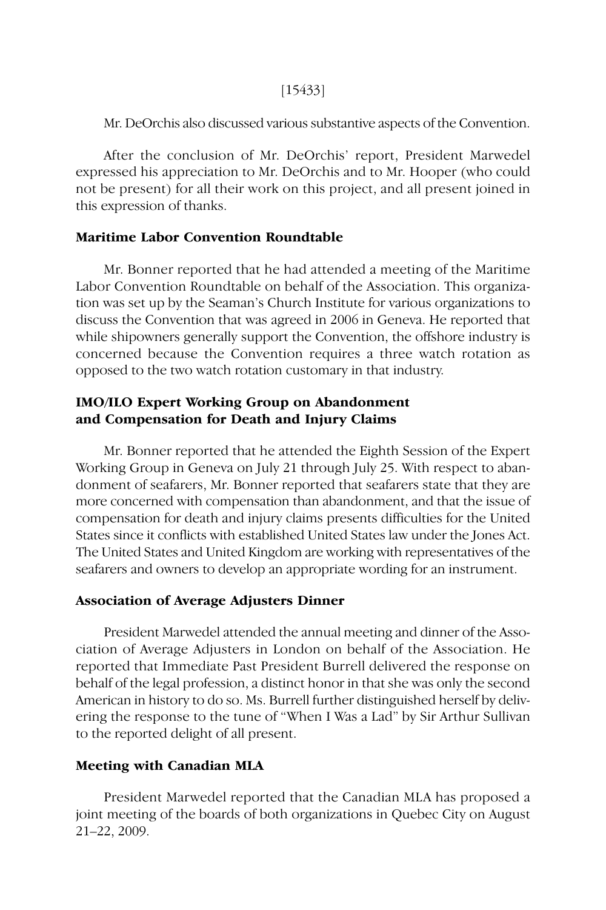Mr. DeOrchis also discussed various substantive aspects of the Convention.

After the conclusion of Mr. DeOrchis' report, President Marwedel expressed his appreciation to Mr. DeOrchis and to Mr. Hooper (who could not be present) for all their work on this project, and all present joined in this expression of thanks.

**Maritime Labor Convention Roundtable**

Mr. Bonner reported that he had attended a meeting of the Maritime Labor Convention Roundtable on behalf of the Association. This organization was set up by the Seaman's Church Institute for various organizations to discuss the Convention that was agreed in 2006 in Geneva. He reported that while shipowners generally support the Convention, the offshore industry is concerned because the Convention requires a three watch rotation as opposed to the two watch rotation customary in that industry.

**IMO/ILO Expert Working Group on Abandonment and Compensation for Death and Injury Claims**

Mr. Bonner reported that he attended the Eighth Session of the Expert Working Group in Geneva on July 21 through July 25. With respect to abandonment of seafarers, Mr. Bonner reported that seafarers state that they are more concerned with compensation than abandonment, and that the issue of compensation for death and injury claims presents difficulties for the United States since it conflicts with established United States law under the Jones Act. The United States and United Kingdom are working with representatives of the seafarers and owners to develop an appropriate wording for an instrument.

**Association of Average Adjusters Dinner**

President Marwedel attended the annual meeting and dinner of the Association of Average Adjusters in London on behalf of the Association. He reported that Immediate Past President Burrell delivered the response on behalf of the legal profession, a distinct honor in that she was only the second American in history to do so. Ms. Burrell further distinguished herself by delivering the response to the tune of "When I Was a Lad" by Sir Arthur Sullivan to the reported delight of all present.

**Meeting with Canadian MLA**

President Marwedel reported that the Canadian MLA has proposed a joint meeting of the boards of both organizations in Quebec City on August 21–22, 2009.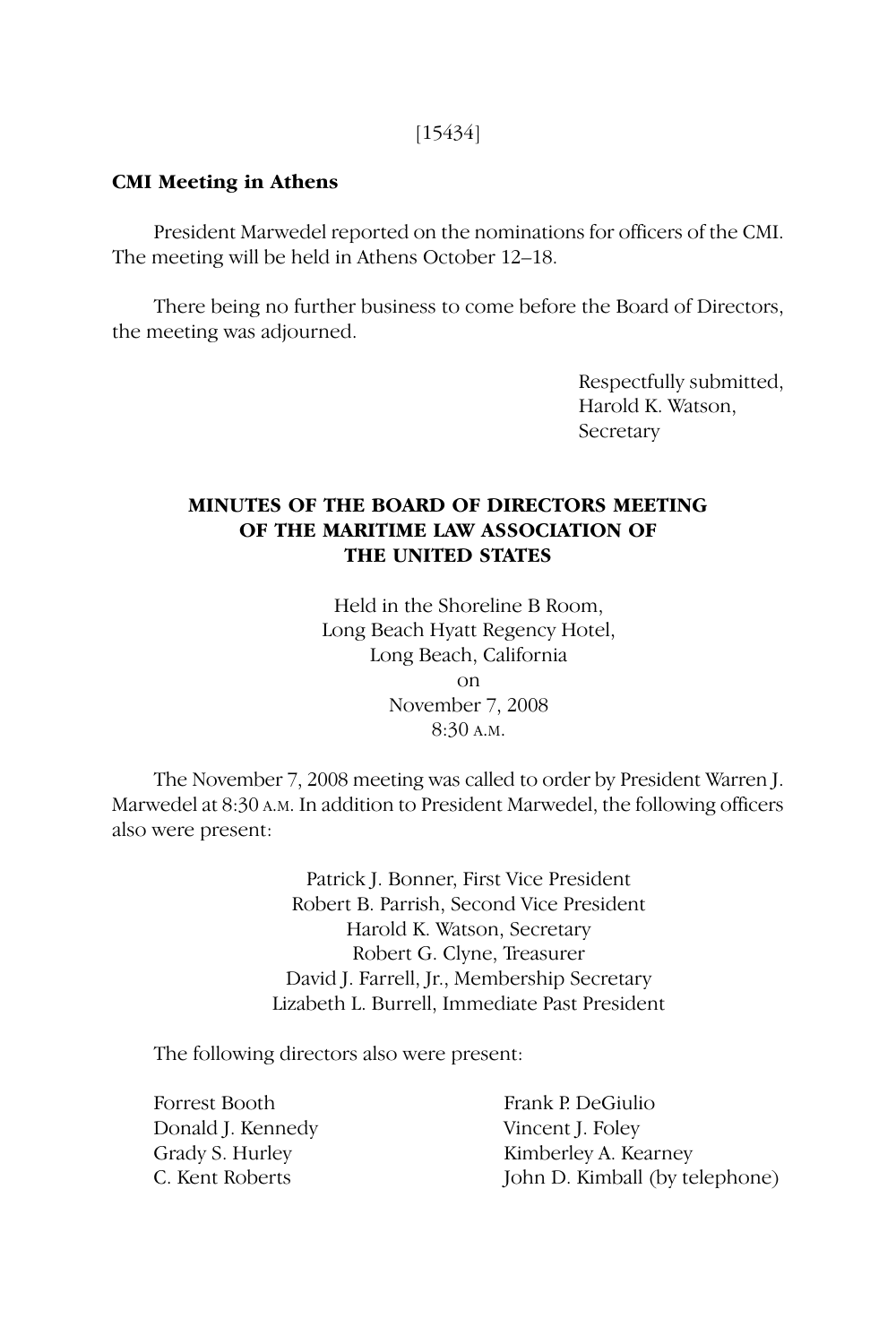[15434]

**CMI Meeting in Athens**

President Marwedel reported on the nominations for officers of the CMI. The meeting will be held in Athens October 12–18.

There being no further business to come before the Board of Directors, the meeting was adjourned.

Respectfully submitted,
Harold K. Watson,
Secretary

## MINUTES OF THE BOARD OF DIRECTORS MEETING OF THE MARITIME LAW ASSOCIATION OF THE UNITED STATES

Held in the Shoreline B Room,
Long Beach Hyatt Regency Hotel,
Long Beach, California
on
November 7, 2008
8:30 A.M.

The November 7, 2008 meeting was called to order by President Warren J. Marwedel at 8:30 A.M. In addition to President Marwedel, the following officers also were present:

Patrick J. Bonner, First Vice President
Robert B. Parrish, Second Vice President
Harold K. Watson, Secretary
Robert G. Clyne, Treasurer
David J. Farrell, Jr., Membership Secretary
Lizabeth L. Burrell, Immediate Past President

The following directors also were present:

Forrest Booth
Donald J. Kennedy
Grady S. Hurley
C. Kent Roberts
Frank P. DeGiulio
Vincent J. Foley
Kimberley A. Kearney
John D. Kimball (by telephone)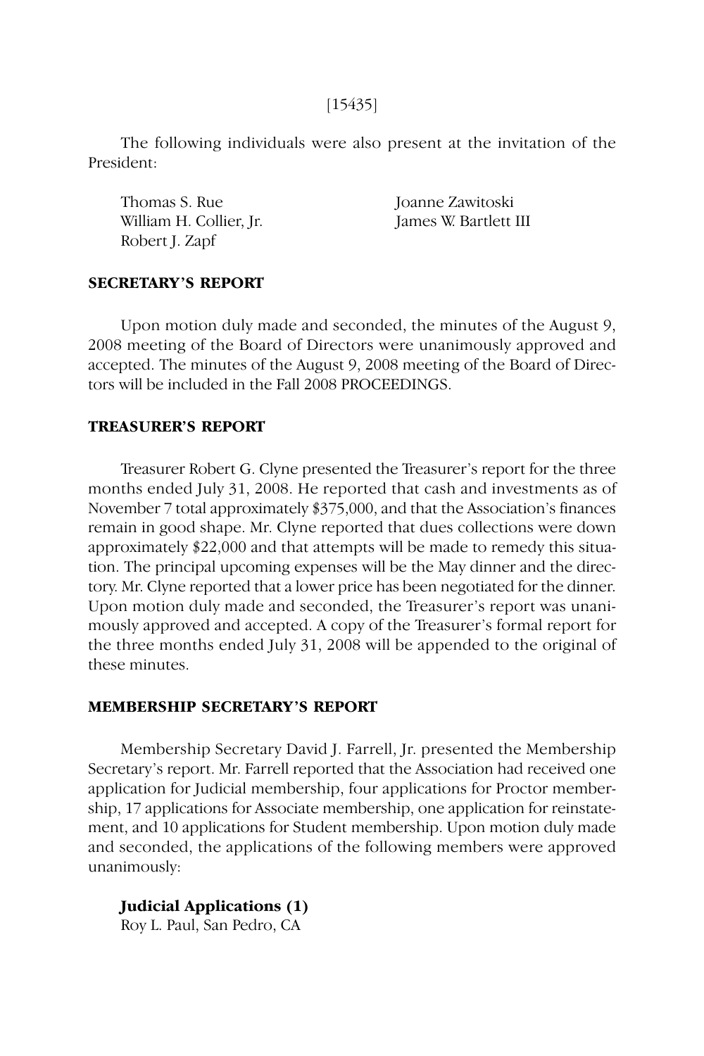[15435]

The following individuals were also present at the invitation of the President:

Thomas S. Rue
William H. Collier, Jr.
Robert J. Zapf
Joanne Zawitoski
James W. Bartlett III

### SECRETARY'S REPORT

Upon motion duly made and seconded, the minutes of the August 9, 2008 meeting of the Board of Directors were unanimously approved and accepted. The minutes of the August 9, 2008 meeting of the Board of Directors will be included in the Fall 2008 PROCEEDINGS.

### TREASURER'S REPORT

Treasurer Robert G. Clyne presented the Treasurer's report for the three months ended July 31, 2008. He reported that cash and investments as of November 7 total approximately $375,000, and that the Association's finances remain in good shape. Mr. Clyne reported that dues collections were down approximately $22,000 and that attempts will be made to remedy this situation. The principal upcoming expenses will be the May dinner and the directory. Mr. Clyne reported that a lower price has been negotiated for the dinner. Upon motion duly made and seconded, the Treasurer's report was unanimously approved and accepted. A copy of the Treasurer's formal report for the three months ended July 31, 2008 will be appended to the original of these minutes.

### MEMBERSHIP SECRETARY'S REPORT

Membership Secretary David J. Farrell, Jr. presented the Membership Secretary's report. Mr. Farrell reported that the Association had received one application for Judicial membership, four applications for Proctor membership, 17 applications for Associate membership, one application for reinstatement, and 10 applications for Student membership. Upon motion duly made and seconded, the applications of the following members were approved unanimously:

**Judicial Applications (1)**
Roy L. Paul, San Pedro, CA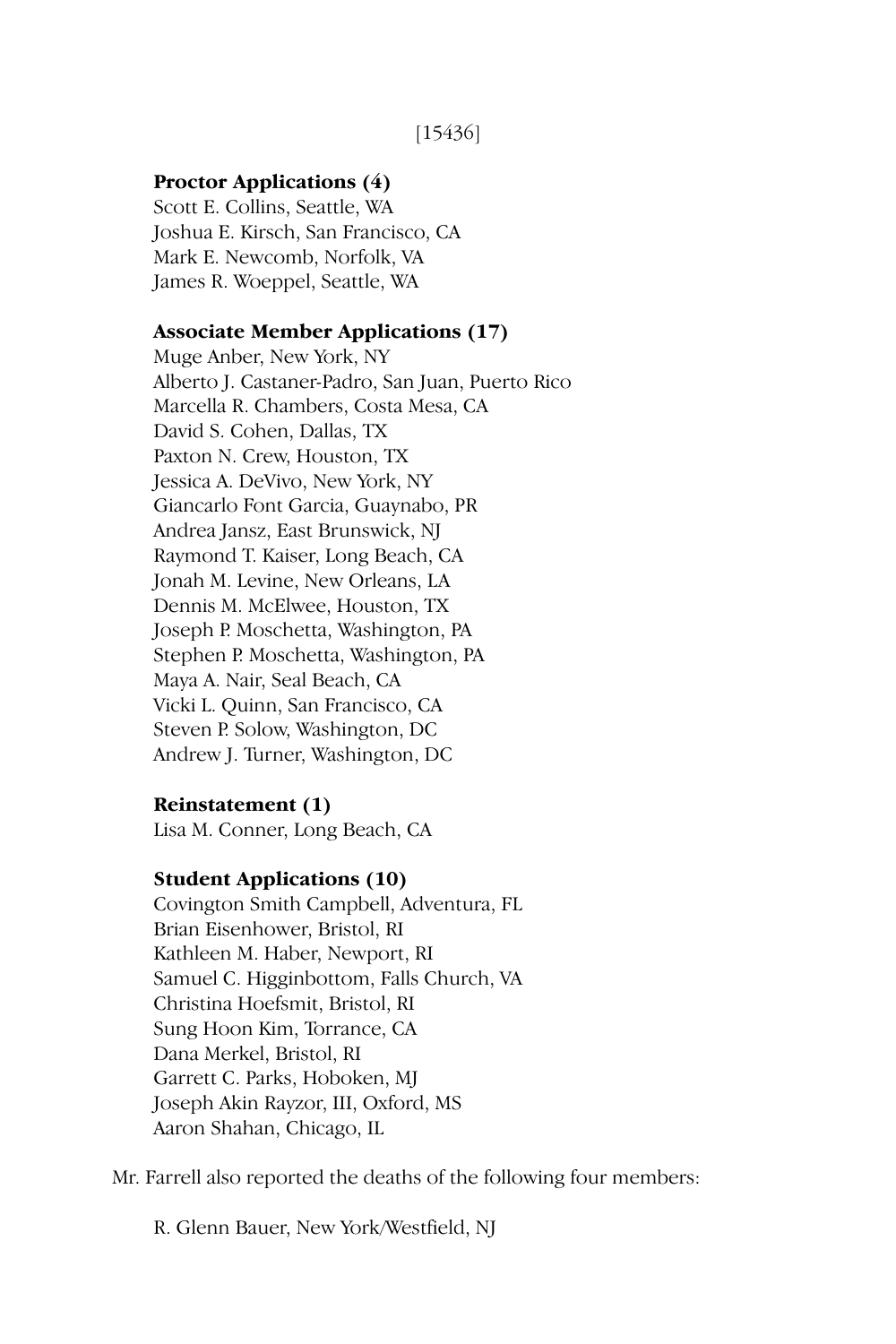[15436]

**Proctor Applications (4)**
Scott E. Collins, Seattle, WA
Joshua E. Kirsch, San Francisco, CA
Mark E. Newcomb, Norfolk, VA
James R. Woeppel, Seattle, WA

**Associate Member Applications (17)**
Muge Anber, New York, NY
Alberto J. Castaner-Padro, San Juan, Puerto Rico
Marcella R. Chambers, Costa Mesa, CA
David S. Cohen, Dallas, TX
Paxton N. Crew, Houston, TX
Jessica A. DeVivo, New York, NY
Giancarlo Font Garcia, Guaynabo, PR
Andrea Jansz, East Brunswick, NJ
Raymond T. Kaiser, Long Beach, CA
Jonah M. Levine, New Orleans, LA
Dennis M. McElwee, Houston, TX
Joseph P. Moschetta, Washington, PA
Stephen P. Moschetta, Washington, PA
Maya A. Nair, Seal Beach, CA
Vicki L. Quinn, San Francisco, CA
Steven P. Solow, Washington, DC
Andrew J. Turner, Washington, DC

**Reinstatement (1)**
Lisa M. Conner, Long Beach, CA

**Student Applications (10)**
Covington Smith Campbell, Adventura, FL
Brian Eisenhower, Bristol, RI
Kathleen M. Haber, Newport, RI
Samuel C. Higginbottom, Falls Church, VA
Christina Hoefsmit, Bristol, RI
Sung Hoon Kim, Torrance, CA
Dana Merkel, Bristol, RI
Garrett C. Parks, Hoboken, MJ
Joseph Akin Rayzor, III, Oxford, MS
Aaron Shahan, Chicago, IL

Mr. Farrell also reported the deaths of the following four members:

R. Glenn Bauer, New York/Westfield, NJ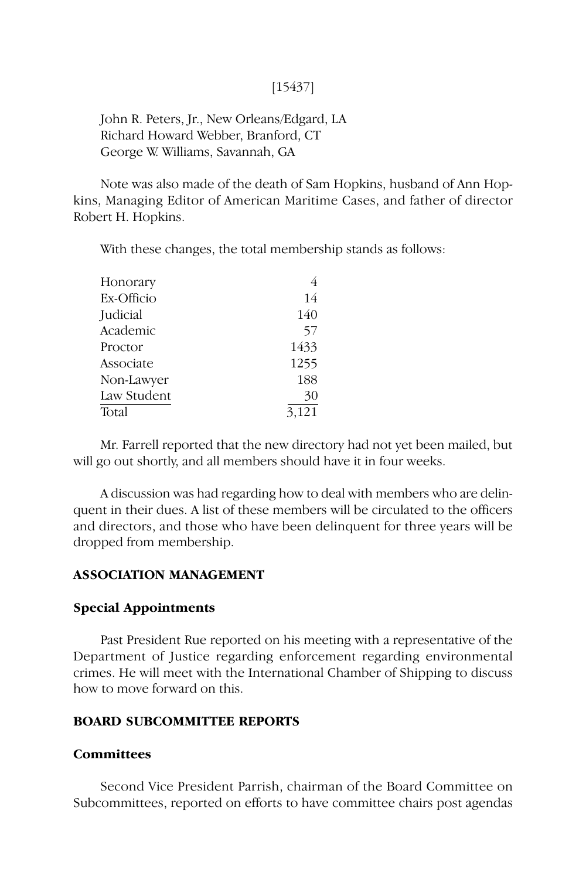[15437]

John R. Peters, Jr., New Orleans/Edgard, LA
Richard Howard Webber, Branford, CT
George W. Williams, Savannah, GA

Note was also made of the death of Sam Hopkins, husband of Ann Hopkins, Managing Editor of American Maritime Cases, and father of director Robert H. Hopkins.

With these changes, the total membership stands as follows:

| | |
|---|---|
| Honorary | 4 |
| Ex-Officio | 14 |
| Judicial | 140 |
| Academic | 57 |
| Proctor | 1433 |
| Associate | 1255 |
| Non-Lawyer | 188 |
| Law Student | 30 |
| Total | 3,121 |

Mr. Farrell reported that the new directory had not yet been mailed, but will go out shortly, and all members should have it in four weeks.

A discussion was had regarding how to deal with members who are delinquent in their dues. A list of these members will be circulated to the officers and directors, and those who have been delinquent for three years will be dropped from membership.

## ASSOCIATION MANAGEMENT

### Special Appointments

Past President Rue reported on his meeting with a representative of the Department of Justice regarding enforcement regarding environmental crimes. He will meet with the International Chamber of Shipping to discuss how to move forward on this.

## BOARD SUBCOMMITTEE REPORTS

### Committees

Second Vice President Parrish, chairman of the Board Committee on Subcommittees, reported on efforts to have committee chairs post agendas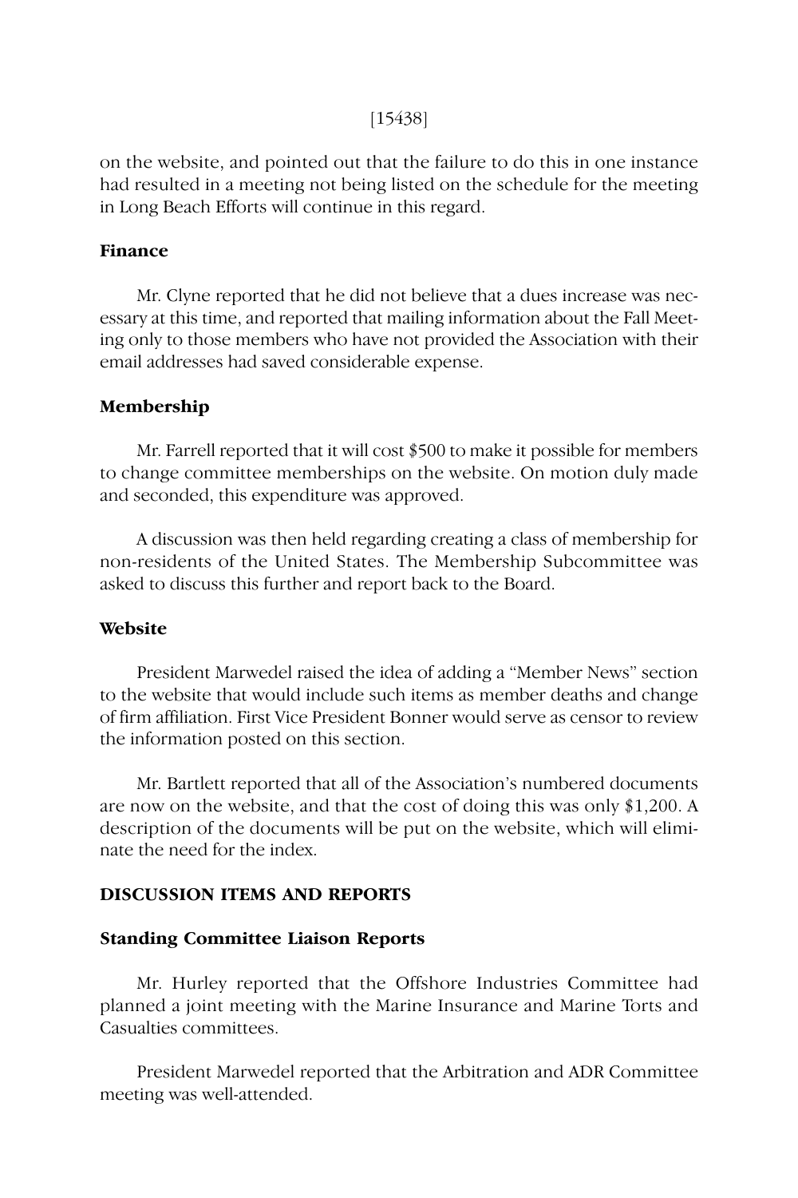on the website, and pointed out that the failure to do this in one instance had resulted in a meeting not being listed on the schedule for the meeting in Long Beach Efforts will continue in this regard.

### Finance

Mr. Clyne reported that he did not believe that a dues increase was necessary at this time, and reported that mailing information about the Fall Meeting only to those members who have not provided the Association with their email addresses had saved considerable expense.

### Membership

Mr. Farrell reported that it will cost $500 to make it possible for members to change committee memberships on the website. On motion duly made and seconded, this expenditure was approved.

A discussion was then held regarding creating a class of membership for non-residents of the United States. The Membership Subcommittee was asked to discuss this further and report back to the Board.

### Website

President Marwedel raised the idea of adding a "Member News" section to the website that would include such items as member deaths and change of firm affiliation. First Vice President Bonner would serve as censor to review the information posted on this section.

Mr. Bartlett reported that all of the Association's numbered documents are now on the website, and that the cost of doing this was only $1,200. A description of the documents will be put on the website, which will eliminate the need for the index.

## DISCUSSION ITEMS AND REPORTS

### Standing Committee Liaison Reports

Mr. Hurley reported that the Offshore Industries Committee had planned a joint meeting with the Marine Insurance and Marine Torts and Casualties committees.

President Marwedel reported that the Arbitration and ADR Committee meeting was well-attended.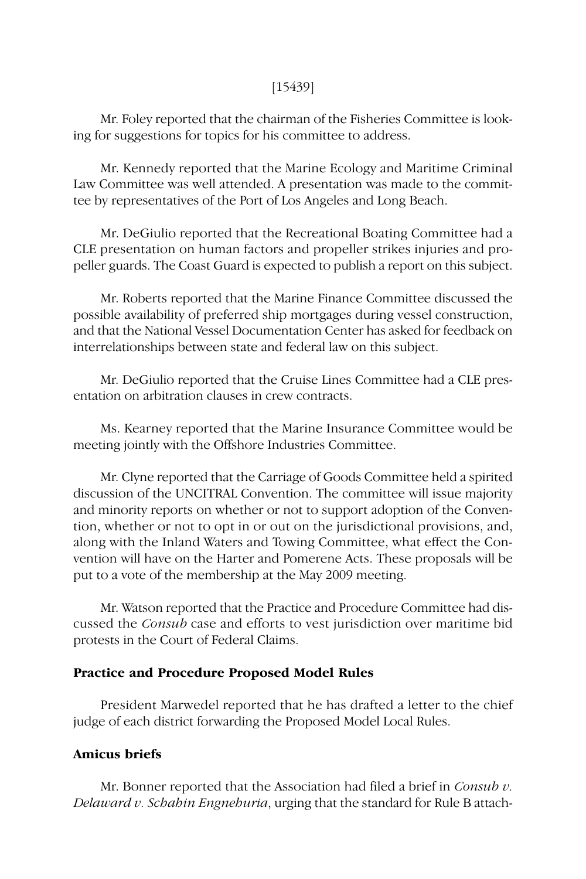[15439]

Mr. Foley reported that the chairman of the Fisheries Committee is looking for suggestions for topics for his committee to address.

Mr. Kennedy reported that the Marine Ecology and Maritime Criminal Law Committee was well attended. A presentation was made to the committee by representatives of the Port of Los Angeles and Long Beach.

Mr. DeGiulio reported that the Recreational Boating Committee had a CLE presentation on human factors and propeller strikes injuries and propeller guards. The Coast Guard is expected to publish a report on this subject.

Mr. Roberts reported that the Marine Finance Committee discussed the possible availability of preferred ship mortgages during vessel construction, and that the National Vessel Documentation Center has asked for feedback on interrelationships between state and federal law on this subject.

Mr. DeGiulio reported that the Cruise Lines Committee had a CLE presentation on arbitration clauses in crew contracts.

Ms. Kearney reported that the Marine Insurance Committee would be meeting jointly with the Offshore Industries Committee.

Mr. Clyne reported that the Carriage of Goods Committee held a spirited discussion of the UNCITRAL Convention. The committee will issue majority and minority reports on whether or not to support adoption of the Convention, whether or not to opt in or out on the jurisdictional provisions, and, along with the Inland Waters and Towing Committee, what effect the Convention will have on the Harter and Pomerene Acts. These proposals will be put to a vote of the membership at the May 2009 meeting.

Mr. Watson reported that the Practice and Procedure Committee had discussed the *Consub* case and efforts to vest jurisdiction over maritime bid protests in the Court of Federal Claims.

**Practice and Procedure Proposed Model Rules**

President Marwedel reported that he has drafted a letter to the chief judge of each district forwarding the Proposed Model Local Rules.

**Amicus briefs**

Mr. Bonner reported that the Association had filed a brief in *Consub v. Delaward v. Schahin Engnehuria*, urging that the standard for Rule B attach-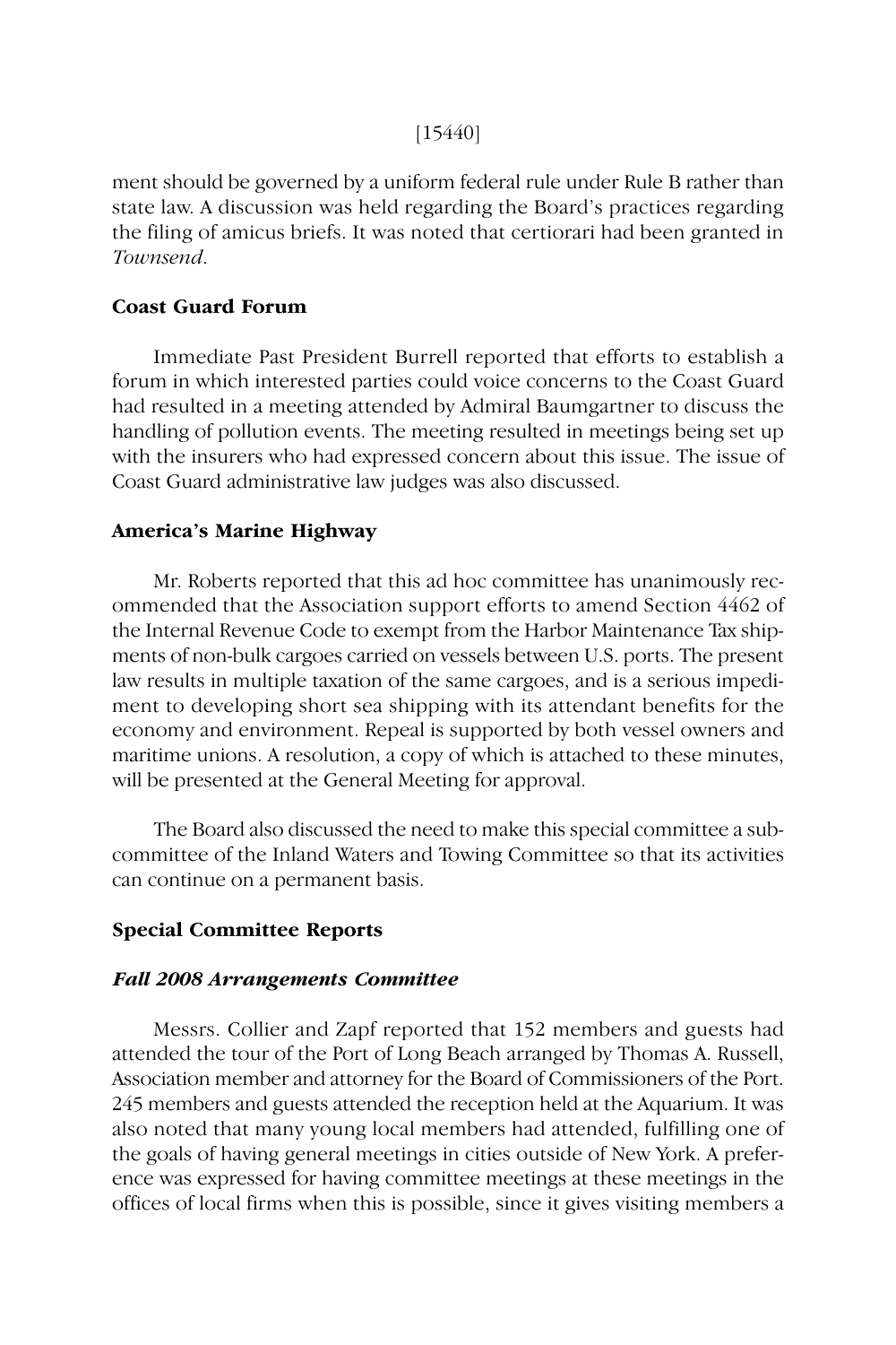ment should be governed by a uniform federal rule under Rule B rather than state law. A discussion was held regarding the Board's practices regarding the filing of amicus briefs. It was noted that certiorari had been granted in *Townsend*.

### Coast Guard Forum

Immediate Past President Burrell reported that efforts to establish a forum in which interested parties could voice concerns to the Coast Guard had resulted in a meeting attended by Admiral Baumgartner to discuss the handling of pollution events. The meeting resulted in meetings being set up with the insurers who had expressed concern about this issue. The issue of Coast Guard administrative law judges was also discussed.

### America's Marine Highway

Mr. Roberts reported that this ad hoc committee has unanimously recommended that the Association support efforts to amend Section 4462 of the Internal Revenue Code to exempt from the Harbor Maintenance Tax shipments of non-bulk cargoes carried on vessels between U.S. ports. The present law results in multiple taxation of the same cargoes, and is a serious impediment to developing short sea shipping with its attendant benefits for the economy and environment. Repeal is supported by both vessel owners and maritime unions. A resolution, a copy of which is attached to these minutes, will be presented at the General Meeting for approval.

The Board also discussed the need to make this special committee a subcommittee of the Inland Waters and Towing Committee so that its activities can continue on a permanent basis.

### Special Committee Reports

#### *Fall 2008 Arrangements Committee*

Messrs. Collier and Zapf reported that 152 members and guests had attended the tour of the Port of Long Beach arranged by Thomas A. Russell, Association member and attorney for the Board of Commissioners of the Port. 245 members and guests attended the reception held at the Aquarium. It was also noted that many young local members had attended, fulfilling one of the goals of having general meetings in cities outside of New York. A preference was expressed for having committee meetings at these meetings in the offices of local firms when this is possible, since it gives visiting members a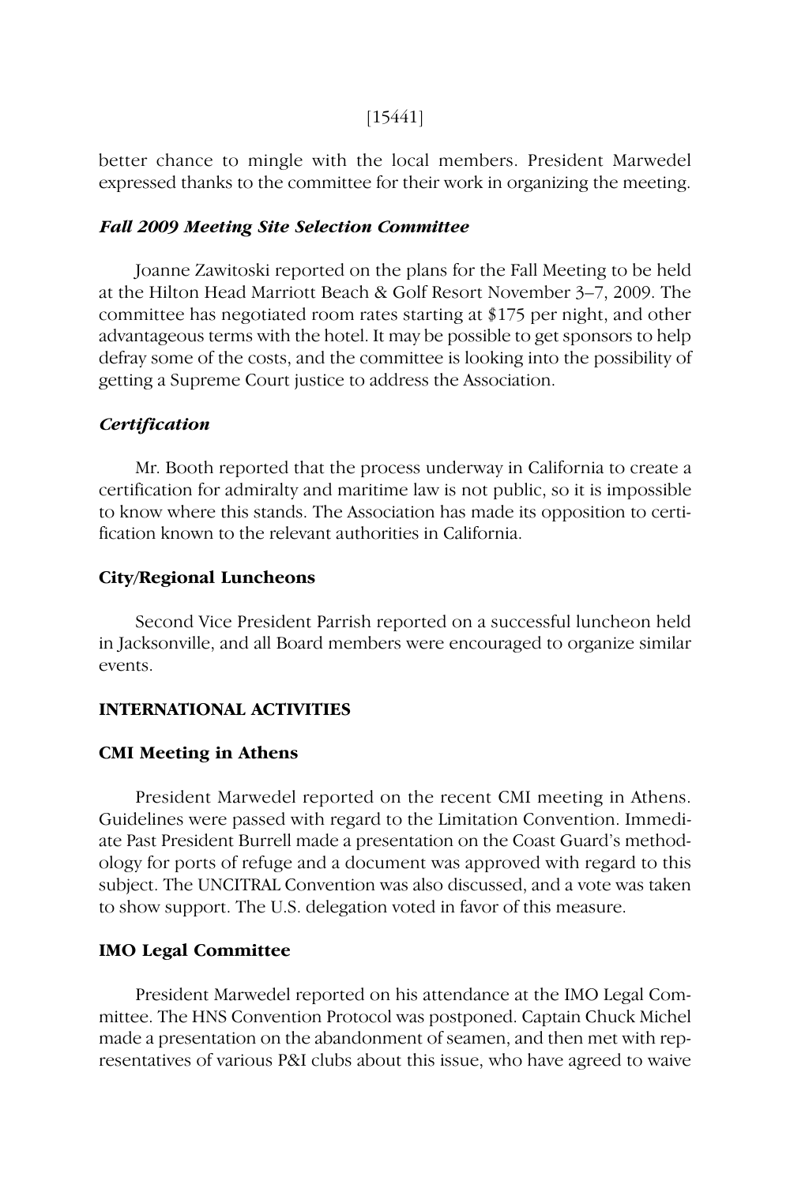better chance to mingle with the local members. President Marwedel expressed thanks to the committee for their work in organizing the meeting.

### *Fall 2009 Meeting Site Selection Committee*

Joanne Zawitoski reported on the plans for the Fall Meeting to be held at the Hilton Head Marriott Beach & Golf Resort November 3–7, 2009. The committee has negotiated room rates starting at $175 per night, and other advantageous terms with the hotel. It may be possible to get sponsors to help defray some of the costs, and the committee is looking into the possibility of getting a Supreme Court justice to address the Association.

### *Certification*

Mr. Booth reported that the process underway in California to create a certification for admiralty and maritime law is not public, so it is impossible to know where this stands. The Association has made its opposition to certification known to the relevant authorities in California.

### City/Regional Luncheons

Second Vice President Parrish reported on a successful luncheon held in Jacksonville, and all Board members were encouraged to organize similar events.

## INTERNATIONAL ACTIVITIES

### CMI Meeting in Athens

President Marwedel reported on the recent CMI meeting in Athens. Guidelines were passed with regard to the Limitation Convention. Immediate Past President Burrell made a presentation on the Coast Guard's methodology for ports of refuge and a document was approved with regard to this subject. The UNCITRAL Convention was also discussed, and a vote was taken to show support. The U.S. delegation voted in favor of this measure.

### IMO Legal Committee

President Marwedel reported on his attendance at the IMO Legal Committee. The HNS Convention Protocol was postponed. Captain Chuck Michel made a presentation on the abandonment of seamen, and then met with representatives of various P&I clubs about this issue, who have agreed to waive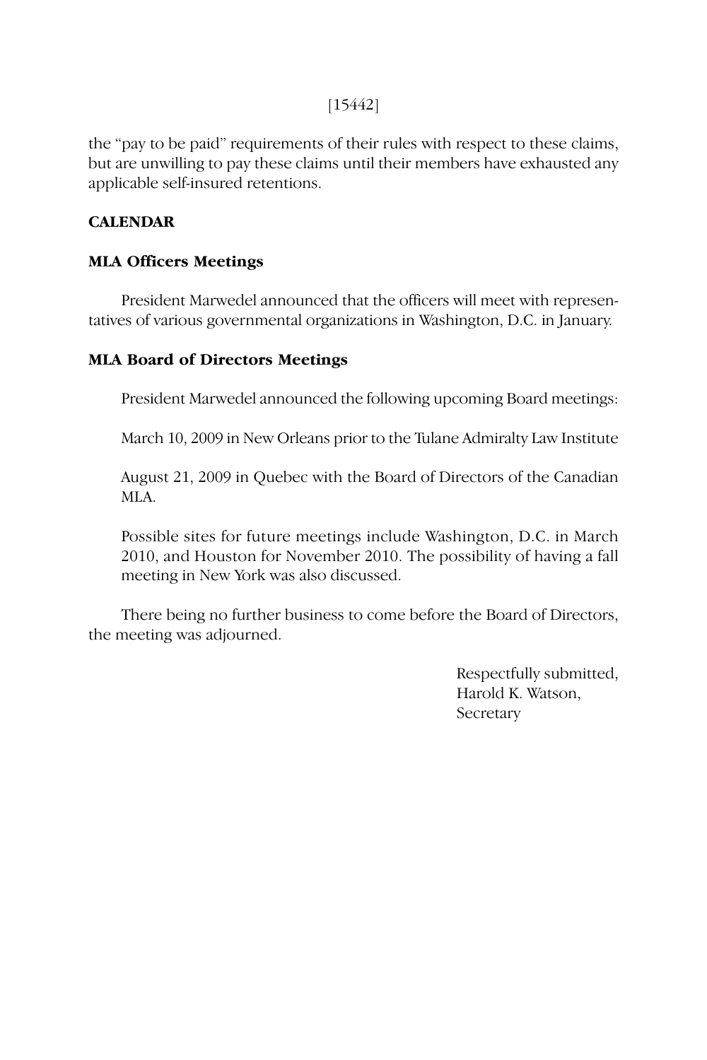the "pay to be paid" requirements of their rules with respect to these claims, but are unwilling to pay these claims until their members have exhausted any applicable self-insured retentions.

**CALENDAR**

**MLA Officers Meetings**

President Marwedel announced that the officers will meet with representatives of various governmental organizations in Washington, D.C. in January.

**MLA Board of Directors Meetings**

President Marwedel announced the following upcoming Board meetings:

March 10, 2009 in New Orleans prior to the Tulane Admiralty Law Institute

August 21, 2009 in Quebec with the Board of Directors of the Canadian MLA.

Possible sites for future meetings include Washington, D.C. in March 2010, and Houston for November 2010. The possibility of having a fall meeting in New York was also discussed.

There being no further business to come before the Board of Directors, the meeting was adjourned.

Respectfully submitted,
Harold K. Watson,
Secretary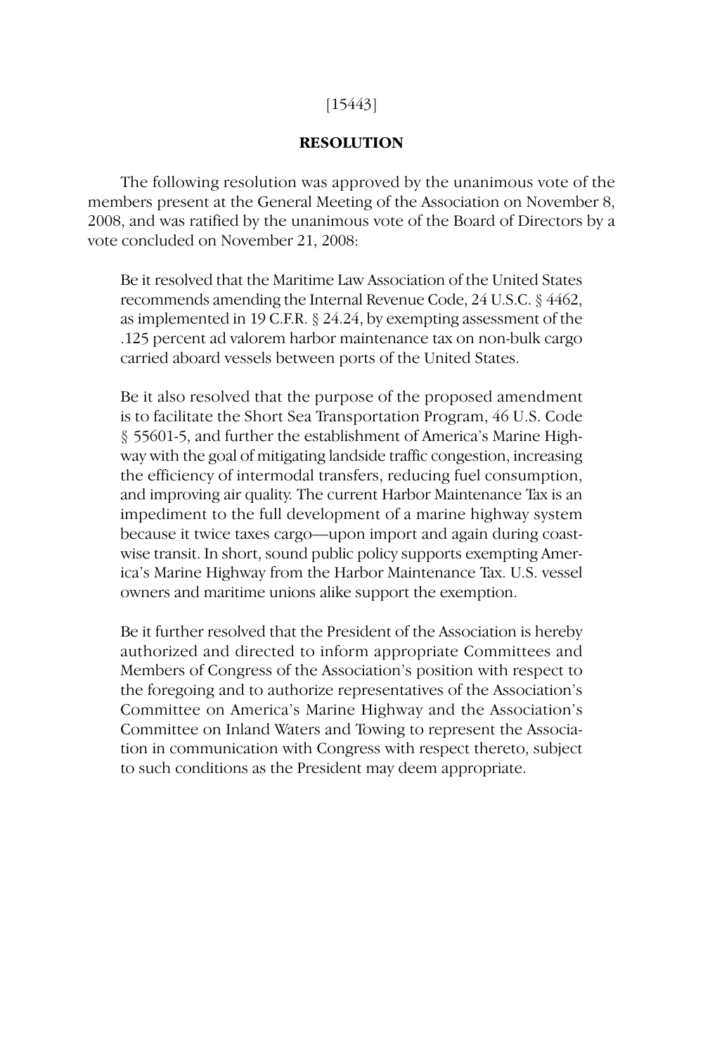[15443]

**RESOLUTION**

The following resolution was approved by the unanimous vote of the members present at the General Meeting of the Association on November 8, 2008, and was ratified by the unanimous vote of the Board of Directors by a vote concluded on November 21, 2008:

> Be it resolved that the Maritime Law Association of the United States recommends amending the Internal Revenue Code, 24 U.S.C. § 4462, as implemented in 19 C.F.R. § 24.24, by exempting assessment of the .125 percent ad valorem harbor maintenance tax on non-bulk cargo carried aboard vessels between ports of the United States.
>
> Be it also resolved that the purpose of the proposed amendment is to facilitate the Short Sea Transportation Program, 46 U.S. Code § 55601-5, and further the establishment of America's Marine Highway with the goal of mitigating landside traffic congestion, increasing the efficiency of intermodal transfers, reducing fuel consumption, and improving air quality. The current Harbor Maintenance Tax is an impediment to the full development of a marine highway system because it twice taxes cargo—upon import and again during coastwise transit. In short, sound public policy supports exempting America's Marine Highway from the Harbor Maintenance Tax. U.S. vessel owners and maritime unions alike support the exemption.
>
> Be it further resolved that the President of the Association is hereby authorized and directed to inform appropriate Committees and Members of Congress of the Association's position with respect to the foregoing and to authorize representatives of the Association's Committee on America's Marine Highway and the Association's Committee on Inland Waters and Towing to represent the Association in communication with Congress with respect thereto, subject to such conditions as the President may deem appropriate.